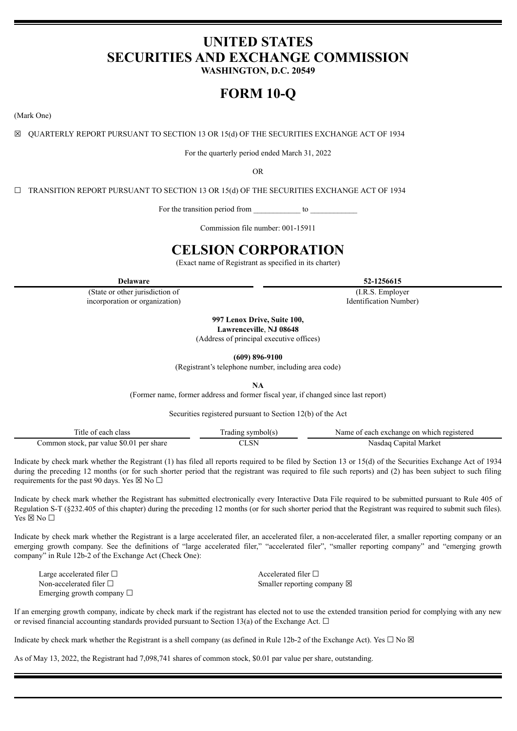# UNITED STATES
# SECURITIES AND EXCHANGE COMMISSION
**WASHINGTON, D.C. 20549**

# FORM 10-Q

(Mark One)

☒ QUARTERLY REPORT PURSUANT TO SECTION 13 OR 15(d) OF THE SECURITIES EXCHANGE ACT OF 1934

For the quarterly period ended March 31, 2022

OR

☐ TRANSITION REPORT PURSUANT TO SECTION 13 OR 15(d) OF THE SECURITIES EXCHANGE ACT OF 1934

For the transition period from ____________ to ____________

Commission file number: 001-15911

# CELSION CORPORATION

(Exact name of Registrant as specified in its charter)

| **Delaware** | **52-1256615** |
|---|---|
| (State or other jurisdiction of incorporation or organization) | (I.R.S. Employer Identification Number) |

**997 Lenox Drive, Suite 100,**
**Lawrenceville**, **NJ 08648**
(Address of principal executive offices)

**(609) 896-9100**
(Registrant's telephone number, including area code)

**NA**
(Former name, former address and former fiscal year, if changed since last report)

Securities registered pursuant to Section 12(b) of the Act

| Title of each class | Trading symbol(s) | Name of each exchange on which registered |
|---|---|---|
| Common stock, par value $0.01 per share | CLSN | Nasdaq Capital Market |

Indicate by check mark whether the Registrant (1) has filed all reports required to be filed by Section 13 or 15(d) of the Securities Exchange Act of 1934 during the preceding 12 months (or for such shorter period that the registrant was required to file such reports) and (2) has been subject to such filing requirements for the past 90 days. Yes ☒ No ☐

Indicate by check mark whether the Registrant has submitted electronically every Interactive Data File required to be submitted pursuant to Rule 405 of Regulation S-T (§232.405 of this chapter) during the preceding 12 months (or for such shorter period that the Registrant was required to submit such files). Yes ☒ No ☐

Indicate by check mark whether the Registrant is a large accelerated filer, an accelerated filer, a non-accelerated filer, a smaller reporting company or an emerging growth company. See the definitions of "large accelerated filer," "accelerated filer", "smaller reporting company" and "emerging growth company" in Rule 12b-2 of the Exchange Act (Check One):

| | |
|---|---|
| Large accelerated filer ☐ | Accelerated filer ☐ |
| Non-accelerated filer ☐ | Smaller reporting company ☒ |
| Emerging growth company ☐ | |

If an emerging growth company, indicate by check mark if the registrant has elected not to use the extended transition period for complying with any new or revised financial accounting standards provided pursuant to Section 13(a) of the Exchange Act. ☐

Indicate by check mark whether the Registrant is a shell company (as defined in Rule 12b-2 of the Exchange Act). Yes ☐ No ☒

As of May 13, 2022, the Registrant had 7,098,741 shares of common stock, $0.01 par value per share, outstanding.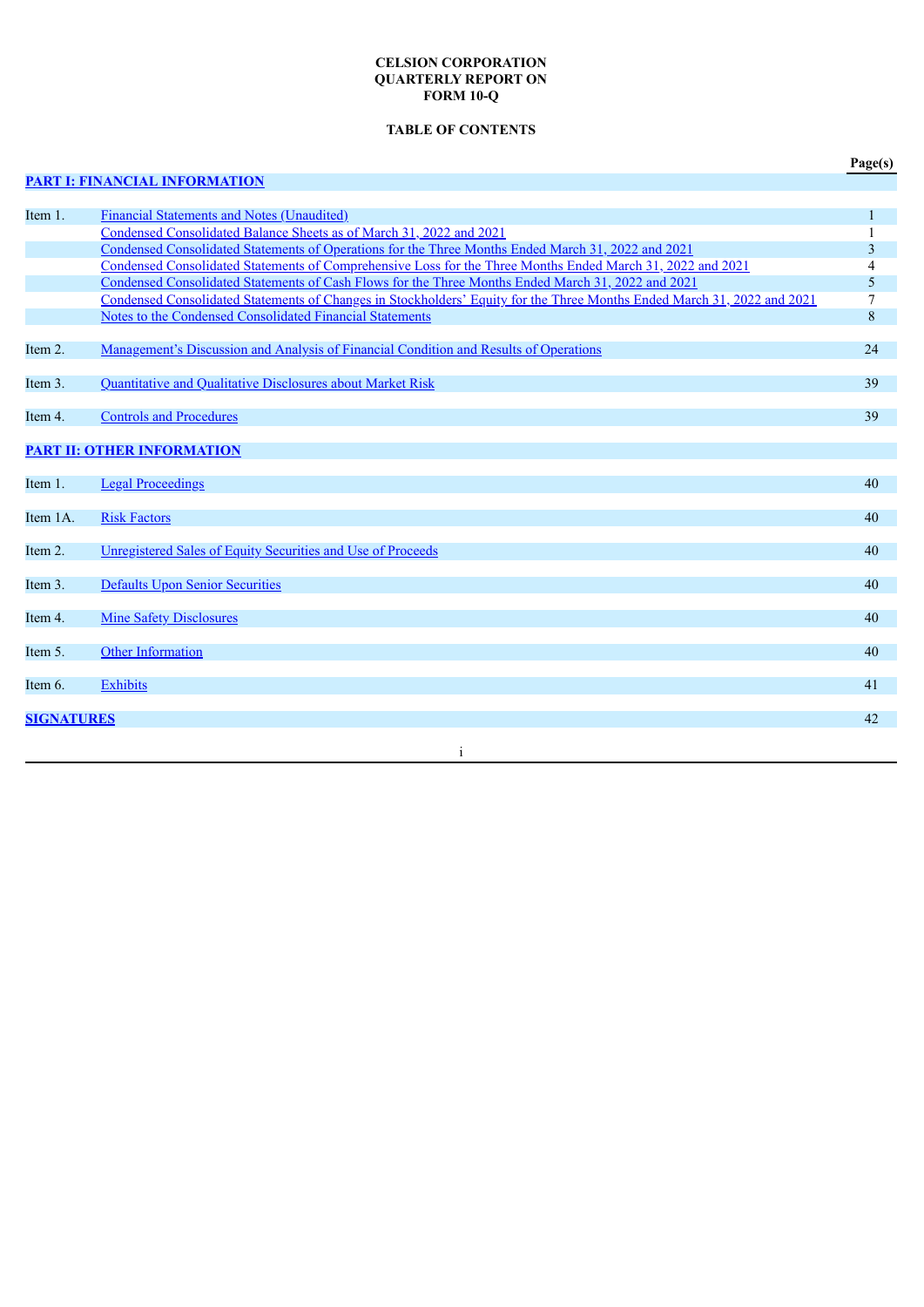**CELSION CORPORATION**
**QUARTERLY REPORT ON**
**FORM 10-Q**

**TABLE OF CONTENTS**

| | | Page(s) |
|---|---|---|
| **PART I: FINANCIAL INFORMATION** | | |
| Item 1. | Financial Statements and Notes (Unaudited) | 1 |
| | Condensed Consolidated Balance Sheets as of March 31, 2022 and 2021 | 1 |
| | Condensed Consolidated Statements of Operations for the Three Months Ended March 31, 2022 and 2021 | 3 |
| | Condensed Consolidated Statements of Comprehensive Loss for the Three Months Ended March 31, 2022 and 2021 | 4 |
| | Condensed Consolidated Statements of Cash Flows for the Three Months Ended March 31, 2022 and 2021 | 5 |
| | Condensed Consolidated Statements of Changes in Stockholders' Equity for the Three Months Ended March 31, 2022 and 2021 | 7 |
| | Notes to the Condensed Consolidated Financial Statements | 8 |
| Item 2. | Management's Discussion and Analysis of Financial Condition and Results of Operations | 24 |
| Item 3. | Quantitative and Qualitative Disclosures about Market Risk | 39 |
| Item 4. | Controls and Procedures | 39 |
| **PART II: OTHER INFORMATION** | | |
| Item 1. | Legal Proceedings | 40 |
| Item 1A. | Risk Factors | 40 |
| Item 2. | Unregistered Sales of Equity Securities and Use of Proceeds | 40 |
| Item 3. | Defaults Upon Senior Securities | 40 |
| Item 4. | Mine Safety Disclosures | 40 |
| Item 5. | Other Information | 40 |
| Item 6. | Exhibits | 41 |
| **SIGNATURES** | | 42 |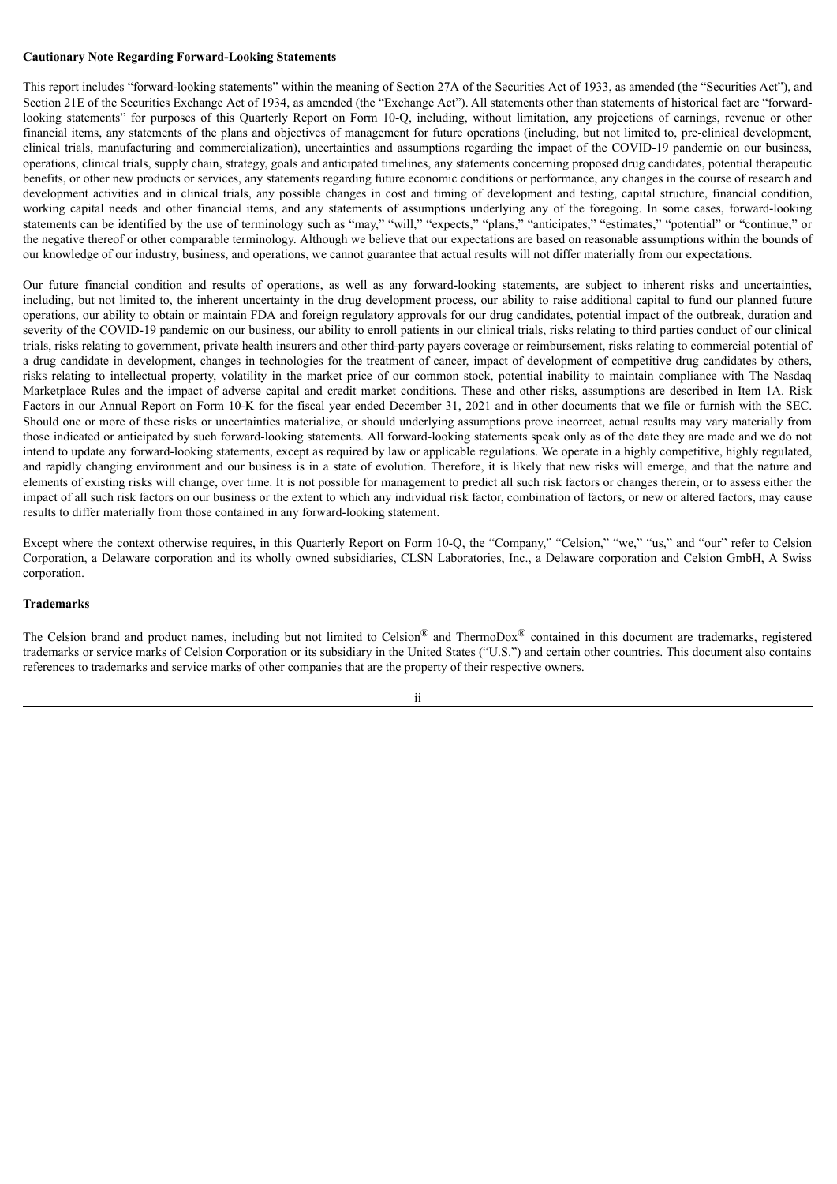**Cautionary Note Regarding Forward-Looking Statements**

This report includes "forward-looking statements" within the meaning of Section 27A of the Securities Act of 1933, as amended (the "Securities Act"), and Section 21E of the Securities Exchange Act of 1934, as amended (the "Exchange Act"). All statements other than statements of historical fact are "forward-looking statements" for purposes of this Quarterly Report on Form 10-Q, including, without limitation, any projections of earnings, revenue or other financial items, any statements of the plans and objectives of management for future operations (including, but not limited to, pre-clinical development, clinical trials, manufacturing and commercialization), uncertainties and assumptions regarding the impact of the COVID-19 pandemic on our business, operations, clinical trials, supply chain, strategy, goals and anticipated timelines, any statements concerning proposed drug candidates, potential therapeutic benefits, or other new products or services, any statements regarding future economic conditions or performance, any changes in the course of research and development activities and in clinical trials, any possible changes in cost and timing of development and testing, capital structure, financial condition, working capital needs and other financial items, and any statements of assumptions underlying any of the foregoing. In some cases, forward-looking statements can be identified by the use of terminology such as "may," "will," "expects," "plans," "anticipates," "estimates," "potential" or "continue," or the negative thereof or other comparable terminology. Although we believe that our expectations are based on reasonable assumptions within the bounds of our knowledge of our industry, business, and operations, we cannot guarantee that actual results will not differ materially from our expectations.

Our future financial condition and results of operations, as well as any forward-looking statements, are subject to inherent risks and uncertainties, including, but not limited to, the inherent uncertainty in the drug development process, our ability to raise additional capital to fund our planned future operations, our ability to obtain or maintain FDA and foreign regulatory approvals for our drug candidates, potential impact of the outbreak, duration and severity of the COVID-19 pandemic on our business, our ability to enroll patients in our clinical trials, risks relating to third parties conduct of our clinical trials, risks relating to government, private health insurers and other third-party payers coverage or reimbursement, risks relating to commercial potential of a drug candidate in development, changes in technologies for the treatment of cancer, impact of development of competitive drug candidates by others, risks relating to intellectual property, volatility in the market price of our common stock, potential inability to maintain compliance with The Nasdaq Marketplace Rules and the impact of adverse capital and credit market conditions. These and other risks, assumptions are described in Item 1A. Risk Factors in our Annual Report on Form 10-K for the fiscal year ended December 31, 2021 and in other documents that we file or furnish with the SEC. Should one or more of these risks or uncertainties materialize, or should underlying assumptions prove incorrect, actual results may vary materially from those indicated or anticipated by such forward-looking statements. All forward-looking statements speak only as of the date they are made and we do not intend to update any forward-looking statements, except as required by law or applicable regulations. We operate in a highly competitive, highly regulated, and rapidly changing environment and our business is in a state of evolution. Therefore, it is likely that new risks will emerge, and that the nature and elements of existing risks will change, over time. It is not possible for management to predict all such risk factors or changes therein, or to assess either the impact of all such risk factors on our business or the extent to which any individual risk factor, combination of factors, or new or altered factors, may cause results to differ materially from those contained in any forward-looking statement.

Except where the context otherwise requires, in this Quarterly Report on Form 10-Q, the "Company," "Celsion," "we," "us," and "our" refer to Celsion Corporation, a Delaware corporation and its wholly owned subsidiaries, CLSN Laboratories, Inc., a Delaware corporation and Celsion GmbH, A Swiss corporation.

**Trademarks**

The Celsion brand and product names, including but not limited to Celsion® and ThermoDox® contained in this document are trademarks, registered trademarks or service marks of Celsion Corporation or its subsidiary in the United States ("U.S.") and certain other countries. This document also contains references to trademarks and service marks of other companies that are the property of their respective owners.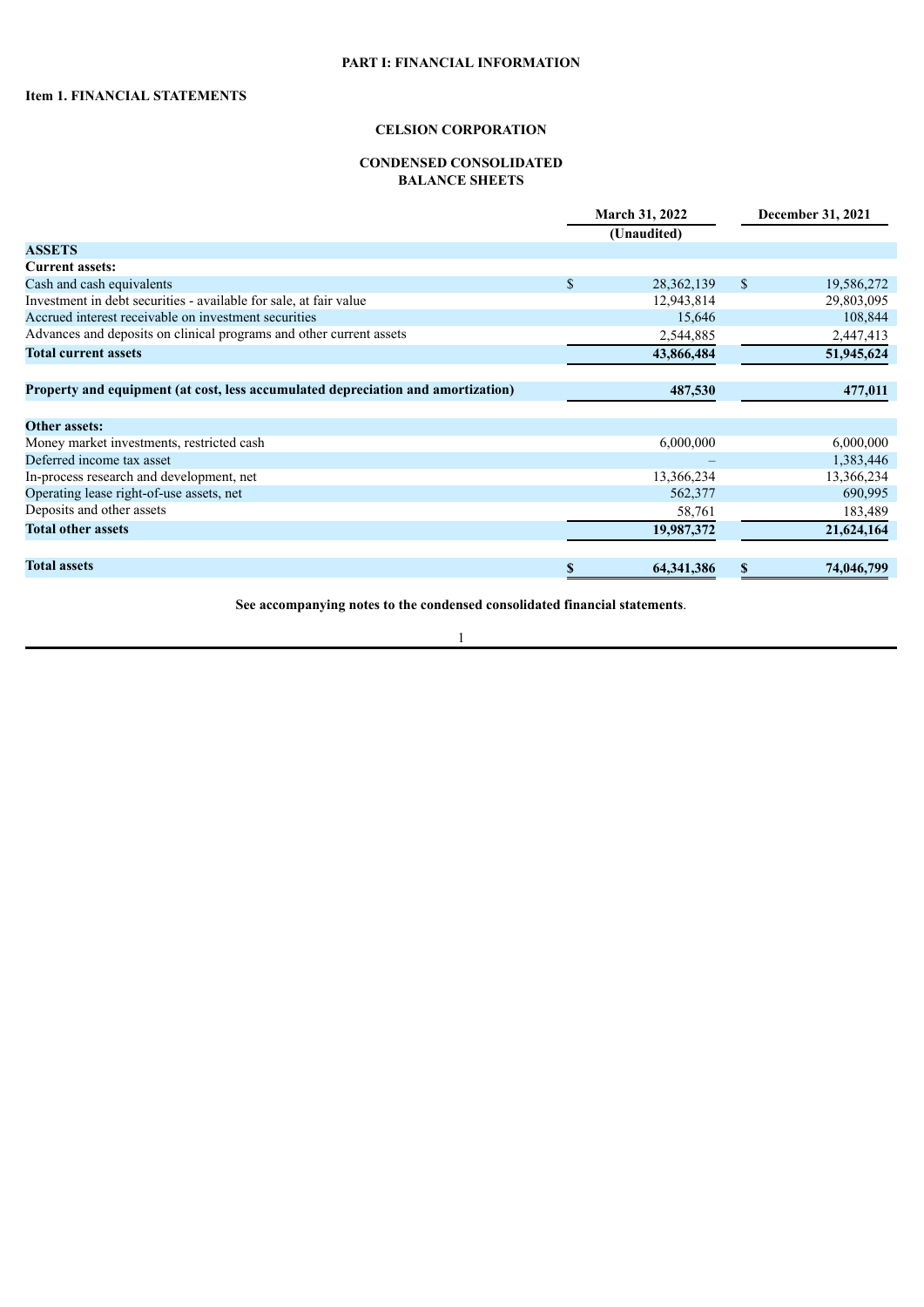**PART I: FINANCIAL INFORMATION**

**Item 1. FINANCIAL STATEMENTS**

**CELSION CORPORATION**

**CONDENSED CONSOLIDATED BALANCE SHEETS**

| | March 31, 2022 (Unaudited) | December 31, 2021 |
|---|---|---|
| **ASSETS** | | |
| **Current assets:** | | |
| Cash and cash equivalents | $ 28,362,139 | $ 19,586,272 |
| Investment in debt securities - available for sale, at fair value | 12,943,814 | 29,803,095 |
| Accrued interest receivable on investment securities | 15,646 | 108,844 |
| Advances and deposits on clinical programs and other current assets | 2,544,885 | 2,447,413 |
| **Total current assets** | **43,866,484** | **51,945,624** |
| | | |
| **Property and equipment (at cost, less accumulated depreciation and amortization)** | **487,530** | **477,011** |
| | | |
| **Other assets:** | | |
| Money market investments, restricted cash | 6,000,000 | 6,000,000 |
| Deferred income tax asset | – | 1,383,446 |
| In-process research and development, net | 13,366,234 | 13,366,234 |
| Operating lease right-of-use assets, net | 562,377 | 690,995 |
| Deposits and other assets | 58,761 | 183,489 |
| **Total other assets** | **19,987,372** | **21,624,164** |
| | | |
| **Total assets** | **$ 64,341,386** | **$ 74,046,799** |

**See accompanying notes to the condensed consolidated financial statements**.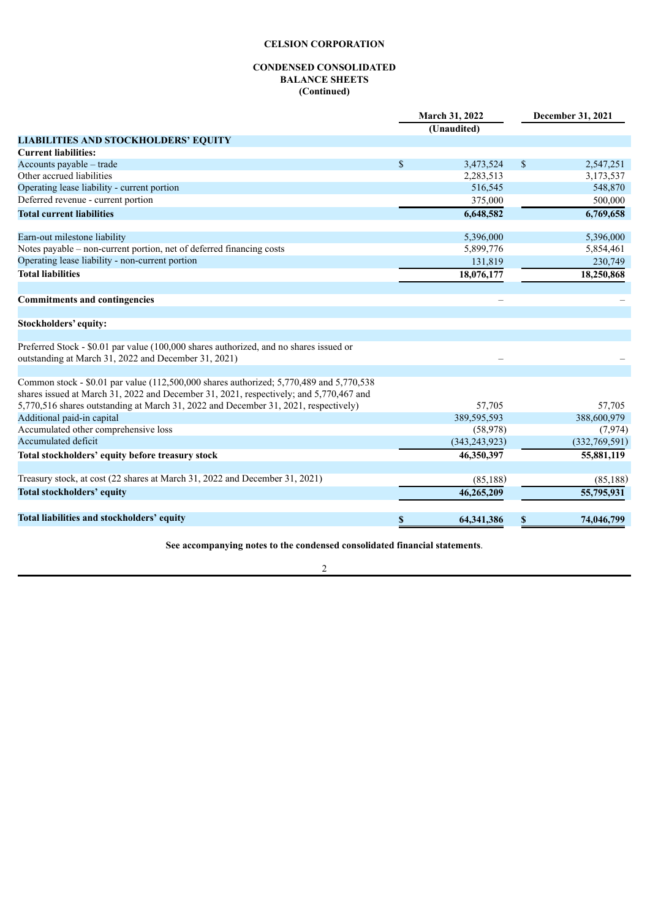**CELSION CORPORATION**

**CONDENSED CONSOLIDATED**
**BALANCE SHEETS**
**(Continued)**

| | March 31, 2022 | December 31, 2021 |
|---|---|---|
| | (Unaudited) | |
| **LIABILITIES AND STOCKHOLDERS' EQUITY** | | |
| **Current liabilities:** | | |
| Accounts payable – trade | $ 3,473,524 | $ 2,547,251 |
| Other accrued liabilities | 2,283,513 | 3,173,537 |
| Operating lease liability - current portion | 516,545 | 548,870 |
| Deferred revenue - current portion | 375,000 | 500,000 |
| **Total current liabilities** | **6,648,582** | **6,769,658** |
| | | |
| Earn-out milestone liability | 5,396,000 | 5,396,000 |
| Notes payable – non-current portion, net of deferred financing costs | 5,899,776 | 5,854,461 |
| Operating lease liability - non-current portion | 131,819 | 230,749 |
| **Total liabilities** | **18,076,177** | **18,250,868** |
| | | |
| **Commitments and contingencies** | – | – |
| | | |
| **Stockholders' equity:** | | |
| | | |
| Preferred Stock - $0.01 par value (100,000 shares authorized, and no shares issued or outstanding at March 31, 2022 and December 31, 2021) | – | – |
| | | |
| Common stock - $0.01 par value (112,500,000 shares authorized; 5,770,489 and 5,770,538 shares issued at March 31, 2022 and December 31, 2021, respectively; and 5,770,467 and 5,770,516 shares outstanding at March 31, 2022 and December 31, 2021, respectively) | 57,705 | 57,705 |
| Additional paid-in capital | 389,595,593 | 388,600,979 |
| Accumulated other comprehensive loss | (58,978) | (7,974) |
| Accumulated deficit | (343,243,923) | (332,769,591) |
| **Total stockholders' equity before treasury stock** | **46,350,397** | **55,881,119** |
| | | |
| Treasury stock, at cost (22 shares at March 31, 2022 and December 31, 2021) | (85,188) | (85,188) |
| **Total stockholders' equity** | **46,265,209** | **55,795,931** |
| | | |
| **Total liabilities and stockholders' equity** | **$ 64,341,386** | **$ 74,046,799** |

**See accompanying notes to the condensed consolidated financial statements**.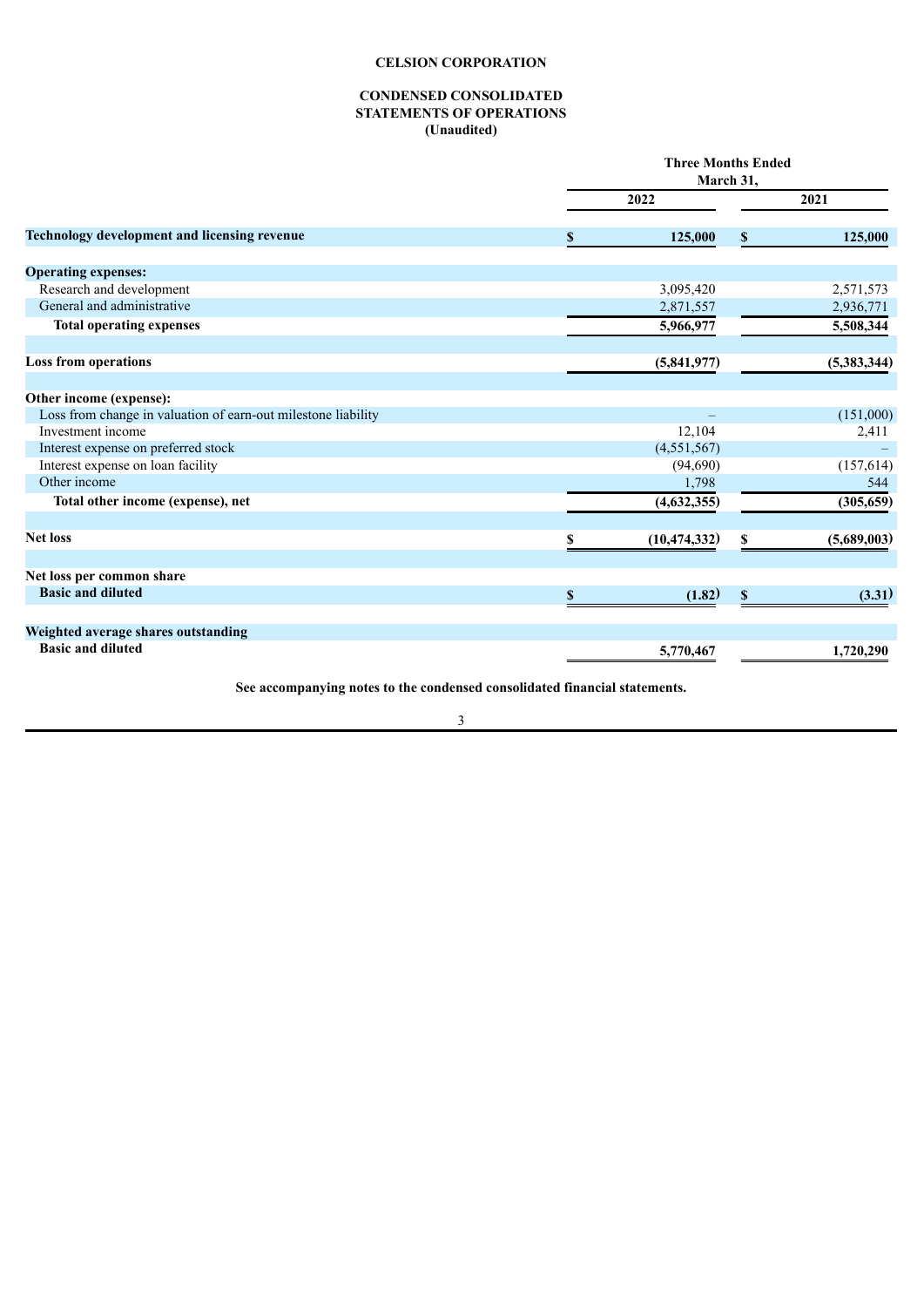# CELSION CORPORATION

## CONDENSED CONSOLIDATED STATEMENTS OF OPERATIONS (Unaudited)

| | Three Months Ended March 31, | |
|---|---|---|
| | 2022 | 2021 |
| **Technology development and licensing revenue** | **$ 125,000** | **$ 125,000** |
| **Operating expenses:** | | |
| Research and development | 3,095,420 | 2,571,573 |
| General and administrative | 2,871,557 | 2,936,771 |
| **Total operating expenses** | **5,966,977** | **5,508,344** |
| **Loss from operations** | **(5,841,977)** | **(5,383,344)** |
| **Other income (expense):** | | |
| Loss from change in valuation of earn-out milestone liability | – | (151,000) |
| Investment income | 12,104 | 2,411 |
| Interest expense on preferred stock | (4,551,567) | – |
| Interest expense on loan facility | (94,690) | (157,614) |
| Other income | 1,798 | 544 |
| **Total other income (expense), net** | **(4,632,355)** | **(305,659)** |
| **Net loss** | **$ (10,474,332)** | **$ (5,689,003)** |
| **Net loss per common share** | | |
| **Basic and diluted** | **$ (1.82)** | **$ (3.31)** |
| **Weighted average shares outstanding** | | |
| **Basic and diluted** | **5,770,467** | **1,720,290** |

**See accompanying notes to the condensed consolidated financial statements.**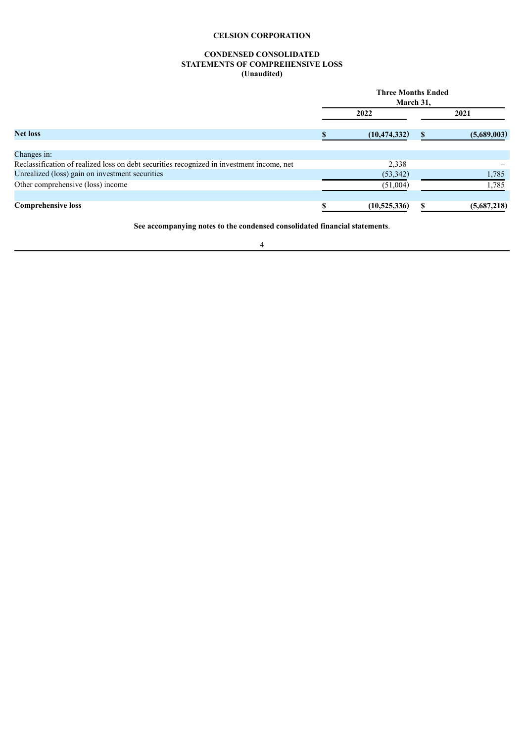**CELSION CORPORATION**

**CONDENSED CONSOLIDATED**
**STATEMENTS OF COMPREHENSIVE LOSS**
**(Unaudited)**

| | Three Months Ended March 31, | |
|---|---|---|
| | 2022 | 2021 |
| **Net loss** | **$ (10,474,332)** | **$ (5,689,003)** |
| Changes in: | | |
| Reclassification of realized loss on debt securities recognized in investment income, net | 2,338 | – |
| Unrealized (loss) gain on investment securities | (53,342) | 1,785 |
| Other comprehensive (loss) income | (51,004) | 1,785 |
| **Comprehensive loss** | **$ (10,525,336)** | **$ (5,687,218)** |

**See accompanying notes to the condensed consolidated financial statements**.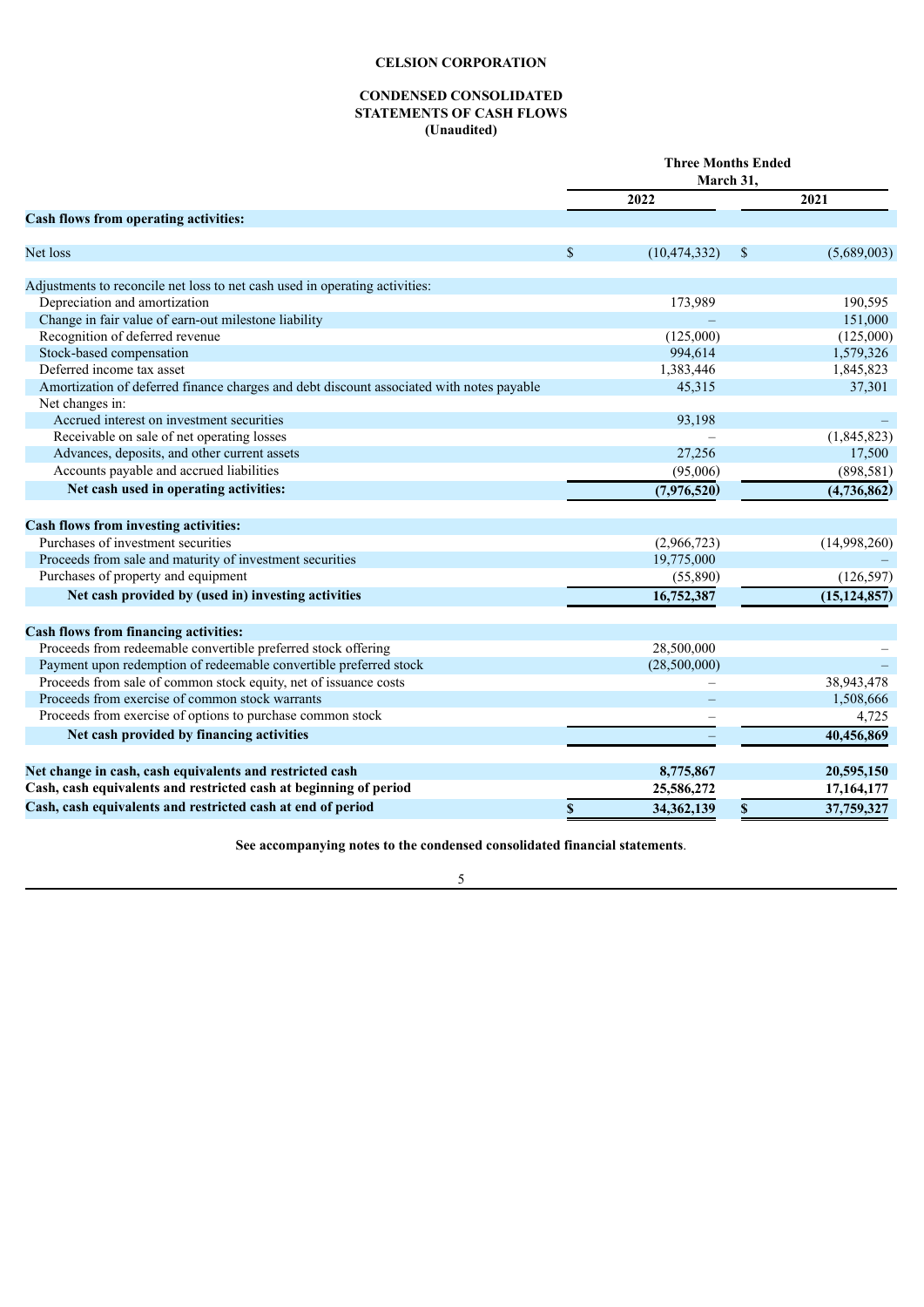**CELSION CORPORATION**

**CONDENSED CONSOLIDATED**
**STATEMENTS OF CASH FLOWS**
**(Unaudited)**

| | Three Months Ended March 31, | |
|---|---|---|
| | 2022 | 2021 |
| **Cash flows from operating activities:** | | |
| Net loss | $ (10,474,332) | $ (5,689,003) |
| Adjustments to reconcile net loss to net cash used in operating activities: | | |
| Depreciation and amortization | 173,989 | 190,595 |
| Change in fair value of earn-out milestone liability | – | 151,000 |
| Recognition of deferred revenue | (125,000) | (125,000) |
| Stock-based compensation | 994,614 | 1,579,326 |
| Deferred income tax asset | 1,383,446 | 1,845,823 |
| Amortization of deferred finance charges and debt discount associated with notes payable | 45,315 | 37,301 |
| Net changes in: | | |
| Accrued interest on investment securities | 93,198 | – |
| Receivable on sale of net operating losses | – | (1,845,823) |
| Advances, deposits, and other current assets | 27,256 | 17,500 |
| Accounts payable and accrued liabilities | (95,006) | (898,581) |
| **Net cash used in operating activities:** | **(7,976,520)** | **(4,736,862)** |
| **Cash flows from investing activities:** | | |
| Purchases of investment securities | (2,966,723) | (14,998,260) |
| Proceeds from sale and maturity of investment securities | 19,775,000 | – |
| Purchases of property and equipment | (55,890) | (126,597) |
| **Net cash provided by (used in) investing activities** | **16,752,387** | **(15,124,857)** |
| **Cash flows from financing activities:** | | |
| Proceeds from redeemable convertible preferred stock offering | 28,500,000 | – |
| Payment upon redemption of redeemable convertible preferred stock | (28,500,000) | – |
| Proceeds from sale of common stock equity, net of issuance costs | – | 38,943,478 |
| Proceeds from exercise of common stock warrants | – | 1,508,666 |
| Proceeds from exercise of options to purchase common stock | – | 4,725 |
| **Net cash provided by financing activities** | – | **40,456,869** |
| **Net change in cash, cash equivalents and restricted cash** | **8,775,867** | **20,595,150** |
| **Cash, cash equivalents and restricted cash at beginning of period** | **25,586,272** | **17,164,177** |
| **Cash, cash equivalents and restricted cash at end of period** | **$ 34,362,139** | **$ 37,759,327** |

**See accompanying notes to the condensed consolidated financial statements**.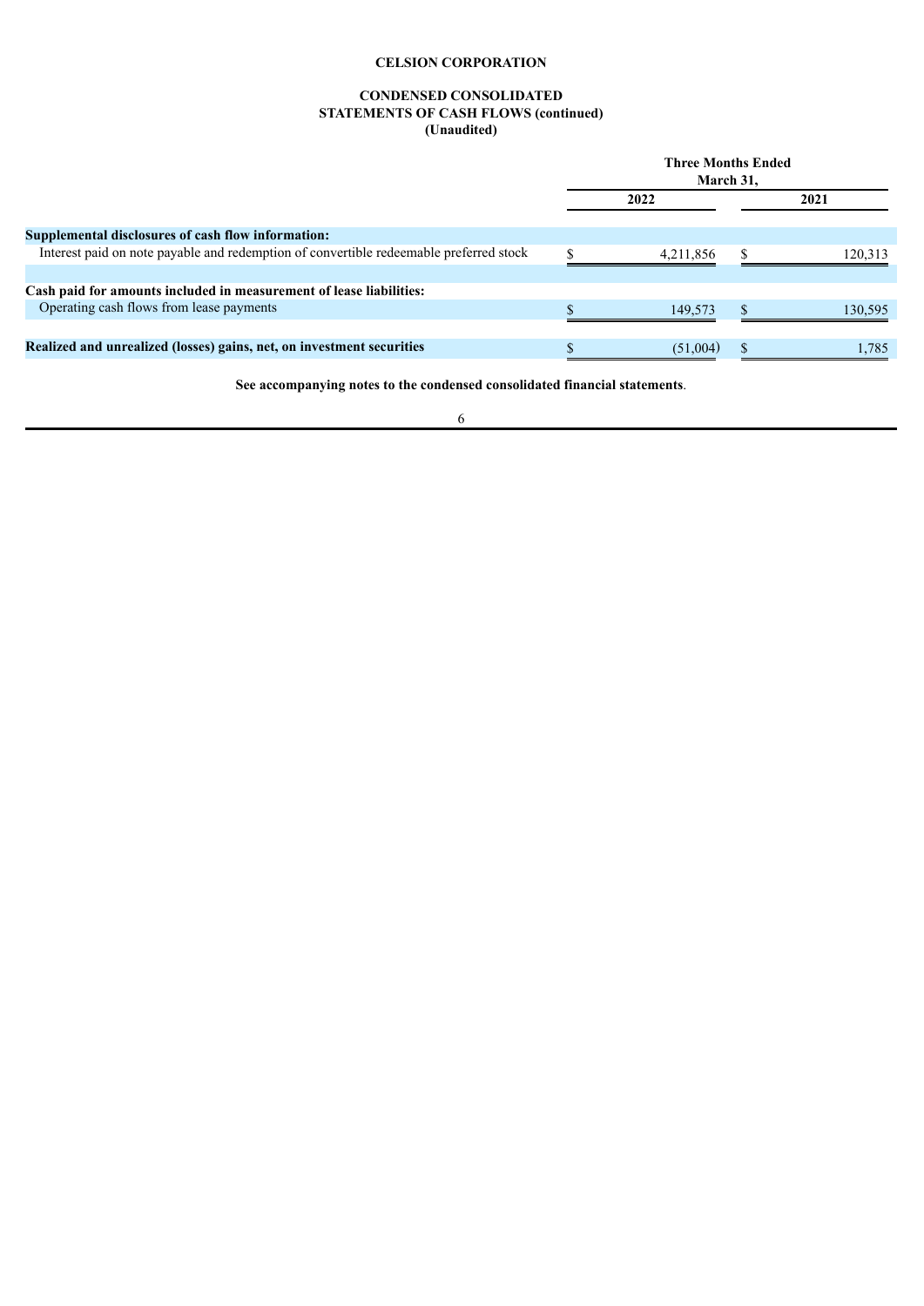**CELSION CORPORATION**

**CONDENSED CONSOLIDATED**
**STATEMENTS OF CASH FLOWS (continued)**
**(Unaudited)**

| | Three Months Ended March 31, | |
|---|---|---|
| | 2022 | 2021 |
| **Supplemental disclosures of cash flow information:** | | |
| Interest paid on note payable and redemption of convertible redeemable preferred stock | $ 4,211,856 | $ 120,313 |
| **Cash paid for amounts included in measurement of lease liabilities:** | | |
| Operating cash flows from lease payments | $ 149,573 | $ 130,595 |
| **Realized and unrealized (losses) gains, net, on investment securities** | $ (51,004) | $ 1,785 |

**See accompanying notes to the condensed consolidated financial statements**.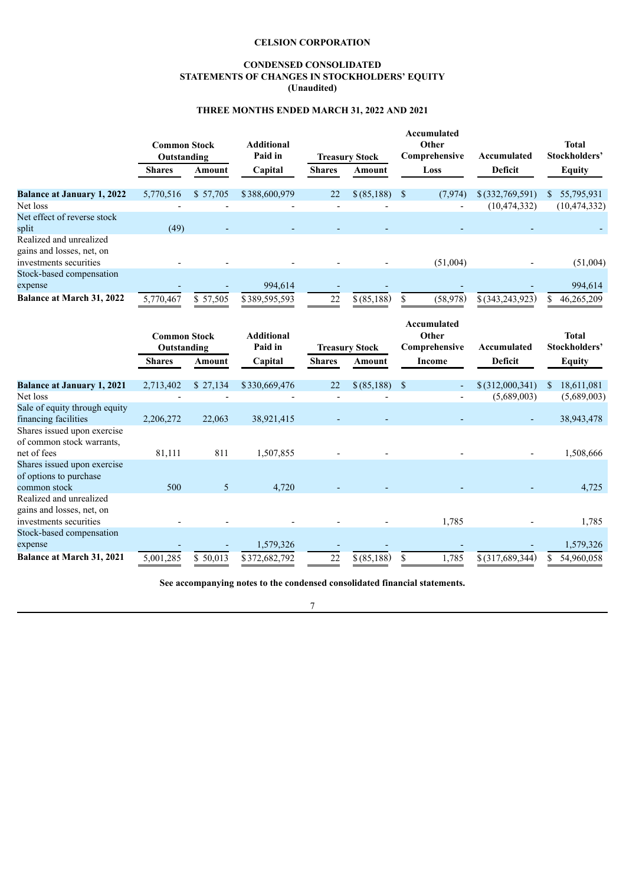**CELSION CORPORATION**

**CONDENSED CONSOLIDATED**
**STATEMENTS OF CHANGES IN STOCKHOLDERS' EQUITY**
**(Unaudited)**

**THREE MONTHS ENDED MARCH 31, 2022 AND 2021**

| | Common Stock Outstanding | | Additional Paid in | Treasury Stock | | Accumulated Other Comprehensive | Accumulated | Total Stockholders' |
|---|---|---|---|---|---|---|---|---|
| | Shares | Amount | Capital | Shares | Amount | Loss | Deficit | Equity |
| **Balance at January 1, 2022** | 5,770,516 | $ 57,705 | $ 388,600,979 | 22 | $ (85,188) | $ (7,974) | $ (332,769,591) | $ 55,795,931 |
| Net loss | - | - | - | - | - | - | (10,474,332) | (10,474,332) |
| Net effect of reverse stock split | (49) | - | - | - | - | - | - | - |
| Realized and unrealized gains and losses, net, on investments securities | - | - | - | - | - | (51,004) | - | (51,004) |
| Stock-based compensation expense | - | - | 994,614 | - | - | - | - | 994,614 |
| **Balance at March 31, 2022** | 5,770,467 | $ 57,505 | $ 389,595,593 | 22 | $ (85,188) | $ (58,978) | $ (343,243,923) | $ 46,265,209 |

| | Common Stock Outstanding | | Additional Paid in | Treasury Stock | | Accumulated Other Comprehensive | Accumulated | Total Stockholders' |
|---|---|---|---|---|---|---|---|---|
| | Shares | Amount | Capital | Shares | Amount | Income | Deficit | Equity |
| **Balance at January 1, 2021** | 2,713,402 | $ 27,134 | $ 330,669,476 | 22 | $ (85,188) | $ - | $ (312,000,341) | $ 18,611,081 |
| Net loss | - | - | - | - | - | - | (5,689,003) | (5,689,003) |
| Sale of equity through equity financing facilities | 2,206,272 | 22,063 | 38,921,415 | - | - | - | - | 38,943,478 |
| Shares issued upon exercise of common stock warrants, net of fees | 81,111 | 811 | 1,507,855 | - | - | - | - | 1,508,666 |
| Shares issued upon exercise of options to purchase common stock | 500 | 5 | 4,720 | - | - | - | - | 4,725 |
| Realized and unrealized gains and losses, net, on investments securities | - | - | - | - | - | 1,785 | - | 1,785 |
| Stock-based compensation expense | - | - | 1,579,326 | - | - | - | - | 1,579,326 |
| **Balance at March 31, 2021** | 5,001,285 | $ 50,013 | $ 372,682,792 | 22 | $ (85,188) | $ 1,785 | $ (317,689,344) | $ 54,960,058 |

**See accompanying notes to the condensed consolidated financial statements.**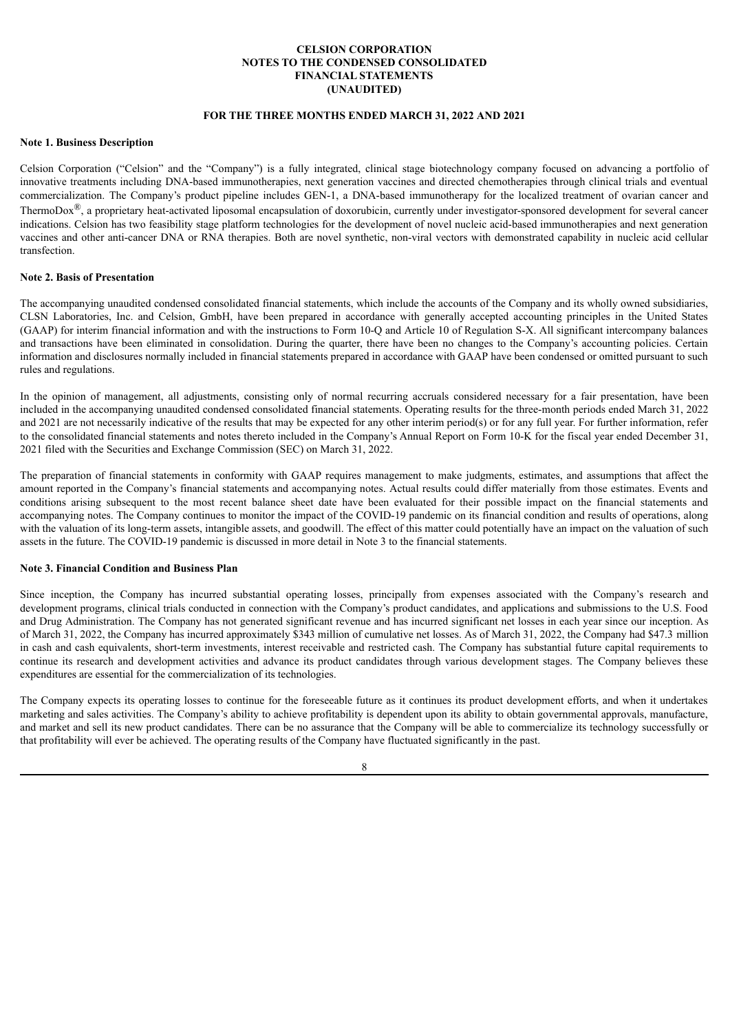**CELSION CORPORATION**
**NOTES TO THE CONDENSED CONSOLIDATED**
**FINANCIAL STATEMENTS**
**(UNAUDITED)**

**FOR THE THREE MONTHS ENDED MARCH 31, 2022 AND 2021**

### Note 1. Business Description

Celsion Corporation ("Celsion" and the "Company") is a fully integrated, clinical stage biotechnology company focused on advancing a portfolio of innovative treatments including DNA-based immunotherapies, next generation vaccines and directed chemotherapies through clinical trials and eventual commercialization. The Company's product pipeline includes GEN-1, a DNA-based immunotherapy for the localized treatment of ovarian cancer and ThermoDox®, a proprietary heat-activated liposomal encapsulation of doxorubicin, currently under investigator-sponsored development for several cancer indications. Celsion has two feasibility stage platform technologies for the development of novel nucleic acid-based immunotherapies and next generation vaccines and other anti-cancer DNA or RNA therapies. Both are novel synthetic, non-viral vectors with demonstrated capability in nucleic acid cellular transfection.

### Note 2. Basis of Presentation

The accompanying unaudited condensed consolidated financial statements, which include the accounts of the Company and its wholly owned subsidiaries, CLSN Laboratories, Inc. and Celsion, GmbH, have been prepared in accordance with generally accepted accounting principles in the United States (GAAP) for interim financial information and with the instructions to Form 10-Q and Article 10 of Regulation S-X. All significant intercompany balances and transactions have been eliminated in consolidation. During the quarter, there have been no changes to the Company's accounting policies. Certain information and disclosures normally included in financial statements prepared in accordance with GAAP have been condensed or omitted pursuant to such rules and regulations.

In the opinion of management, all adjustments, consisting only of normal recurring accruals considered necessary for a fair presentation, have been included in the accompanying unaudited condensed consolidated financial statements. Operating results for the three-month periods ended March 31, 2022 and 2021 are not necessarily indicative of the results that may be expected for any other interim period(s) or for any full year. For further information, refer to the consolidated financial statements and notes thereto included in the Company's Annual Report on Form 10-K for the fiscal year ended December 31, 2021 filed with the Securities and Exchange Commission (SEC) on March 31, 2022.

The preparation of financial statements in conformity with GAAP requires management to make judgments, estimates, and assumptions that affect the amount reported in the Company's financial statements and accompanying notes. Actual results could differ materially from those estimates. Events and conditions arising subsequent to the most recent balance sheet date have been evaluated for their possible impact on the financial statements and accompanying notes. The Company continues to monitor the impact of the COVID-19 pandemic on its financial condition and results of operations, along with the valuation of its long-term assets, intangible assets, and goodwill. The effect of this matter could potentially have an impact on the valuation of such assets in the future. The COVID-19 pandemic is discussed in more detail in Note 3 to the financial statements.

### Note 3. Financial Condition and Business Plan

Since inception, the Company has incurred substantial operating losses, principally from expenses associated with the Company's research and development programs, clinical trials conducted in connection with the Company's product candidates, and applications and submissions to the U.S. Food and Drug Administration. The Company has not generated significant revenue and has incurred significant net losses in each year since our inception. As of March 31, 2022, the Company has incurred approximately $343 million of cumulative net losses. As of March 31, 2022, the Company had $47.3 million in cash and cash equivalents, short-term investments, interest receivable and restricted cash. The Company has substantial future capital requirements to continue its research and development activities and advance its product candidates through various development stages. The Company believes these expenditures are essential for the commercialization of its technologies.

The Company expects its operating losses to continue for the foreseeable future as it continues its product development efforts, and when it undertakes marketing and sales activities. The Company's ability to achieve profitability is dependent upon its ability to obtain governmental approvals, manufacture, and market and sell its new product candidates. There can be no assurance that the Company will be able to commercialize its technology successfully or that profitability will ever be achieved. The operating results of the Company have fluctuated significantly in the past.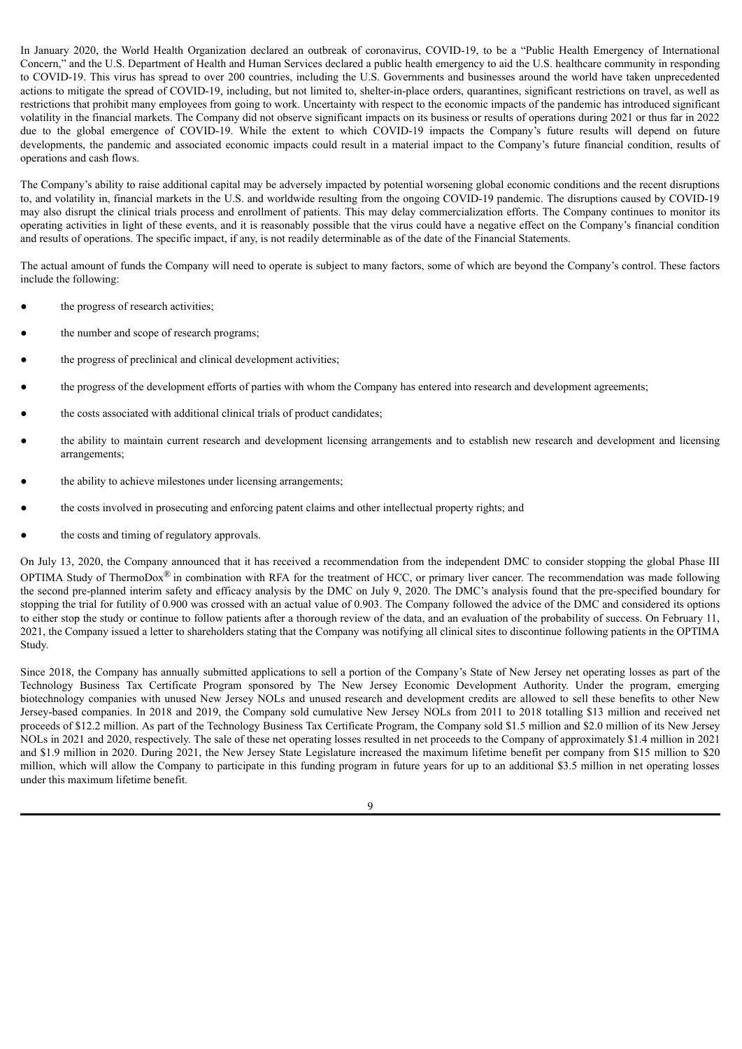In January 2020, the World Health Organization declared an outbreak of coronavirus, COVID-19, to be a "Public Health Emergency of International Concern," and the U.S. Department of Health and Human Services declared a public health emergency to aid the U.S. healthcare community in responding to COVID-19. This virus has spread to over 200 countries, including the U.S. Governments and businesses around the world have taken unprecedented actions to mitigate the spread of COVID-19, including, but not limited to, shelter-in-place orders, quarantines, significant restrictions on travel, as well as restrictions that prohibit many employees from going to work. Uncertainty with respect to the economic impacts of the pandemic has introduced significant volatility in the financial markets. The Company did not observe significant impacts on its business or results of operations during 2021 or thus far in 2022 due to the global emergence of COVID-19. While the extent to which COVID-19 impacts the Company's future results will depend on future developments, the pandemic and associated economic impacts could result in a material impact to the Company's future financial condition, results of operations and cash flows.

The Company's ability to raise additional capital may be adversely impacted by potential worsening global economic conditions and the recent disruptions to, and volatility in, financial markets in the U.S. and worldwide resulting from the ongoing COVID-19 pandemic. The disruptions caused by COVID-19 may also disrupt the clinical trials process and enrollment of patients. This may delay commercialization efforts. The Company continues to monitor its operating activities in light of these events, and it is reasonably possible that the virus could have a negative effect on the Company's financial condition and results of operations. The specific impact, if any, is not readily determinable as of the date of the Financial Statements.

The actual amount of funds the Company will need to operate is subject to many factors, some of which are beyond the Company's control. These factors include the following:

- the progress of research activities;
- the number and scope of research programs;
- the progress of preclinical and clinical development activities;
- the progress of the development efforts of parties with whom the Company has entered into research and development agreements;
- the costs associated with additional clinical trials of product candidates;
- the ability to maintain current research and development licensing arrangements and to establish new research and development and licensing arrangements;
- the ability to achieve milestones under licensing arrangements;
- the costs involved in prosecuting and enforcing patent claims and other intellectual property rights; and
- the costs and timing of regulatory approvals.

On July 13, 2020, the Company announced that it has received a recommendation from the independent DMC to consider stopping the global Phase III OPTIMA Study of ThermoDox® in combination with RFA for the treatment of HCC, or primary liver cancer. The recommendation was made following the second pre-planned interim safety and efficacy analysis by the DMC on July 9, 2020. The DMC's analysis found that the pre-specified boundary for stopping the trial for futility of 0.900 was crossed with an actual value of 0.903. The Company followed the advice of the DMC and considered its options to either stop the study or continue to follow patients after a thorough review of the data, and an evaluation of the probability of success. On February 11, 2021, the Company issued a letter to shareholders stating that the Company was notifying all clinical sites to discontinue following patients in the OPTIMA Study.

Since 2018, the Company has annually submitted applications to sell a portion of the Company's State of New Jersey net operating losses as part of the Technology Business Tax Certificate Program sponsored by The New Jersey Economic Development Authority. Under the program, emerging biotechnology companies with unused New Jersey NOLs and unused research and development credits are allowed to sell these benefits to other New Jersey-based companies. In 2018 and 2019, the Company sold cumulative New Jersey NOLs from 2011 to 2018 totalling $13 million and received net proceeds of $12.2 million. As part of the Technology Business Tax Certificate Program, the Company sold $1.5 million and $2.0 million of its New Jersey NOLs in 2021 and 2020, respectively. The sale of these net operating losses resulted in net proceeds to the Company of approximately $1.4 million in 2021 and $1.9 million in 2020. During 2021, the New Jersey State Legislature increased the maximum lifetime benefit per company from $15 million to $20 million, which will allow the Company to participate in this funding program in future years for up to an additional $3.5 million in net operating losses under this maximum lifetime benefit.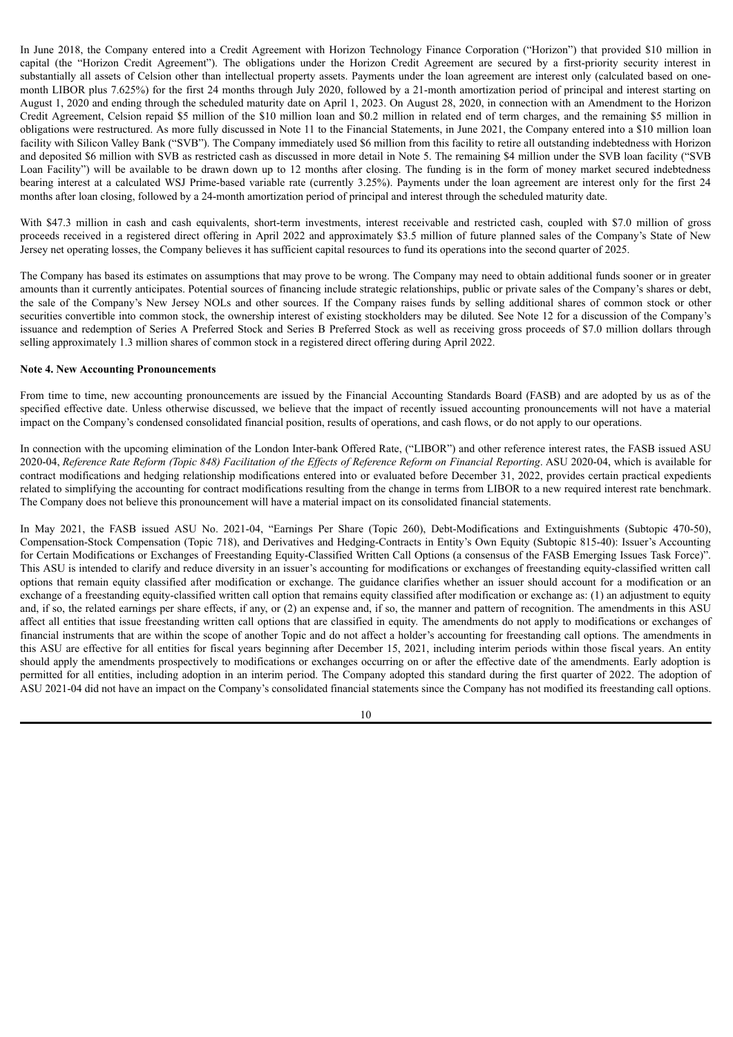In June 2018, the Company entered into a Credit Agreement with Horizon Technology Finance Corporation ("Horizon") that provided $10 million in capital (the "Horizon Credit Agreement"). The obligations under the Horizon Credit Agreement are secured by a first-priority security interest in substantially all assets of Celsion other than intellectual property assets. Payments under the loan agreement are interest only (calculated based on one-month LIBOR plus 7.625%) for the first 24 months through July 2020, followed by a 21-month amortization period of principal and interest starting on August 1, 2020 and ending through the scheduled maturity date on April 1, 2023. On August 28, 2020, in connection with an Amendment to the Horizon Credit Agreement, Celsion repaid $5 million of the $10 million loan and $0.2 million in related end of term charges, and the remaining $5 million in obligations were restructured. As more fully discussed in Note 11 to the Financial Statements, in June 2021, the Company entered into a $10 million loan facility with Silicon Valley Bank ("SVB"). The Company immediately used $6 million from this facility to retire all outstanding indebtedness with Horizon and deposited $6 million with SVB as restricted cash as discussed in more detail in Note 5. The remaining $4 million under the SVB loan facility ("SVB Loan Facility") will be available to be drawn down up to 12 months after closing. The funding is in the form of money market secured indebtedness bearing interest at a calculated WSJ Prime-based variable rate (currently 3.25%). Payments under the loan agreement are interest only for the first 24 months after loan closing, followed by a 24-month amortization period of principal and interest through the scheduled maturity date.

With $47.3 million in cash and cash equivalents, short-term investments, interest receivable and restricted cash, coupled with $7.0 million of gross proceeds received in a registered direct offering in April 2022 and approximately $3.5 million of future planned sales of the Company's State of New Jersey net operating losses, the Company believes it has sufficient capital resources to fund its operations into the second quarter of 2025.

The Company has based its estimates on assumptions that may prove to be wrong. The Company may need to obtain additional funds sooner or in greater amounts than it currently anticipates. Potential sources of financing include strategic relationships, public or private sales of the Company's shares or debt, the sale of the Company's New Jersey NOLs and other sources. If the Company raises funds by selling additional shares of common stock or other securities convertible into common stock, the ownership interest of existing stockholders may be diluted. See Note 12 for a discussion of the Company's issuance and redemption of Series A Preferred Stock and Series B Preferred Stock as well as receiving gross proceeds of $7.0 million dollars through selling approximately 1.3 million shares of common stock in a registered direct offering during April 2022.

**Note 4. New Accounting Pronouncements**

From time to time, new accounting pronouncements are issued by the Financial Accounting Standards Board (FASB) and are adopted by us as of the specified effective date. Unless otherwise discussed, we believe that the impact of recently issued accounting pronouncements will not have a material impact on the Company's condensed consolidated financial position, results of operations, and cash flows, or do not apply to our operations.

In connection with the upcoming elimination of the London Inter-bank Offered Rate, ("LIBOR") and other reference interest rates, the FASB issued ASU 2020-04, *Reference Rate Reform (Topic 848) Facilitation of the Effects of Reference Reform on Financial Reporting*. ASU 2020-04, which is available for contract modifications and hedging relationship modifications entered into or evaluated before December 31, 2022, provides certain practical expedients related to simplifying the accounting for contract modifications resulting from the change in terms from LIBOR to a new required interest rate benchmark. The Company does not believe this pronouncement will have a material impact on its consolidated financial statements.

In May 2021, the FASB issued ASU No. 2021-04, "Earnings Per Share (Topic 260), Debt-Modifications and Extinguishments (Subtopic 470-50), Compensation-Stock Compensation (Topic 718), and Derivatives and Hedging-Contracts in Entity's Own Equity (Subtopic 815-40): Issuer's Accounting for Certain Modifications or Exchanges of Freestanding Equity-Classified Written Call Options (a consensus of the FASB Emerging Issues Task Force)". This ASU is intended to clarify and reduce diversity in an issuer's accounting for modifications or exchanges of freestanding equity-classified written call options that remain equity classified after modification or exchange. The guidance clarifies whether an issuer should account for a modification or an exchange of a freestanding equity-classified written call option that remains equity classified after modification or exchange as: (1) an adjustment to equity and, if so, the related earnings per share effects, if any, or (2) an expense and, if so, the manner and pattern of recognition. The amendments in this ASU affect all entities that issue freestanding written call options that are classified in equity. The amendments do not apply to modifications or exchanges of financial instruments that are within the scope of another Topic and do not affect a holder's accounting for freestanding call options. The amendments in this ASU are effective for all entities for fiscal years beginning after December 15, 2021, including interim periods within those fiscal years. An entity should apply the amendments prospectively to modifications or exchanges occurring on or after the effective date of the amendments. Early adoption is permitted for all entities, including adoption in an interim period. The Company adopted this standard during the first quarter of 2022. The adoption of ASU 2021-04 did not have an impact on the Company's consolidated financial statements since the Company has not modified its freestanding call options.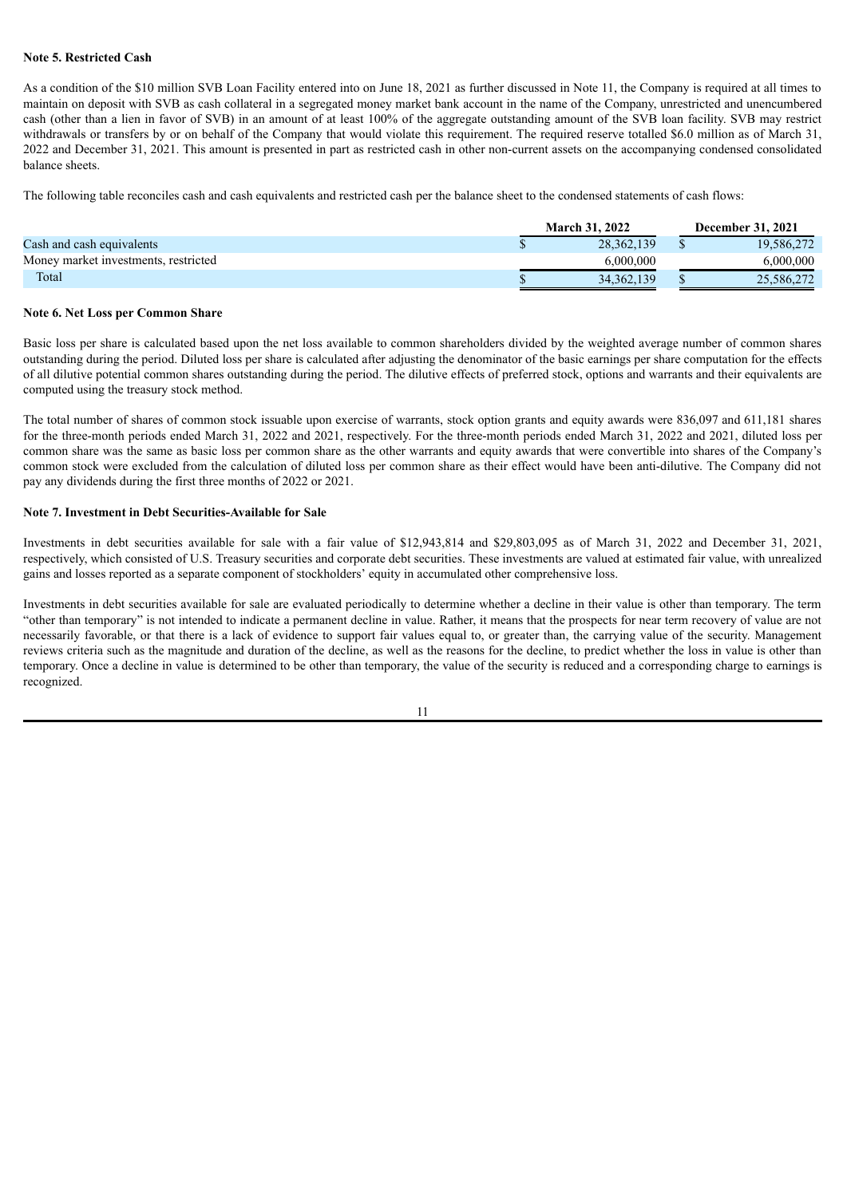**Note 5. Restricted Cash**

As a condition of the $10 million SVB Loan Facility entered into on June 18, 2021 as further discussed in Note 11, the Company is required at all times to maintain on deposit with SVB as cash collateral in a segregated money market bank account in the name of the Company, unrestricted and unencumbered cash (other than a lien in favor of SVB) in an amount of at least 100% of the aggregate outstanding amount of the SVB loan facility. SVB may restrict withdrawals or transfers by or on behalf of the Company that would violate this requirement. The required reserve totalled $6.0 million as of March 31, 2022 and December 31, 2021. This amount is presented in part as restricted cash in other non-current assets on the accompanying condensed consolidated balance sheets.

The following table reconciles cash and cash equivalents and restricted cash per the balance sheet to the condensed statements of cash flows:

| | March 31, 2022 | December 31, 2021 |
|---|---|---|
| Cash and cash equivalents | $ 28,362,139 | $ 19,586,272 |
| Money market investments, restricted | 6,000,000 | 6,000,000 |
| Total | $ 34,362,139 | $ 25,586,272 |

**Note 6. Net Loss per Common Share**

Basic loss per share is calculated based upon the net loss available to common shareholders divided by the weighted average number of common shares outstanding during the period. Diluted loss per share is calculated after adjusting the denominator of the basic earnings per share computation for the effects of all dilutive potential common shares outstanding during the period. The dilutive effects of preferred stock, options and warrants and their equivalents are computed using the treasury stock method.

The total number of shares of common stock issuable upon exercise of warrants, stock option grants and equity awards were 836,097 and 611,181 shares for the three-month periods ended March 31, 2022 and 2021, respectively. For the three-month periods ended March 31, 2022 and 2021, diluted loss per common share was the same as basic loss per common share as the other warrants and equity awards that were convertible into shares of the Company's common stock were excluded from the calculation of diluted loss per common share as their effect would have been anti-dilutive. The Company did not pay any dividends during the first three months of 2022 or 2021.

**Note 7. Investment in Debt Securities-Available for Sale**

Investments in debt securities available for sale with a fair value of $12,943,814 and $29,803,095 as of March 31, 2022 and December 31, 2021, respectively, which consisted of U.S. Treasury securities and corporate debt securities. These investments are valued at estimated fair value, with unrealized gains and losses reported as a separate component of stockholders' equity in accumulated other comprehensive loss.

Investments in debt securities available for sale are evaluated periodically to determine whether a decline in their value is other than temporary. The term "other than temporary" is not intended to indicate a permanent decline in value. Rather, it means that the prospects for near term recovery of value are not necessarily favorable, or that there is a lack of evidence to support fair values equal to, or greater than, the carrying value of the security. Management reviews criteria such as the magnitude and duration of the decline, as well as the reasons for the decline, to predict whether the loss in value is other than temporary. Once a decline in value is determined to be other than temporary, the value of the security is reduced and a corresponding charge to earnings is recognized.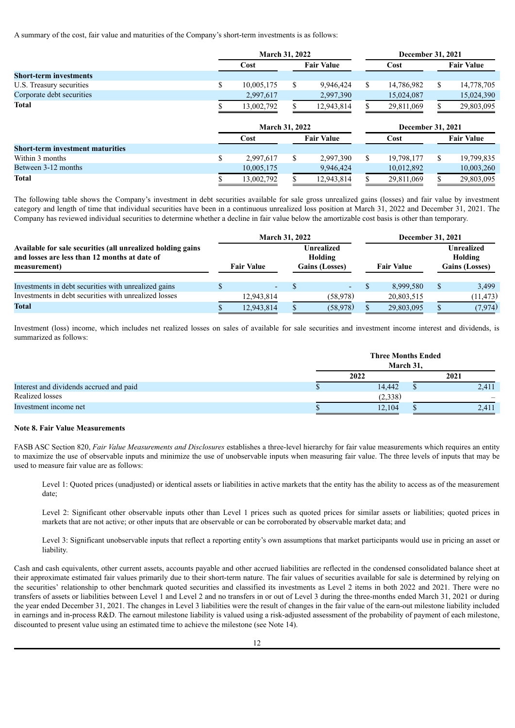A summary of the cost, fair value and maturities of the Company's short-term investments is as follows:

| | March 31, 2022 | | December 31, 2021 | |
|---|---|---|---|---|
| | Cost | Fair Value | Cost | Fair Value |
| **Short-term investments** | | | | |
| U.S. Treasury securities | $ 10,005,175 | $ 9,946,424 | $ 14,786,982 | $ 14,778,705 |
| Corporate debt securities | 2,997,617 | 2,997,390 | 15,024,087 | 15,024,390 |
| **Total** | $ 13,002,792 | $ 12,943,814 | $ 29,811,069 | $ 29,803,095 |

| | March 31, 2022 | | December 31, 2021 | |
|---|---|---|---|---|
| | Cost | Fair Value | Cost | Fair Value |
| **Short-term investment maturities** | | | | |
| Within 3 months | $ 2,997,617 | $ 2,997,390 | $ 19,798,177 | $ 19,799,835 |
| Between 3-12 months | 10,005,175 | 9,946,424 | 10,012,892 | 10,003,260 |
| **Total** | $ 13,002,792 | $ 12,943,814 | $ 29,811,069 | $ 29,803,095 |

The following table shows the Company's investment in debt securities available for sale gross unrealized gains (losses) and fair value by investment category and length of time that individual securities have been in a continuous unrealized loss position at March 31, 2022 and December 31, 2021. The Company has reviewed individual securities to determine whether a decline in fair value below the amortizable cost basis is other than temporary.

| **Available for sale securities (all unrealized holding gains and losses are less than 12 months at date of measurement)** | March 31, 2022 | | December 31, 2021 | |
|---|---|---|---|---|
| | Fair Value | Unrealized Holding Gains (Losses) | Fair Value | Unrealized Holding Gains (Losses) |
| Investments in debt securities with unrealized gains | $ - | $ - | $ 8,999,580 | $ 3,499 |
| Investments in debt securities with unrealized losses | 12,943,814 | (58,978) | 20,803,515 | (11,473) |
| **Total** | $ 12,943,814 | $ (58,978) | $ 29,803,095 | $ (7,974) |

Investment (loss) income, which includes net realized losses on sales of available for sale securities and investment income interest and dividends, is summarized as follows:

| | Three Months Ended March 31, | |
|---|---|---|
| | 2022 | 2021 |
| Interest and dividends accrued and paid | $ 14,442 | $ 2,411 |
| Realized losses | (2,338) | – |
| Investment income net | $ 12,104 | $ 2,411 |

#### Note 8. Fair Value Measurements

FASB ASC Section 820, *Fair Value Measurements and Disclosures* establishes a three-level hierarchy for fair value measurements which requires an entity to maximize the use of observable inputs and minimize the use of unobservable inputs when measuring fair value. The three levels of inputs that may be used to measure fair value are as follows:

Level 1: Quoted prices (unadjusted) or identical assets or liabilities in active markets that the entity has the ability to access as of the measurement date;

Level 2: Significant other observable inputs other than Level 1 prices such as quoted prices for similar assets or liabilities; quoted prices in markets that are not active; or other inputs that are observable or can be corroborated by observable market data; and

Level 3: Significant unobservable inputs that reflect a reporting entity's own assumptions that market participants would use in pricing an asset or liability.

Cash and cash equivalents, other current assets, accounts payable and other accrued liabilities are reflected in the condensed consolidated balance sheet at their approximate estimated fair values primarily due to their short-term nature. The fair values of securities available for sale is determined by relying on the securities' relationship to other benchmark quoted securities and classified its investments as Level 2 items in both 2022 and 2021. There were no transfers of assets or liabilities between Level 1 and Level 2 and no transfers in or out of Level 3 during the three-months ended March 31, 2021 or during the year ended December 31, 2021. The changes in Level 3 liabilities were the result of changes in the fair value of the earn-out milestone liability included in earnings and in-process R&D. The earnout milestone liability is valued using a risk-adjusted assessment of the probability of payment of each milestone, discounted to present value using an estimated time to achieve the milestone (see Note 14).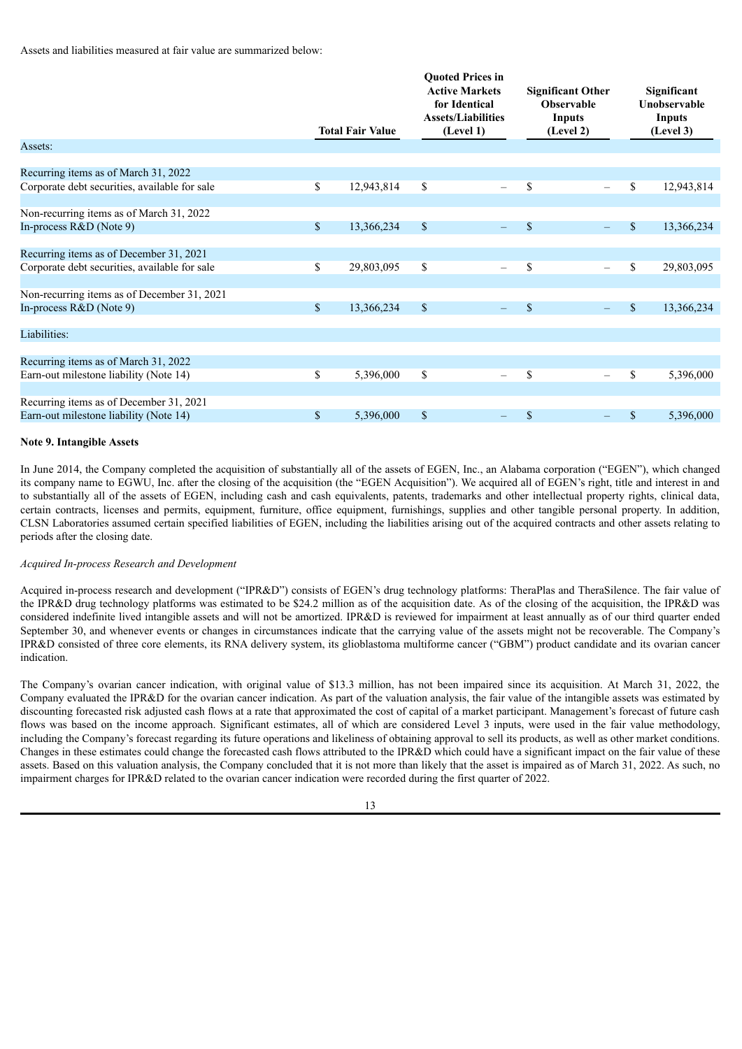Assets and liabilities measured at fair value are summarized below:

| | Total Fair Value | Quoted Prices in Active Markets for Identical Assets/Liabilities (Level 1) | Significant Other Observable Inputs (Level 2) | Significant Unobservable Inputs (Level 3) |
|---|---|---|---|---|
| Assets: | | | | |
| Recurring items as of March 31, 2022 | | | | |
| Corporate debt securities, available for sale | $ 12,943,814 | $ – | $ – | $ 12,943,814 |
| Non-recurring items as of March 31, 2022 | | | | |
| In-process R&D (Note 9) | $ 13,366,234 | $ – | $ – | $ 13,366,234 |
| Recurring items as of December 31, 2021 | | | | |
| Corporate debt securities, available for sale | $ 29,803,095 | $ – | $ – | $ 29,803,095 |
| Non-recurring items as of December 31, 2021 | | | | |
| In-process R&D (Note 9) | $ 13,366,234 | $ – | $ – | $ 13,366,234 |
| Liabilities: | | | | |
| Recurring items as of March 31, 2022 | | | | |
| Earn-out milestone liability (Note 14) | $ 5,396,000 | $ – | $ – | $ 5,396,000 |
| Recurring items as of December 31, 2021 | | | | |
| Earn-out milestone liability (Note 14) | $ 5,396,000 | $ – | $ – | $ 5,396,000 |

**Note 9. Intangible Assets**

In June 2014, the Company completed the acquisition of substantially all of the assets of EGEN, Inc., an Alabama corporation ("EGEN"), which changed its company name to EGWU, Inc. after the closing of the acquisition (the "EGEN Acquisition"). We acquired all of EGEN's right, title and interest in and to substantially all of the assets of EGEN, including cash and cash equivalents, patents, trademarks and other intellectual property rights, clinical data, certain contracts, licenses and permits, equipment, furniture, office equipment, furnishings, supplies and other tangible personal property. In addition, CLSN Laboratories assumed certain specified liabilities of EGEN, including the liabilities arising out of the acquired contracts and other assets relating to periods after the closing date.

*Acquired In-process Research and Development*

Acquired in-process research and development ("IPR&D") consists of EGEN's drug technology platforms: TheraPlas and TheraSilence. The fair value of the IPR&D drug technology platforms was estimated to be $24.2 million as of the acquisition date. As of the closing of the acquisition, the IPR&D was considered indefinite lived intangible assets and will not be amortized. IPR&D is reviewed for impairment at least annually as of our third quarter ended September 30, and whenever events or changes in circumstances indicate that the carrying value of the assets might not be recoverable. The Company's IPR&D consisted of three core elements, its RNA delivery system, its glioblastoma multiforme cancer ("GBM") product candidate and its ovarian cancer indication.

The Company's ovarian cancer indication, with original value of $13.3 million, has not been impaired since its acquisition. At March 31, 2022, the Company evaluated the IPR&D for the ovarian cancer indication. As part of the valuation analysis, the fair value of the intangible assets was estimated by discounting forecasted risk adjusted cash flows at a rate that approximated the cost of capital of a market participant. Management's forecast of future cash flows was based on the income approach. Significant estimates, all of which are considered Level 3 inputs, were used in the fair value methodology, including the Company's forecast regarding its future operations and likeliness of obtaining approval to sell its products, as well as other market conditions. Changes in these estimates could change the forecasted cash flows attributed to the IPR&D which could have a significant impact on the fair value of these assets. Based on this valuation analysis, the Company concluded that it is not more than likely that the asset is impaired as of March 31, 2022. As such, no impairment charges for IPR&D related to the ovarian cancer indication were recorded during the first quarter of 2022.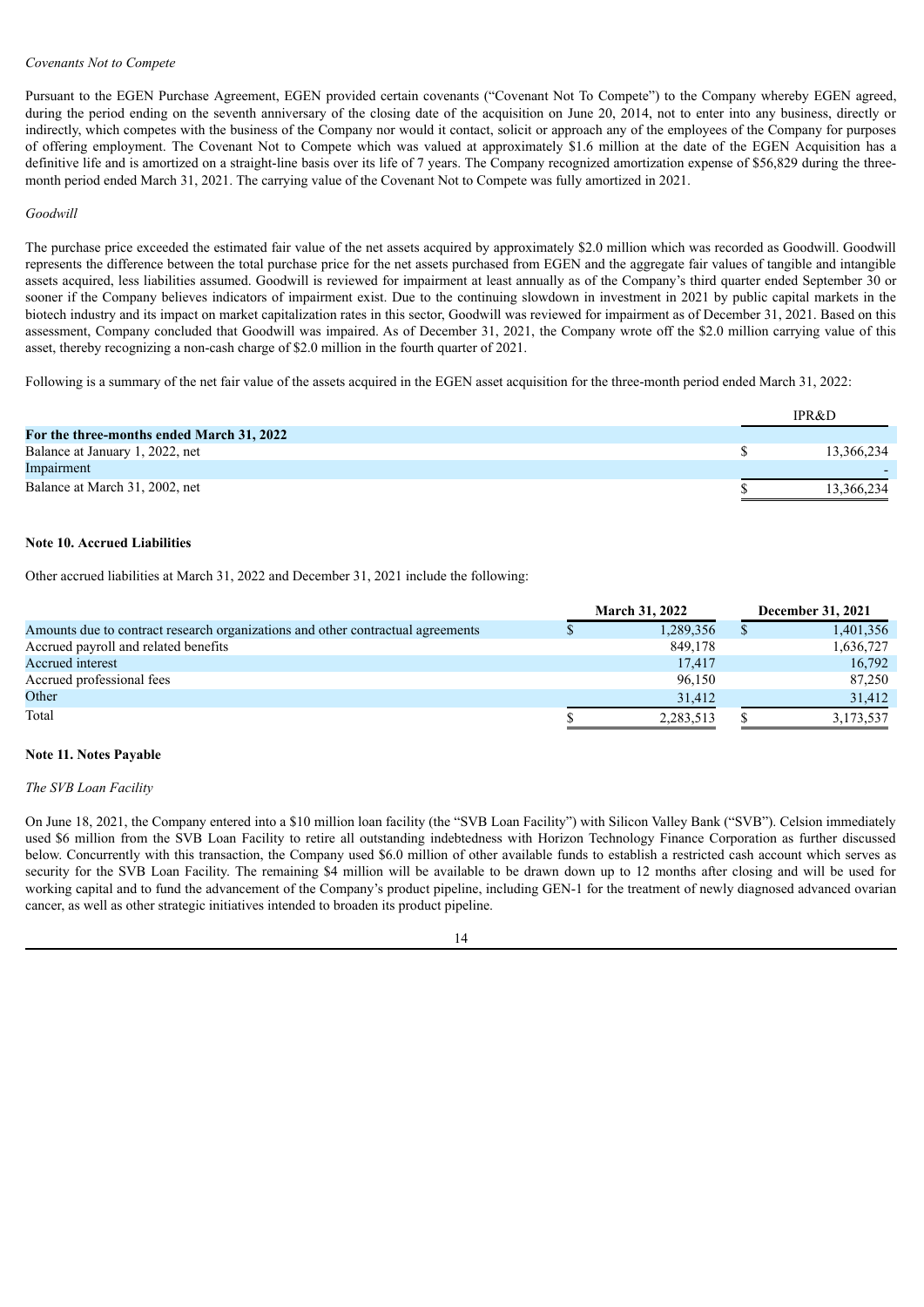*Covenants Not to Compete*

Pursuant to the EGEN Purchase Agreement, EGEN provided certain covenants ("Covenant Not To Compete") to the Company whereby EGEN agreed, during the period ending on the seventh anniversary of the closing date of the acquisition on June 20, 2014, not to enter into any business, directly or indirectly, which competes with the business of the Company nor would it contact, solicit or approach any of the employees of the Company for purposes of offering employment. The Covenant Not to Compete which was valued at approximately $1.6 million at the date of the EGEN Acquisition has a definitive life and is amortized on a straight-line basis over its life of 7 years. The Company recognized amortization expense of $56,829 during the three-month period ended March 31, 2021. The carrying value of the Covenant Not to Compete was fully amortized in 2021.

*Goodwill*

The purchase price exceeded the estimated fair value of the net assets acquired by approximately $2.0 million which was recorded as Goodwill. Goodwill represents the difference between the total purchase price for the net assets purchased from EGEN and the aggregate fair values of tangible and intangible assets acquired, less liabilities assumed. Goodwill is reviewed for impairment at least annually as of the Company's third quarter ended September 30 or sooner if the Company believes indicators of impairment exist. Due to the continuing slowdown in investment in 2021 by public capital markets in the biotech industry and its impact on market capitalization rates in this sector, Goodwill was reviewed for impairment as of December 31, 2021. Based on this assessment, Company concluded that Goodwill was impaired. As of December 31, 2021, the Company wrote off the $2.0 million carrying value of this asset, thereby recognizing a non-cash charge of $2.0 million in the fourth quarter of 2021.

Following is a summary of the net fair value of the assets acquired in the EGEN asset acquisition for the three-month period ended March 31, 2022:

| | IPR&D |
|---|---|
| **For the three-months ended March 31, 2022** | |
| Balance at January 1, 2022, net | $ 13,366,234 |
| Impairment | - |
| Balance at March 31, 2002, net | $ 13,366,234 |

**Note 10. Accrued Liabilities**

Other accrued liabilities at March 31, 2022 and December 31, 2021 include the following:

| | March 31, 2022 | December 31, 2021 |
|---|---|---|
| Amounts due to contract research organizations and other contractual agreements | $ 1,289,356 | $ 1,401,356 |
| Accrued payroll and related benefits | 849,178 | 1,636,727 |
| Accrued interest | 17,417 | 16,792 |
| Accrued professional fees | 96,150 | 87,250 |
| Other | 31,412 | 31,412 |
| Total | $ 2,283,513 | $ 3,173,537 |

**Note 11. Notes Payable**

*The SVB Loan Facility*

On June 18, 2021, the Company entered into a $10 million loan facility (the "SVB Loan Facility") with Silicon Valley Bank ("SVB"). Celsion immediately used $6 million from the SVB Loan Facility to retire all outstanding indebtedness with Horizon Technology Finance Corporation as further discussed below. Concurrently with this transaction, the Company used $6.0 million of other available funds to establish a restricted cash account which serves as security for the SVB Loan Facility. The remaining $4 million will be available to be drawn down up to 12 months after closing and will be used for working capital and to fund the advancement of the Company's product pipeline, including GEN-1 for the treatment of newly diagnosed advanced ovarian cancer, as well as other strategic initiatives intended to broaden its product pipeline.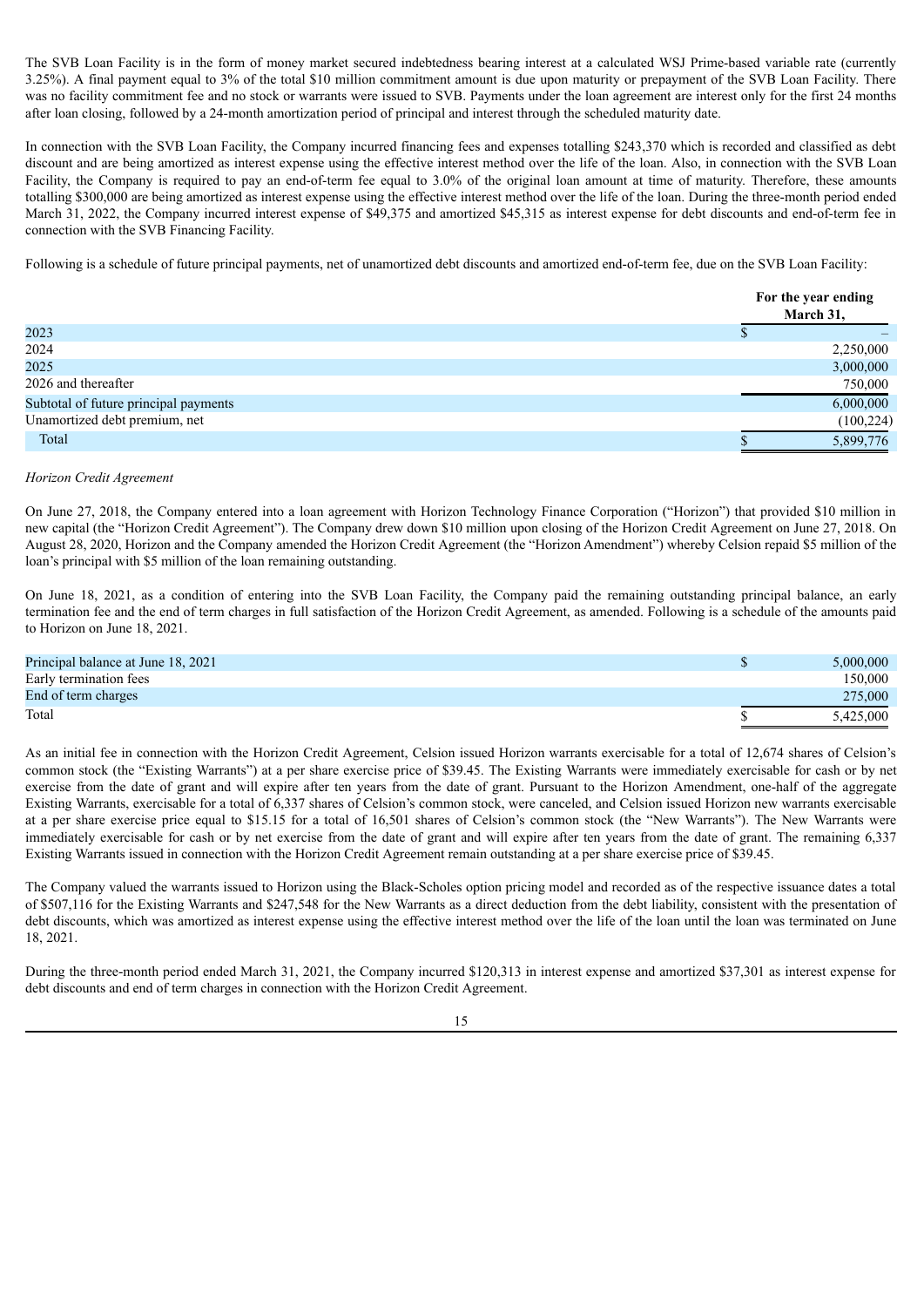The SVB Loan Facility is in the form of money market secured indebtedness bearing interest at a calculated WSJ Prime-based variable rate (currently 3.25%). A final payment equal to 3% of the total $10 million commitment amount is due upon maturity or prepayment of the SVB Loan Facility. There was no facility commitment fee and no stock or warrants were issued to SVB. Payments under the loan agreement are interest only for the first 24 months after loan closing, followed by a 24-month amortization period of principal and interest through the scheduled maturity date.

In connection with the SVB Loan Facility, the Company incurred financing fees and expenses totalling $243,370 which is recorded and classified as debt discount and are being amortized as interest expense using the effective interest method over the life of the loan. Also, in connection with the SVB Loan Facility, the Company is required to pay an end-of-term fee equal to 3.0% of the original loan amount at time of maturity. Therefore, these amounts totalling $300,000 are being amortized as interest expense using the effective interest method over the life of the loan. During the three-month period ended March 31, 2022, the Company incurred interest expense of $49,375 and amortized $45,315 as interest expense for debt discounts and end-of-term fee in connection with the SVB Financing Facility.

Following is a schedule of future principal payments, net of unamortized debt discounts and amortized end-of-term fee, due on the SVB Loan Facility:

| | For the year ending March 31, |
|---|---|
| 2023 | $ – |
| 2024 | 2,250,000 |
| 2025 | 3,000,000 |
| 2026 and thereafter | 750,000 |
| Subtotal of future principal payments | 6,000,000 |
| Unamortized debt premium, net | (100,224) |
| Total | $ 5,899,776 |

*Horizon Credit Agreement*

On June 27, 2018, the Company entered into a loan agreement with Horizon Technology Finance Corporation ("Horizon") that provided $10 million in new capital (the "Horizon Credit Agreement"). The Company drew down $10 million upon closing of the Horizon Credit Agreement on June 27, 2018. On August 28, 2020, Horizon and the Company amended the Horizon Credit Agreement (the "Horizon Amendment") whereby Celsion repaid $5 million of the loan's principal with $5 million of the loan remaining outstanding.

On June 18, 2021, as a condition of entering into the SVB Loan Facility, the Company paid the remaining outstanding principal balance, an early termination fee and the end of term charges in full satisfaction of the Horizon Credit Agreement, as amended. Following is a schedule of the amounts paid to Horizon on June 18, 2021.

| | |
|---|---|
| Principal balance at June 18, 2021 | $ 5,000,000 |
| Early termination fees | 150,000 |
| End of term charges | 275,000 |
| Total | $ 5,425,000 |

As an initial fee in connection with the Horizon Credit Agreement, Celsion issued Horizon warrants exercisable for a total of 12,674 shares of Celsion's common stock (the "Existing Warrants") at a per share exercise price of $39.45. The Existing Warrants were immediately exercisable for cash or by net exercise from the date of grant and will expire after ten years from the date of grant. Pursuant to the Horizon Amendment, one-half of the aggregate Existing Warrants, exercisable for a total of 6,337 shares of Celsion's common stock, were canceled, and Celsion issued Horizon new warrants exercisable at a per share exercise price equal to $15.15 for a total of 16,501 shares of Celsion's common stock (the "New Warrants"). The New Warrants were immediately exercisable for cash or by net exercise from the date of grant and will expire after ten years from the date of grant. The remaining 6,337 Existing Warrants issued in connection with the Horizon Credit Agreement remain outstanding at a per share exercise price of $39.45.

The Company valued the warrants issued to Horizon using the Black-Scholes option pricing model and recorded as of the respective issuance dates a total of $507,116 for the Existing Warrants and $247,548 for the New Warrants as a direct deduction from the debt liability, consistent with the presentation of debt discounts, which was amortized as interest expense using the effective interest method over the life of the loan until the loan was terminated on June 18, 2021.

During the three-month period ended March 31, 2021, the Company incurred $120,313 in interest expense and amortized $37,301 as interest expense for debt discounts and end of term charges in connection with the Horizon Credit Agreement.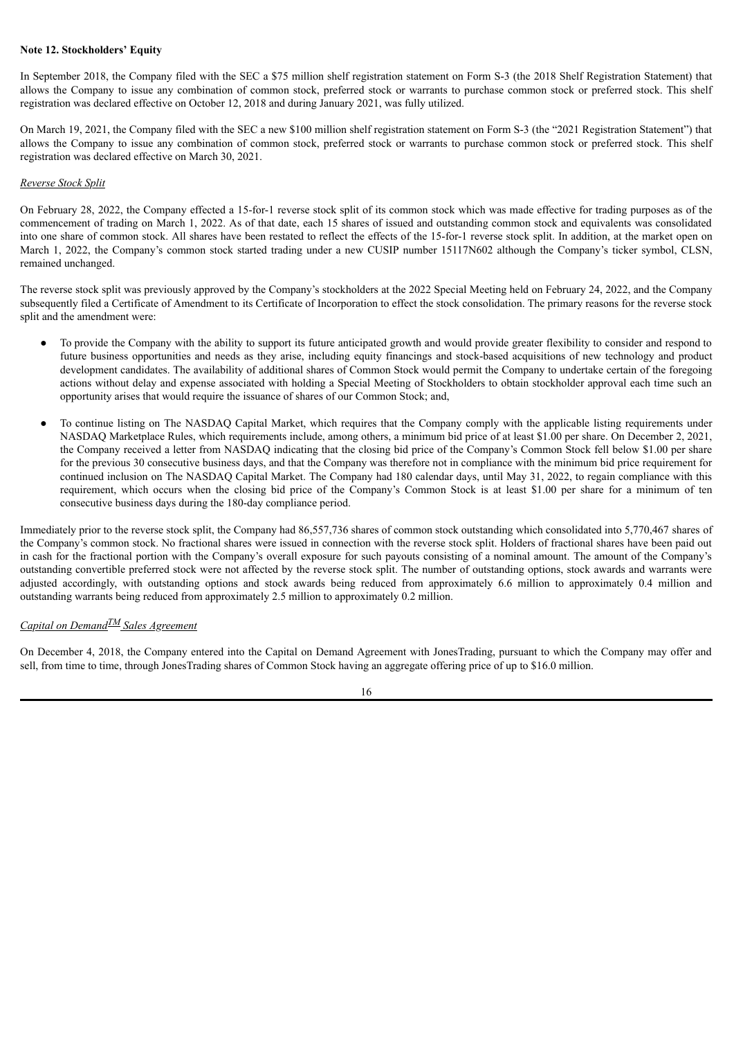**Note 12. Stockholders' Equity**

In September 2018, the Company filed with the SEC a $75 million shelf registration statement on Form S-3 (the 2018 Shelf Registration Statement) that allows the Company to issue any combination of common stock, preferred stock or warrants to purchase common stock or preferred stock. This shelf registration was declared effective on October 12, 2018 and during January 2021, was fully utilized.

On March 19, 2021, the Company filed with the SEC a new $100 million shelf registration statement on Form S-3 (the "2021 Registration Statement") that allows the Company to issue any combination of common stock, preferred stock or warrants to purchase common stock or preferred stock. This shelf registration was declared effective on March 30, 2021.

*Reverse Stock Split*

On February 28, 2022, the Company effected a 15-for-1 reverse stock split of its common stock which was made effective for trading purposes as of the commencement of trading on March 1, 2022. As of that date, each 15 shares of issued and outstanding common stock and equivalents was consolidated into one share of common stock. All shares have been restated to reflect the effects of the 15-for-1 reverse stock split. In addition, at the market open on March 1, 2022, the Company's common stock started trading under a new CUSIP number 15117N602 although the Company's ticker symbol, CLSN, remained unchanged.

The reverse stock split was previously approved by the Company's stockholders at the 2022 Special Meeting held on February 24, 2022, and the Company subsequently filed a Certificate of Amendment to its Certificate of Incorporation to effect the stock consolidation. The primary reasons for the reverse stock split and the amendment were:

- To provide the Company with the ability to support its future anticipated growth and would provide greater flexibility to consider and respond to future business opportunities and needs as they arise, including equity financings and stock-based acquisitions of new technology and product development candidates. The availability of additional shares of Common Stock would permit the Company to undertake certain of the foregoing actions without delay and expense associated with holding a Special Meeting of Stockholders to obtain stockholder approval each time such an opportunity arises that would require the issuance of shares of our Common Stock; and,

- To continue listing on The NASDAQ Capital Market, which requires that the Company comply with the applicable listing requirements under NASDAQ Marketplace Rules, which requirements include, among others, a minimum bid price of at least $1.00 per share. On December 2, 2021, the Company received a letter from NASDAQ indicating that the closing bid price of the Company's Common Stock fell below $1.00 per share for the previous 30 consecutive business days, and that the Company was therefore not in compliance with the minimum bid price requirement for continued inclusion on The NASDAQ Capital Market. The Company had 180 calendar days, until May 31, 2022, to regain compliance with this requirement, which occurs when the closing bid price of the Company's Common Stock is at least $1.00 per share for a minimum of ten consecutive business days during the 180-day compliance period.

Immediately prior to the reverse stock split, the Company had 86,557,736 shares of common stock outstanding which consolidated into 5,770,467 shares of the Company's common stock. No fractional shares were issued in connection with the reverse stock split. Holders of fractional shares have been paid out in cash for the fractional portion with the Company's overall exposure for such payouts consisting of a nominal amount. The amount of the Company's outstanding convertible preferred stock were not affected by the reverse stock split. The number of outstanding options, stock awards and warrants were adjusted accordingly, with outstanding options and stock awards being reduced from approximately 6.6 million to approximately 0.4 million and outstanding warrants being reduced from approximately 2.5 million to approximately 0.2 million.

*Capital on Demand™ Sales Agreement*

On December 4, 2018, the Company entered into the Capital on Demand Agreement with JonesTrading, pursuant to which the Company may offer and sell, from time to time, through JonesTrading shares of Common Stock having an aggregate offering price of up to $16.0 million.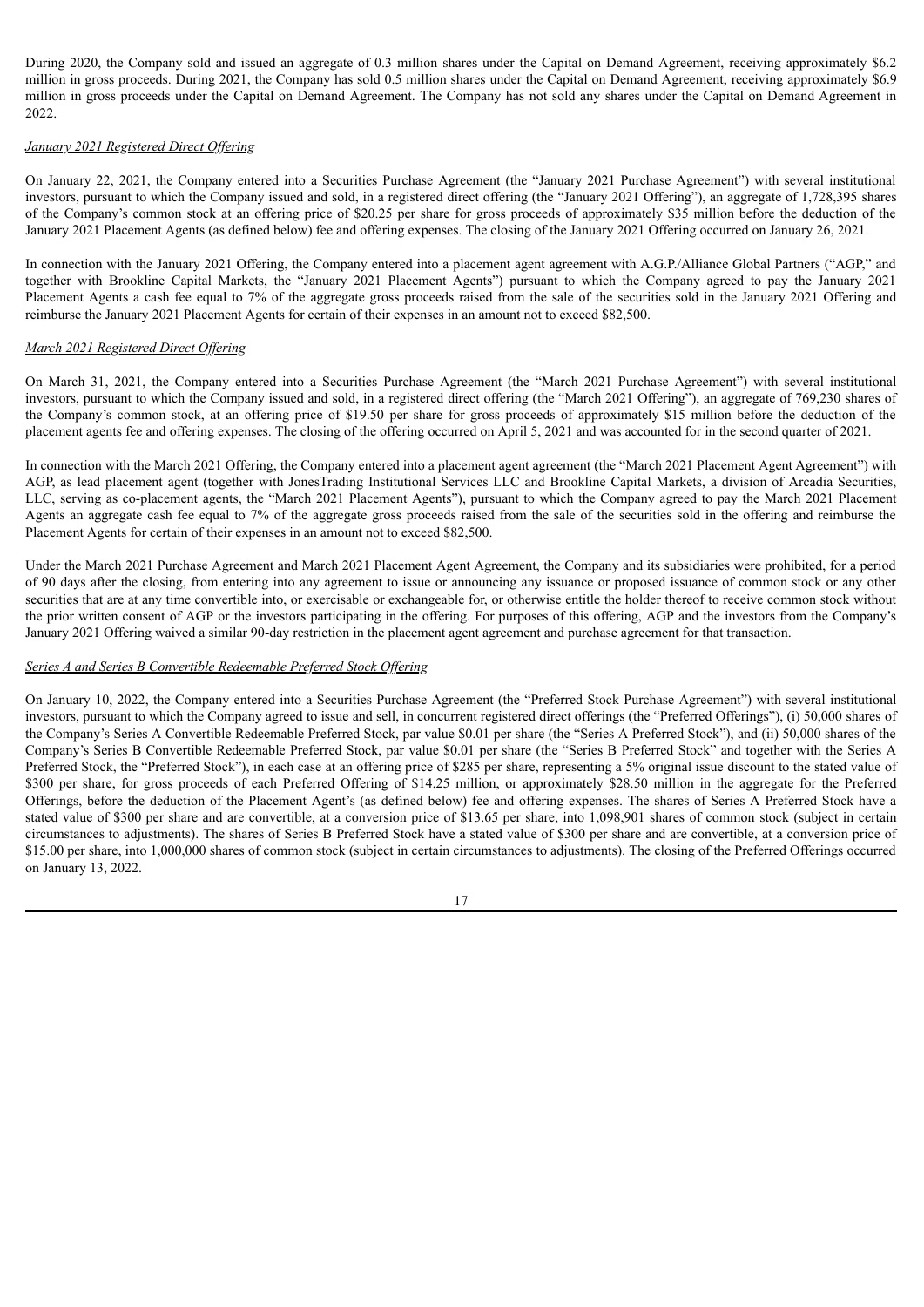During 2020, the Company sold and issued an aggregate of 0.3 million shares under the Capital on Demand Agreement, receiving approximately $6.2 million in gross proceeds. During 2021, the Company has sold 0.5 million shares under the Capital on Demand Agreement, receiving approximately $6.9 million in gross proceeds under the Capital on Demand Agreement. The Company has not sold any shares under the Capital on Demand Agreement in 2022.

*January 2021 Registered Direct Offering*

On January 22, 2021, the Company entered into a Securities Purchase Agreement (the "January 2021 Purchase Agreement") with several institutional investors, pursuant to which the Company issued and sold, in a registered direct offering (the "January 2021 Offering"), an aggregate of 1,728,395 shares of the Company's common stock at an offering price of $20.25 per share for gross proceeds of approximately $35 million before the deduction of the January 2021 Placement Agents (as defined below) fee and offering expenses. The closing of the January 2021 Offering occurred on January 26, 2021.

In connection with the January 2021 Offering, the Company entered into a placement agent agreement with A.G.P./Alliance Global Partners ("AGP," and together with Brookline Capital Markets, the "January 2021 Placement Agents") pursuant to which the Company agreed to pay the January 2021 Placement Agents a cash fee equal to 7% of the aggregate gross proceeds raised from the sale of the securities sold in the January 2021 Offering and reimburse the January 2021 Placement Agents for certain of their expenses in an amount not to exceed $82,500.

*March 2021 Registered Direct Offering*

On March 31, 2021, the Company entered into a Securities Purchase Agreement (the "March 2021 Purchase Agreement") with several institutional investors, pursuant to which the Company issued and sold, in a registered direct offering (the "March 2021 Offering"), an aggregate of 769,230 shares of the Company's common stock, at an offering price of $19.50 per share for gross proceeds of approximately $15 million before the deduction of the placement agents fee and offering expenses. The closing of the offering occurred on April 5, 2021 and was accounted for in the second quarter of 2021.

In connection with the March 2021 Offering, the Company entered into a placement agent agreement (the "March 2021 Placement Agent Agreement") with AGP, as lead placement agent (together with JonesTrading Institutional Services LLC and Brookline Capital Markets, a division of Arcadia Securities, LLC, serving as co-placement agents, the "March 2021 Placement Agents"), pursuant to which the Company agreed to pay the March 2021 Placement Agents an aggregate cash fee equal to 7% of the aggregate gross proceeds raised from the sale of the securities sold in the offering and reimburse the Placement Agents for certain of their expenses in an amount not to exceed $82,500.

Under the March 2021 Purchase Agreement and March 2021 Placement Agent Agreement, the Company and its subsidiaries were prohibited, for a period of 90 days after the closing, from entering into any agreement to issue or announcing any issuance or proposed issuance of common stock or any other securities that are at any time convertible into, or exercisable or exchangeable for, or otherwise entitle the holder thereof to receive common stock without the prior written consent of AGP or the investors participating in the offering. For purposes of this offering, AGP and the investors from the Company's January 2021 Offering waived a similar 90-day restriction in the placement agent agreement and purchase agreement for that transaction.

*Series A and Series B Convertible Redeemable Preferred Stock Offering*

On January 10, 2022, the Company entered into a Securities Purchase Agreement (the "Preferred Stock Purchase Agreement") with several institutional investors, pursuant to which the Company agreed to issue and sell, in concurrent registered direct offerings (the "Preferred Offerings"), (i) 50,000 shares of the Company's Series A Convertible Redeemable Preferred Stock, par value $0.01 per share (the "Series A Preferred Stock"), and (ii) 50,000 shares of the Company's Series B Convertible Redeemable Preferred Stock, par value $0.01 per share (the "Series B Preferred Stock" and together with the Series A Preferred Stock, the "Preferred Stock"), in each case at an offering price of $285 per share, representing a 5% original issue discount to the stated value of $300 per share, for gross proceeds of each Preferred Offering of $14.25 million, or approximately $28.50 million in the aggregate for the Preferred Offerings, before the deduction of the Placement Agent's (as defined below) fee and offering expenses. The shares of Series A Preferred Stock have a stated value of $300 per share and are convertible, at a conversion price of $13.65 per share, into 1,098,901 shares of common stock (subject in certain circumstances to adjustments). The shares of Series B Preferred Stock have a stated value of $300 per share and are convertible, at a conversion price of $15.00 per share, into 1,000,000 shares of common stock (subject in certain circumstances to adjustments). The closing of the Preferred Offerings occurred on January 13, 2022.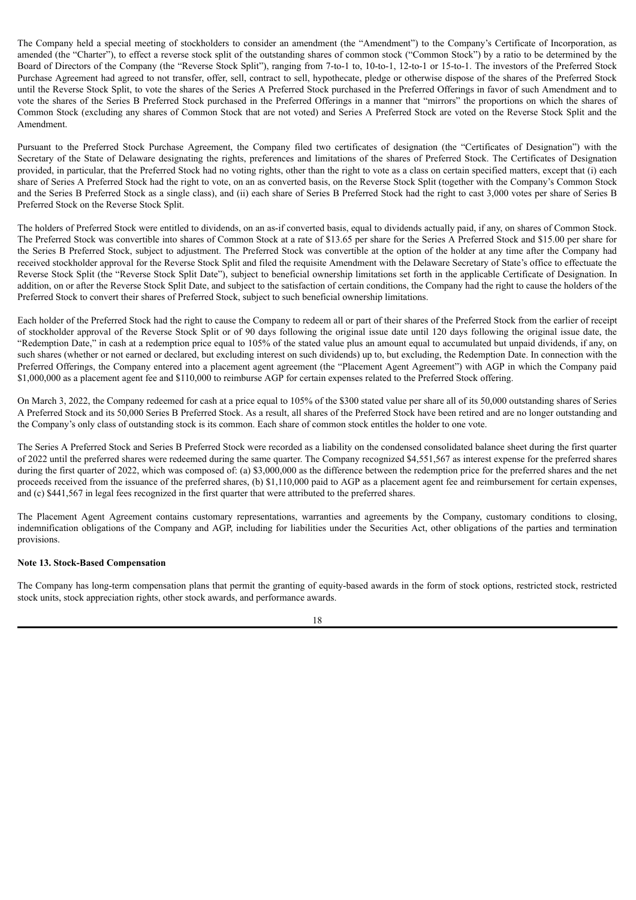The Company held a special meeting of stockholders to consider an amendment (the "Amendment") to the Company's Certificate of Incorporation, as amended (the "Charter"), to effect a reverse stock split of the outstanding shares of common stock ("Common Stock") by a ratio to be determined by the Board of Directors of the Company (the "Reverse Stock Split"), ranging from 7-to-1 to, 10-to-1, 12-to-1 or 15-to-1. The investors of the Preferred Stock Purchase Agreement had agreed to not transfer, offer, sell, contract to sell, hypothecate, pledge or otherwise dispose of the shares of the Preferred Stock until the Reverse Stock Split, to vote the shares of the Series A Preferred Stock purchased in the Preferred Offerings in favor of such Amendment and to vote the shares of the Series B Preferred Stock purchased in the Preferred Offerings in a manner that "mirrors" the proportions on which the shares of Common Stock (excluding any shares of Common Stock that are not voted) and Series A Preferred Stock are voted on the Reverse Stock Split and the Amendment.

Pursuant to the Preferred Stock Purchase Agreement, the Company filed two certificates of designation (the "Certificates of Designation") with the Secretary of the State of Delaware designating the rights, preferences and limitations of the shares of Preferred Stock. The Certificates of Designation provided, in particular, that the Preferred Stock had no voting rights, other than the right to vote as a class on certain specified matters, except that (i) each share of Series A Preferred Stock had the right to vote, on an as converted basis, on the Reverse Stock Split (together with the Company's Common Stock and the Series B Preferred Stock as a single class), and (ii) each share of Series B Preferred Stock had the right to cast 3,000 votes per share of Series B Preferred Stock on the Reverse Stock Split.

The holders of Preferred Stock were entitled to dividends, on an as-if converted basis, equal to dividends actually paid, if any, on shares of Common Stock. The Preferred Stock was convertible into shares of Common Stock at a rate of $13.65 per share for the Series A Preferred Stock and $15.00 per share for the Series B Preferred Stock, subject to adjustment. The Preferred Stock was convertible at the option of the holder at any time after the Company had received stockholder approval for the Reverse Stock Split and filed the requisite Amendment with the Delaware Secretary of State's office to effectuate the Reverse Stock Split (the "Reverse Stock Split Date"), subject to beneficial ownership limitations set forth in the applicable Certificate of Designation. In addition, on or after the Reverse Stock Split Date, and subject to the satisfaction of certain conditions, the Company had the right to cause the holders of the Preferred Stock to convert their shares of Preferred Stock, subject to such beneficial ownership limitations.

Each holder of the Preferred Stock had the right to cause the Company to redeem all or part of their shares of the Preferred Stock from the earlier of receipt of stockholder approval of the Reverse Stock Split or of 90 days following the original issue date until 120 days following the original issue date, the "Redemption Date," in cash at a redemption price equal to 105% of the stated value plus an amount equal to accumulated but unpaid dividends, if any, on such shares (whether or not earned or declared, but excluding interest on such dividends) up to, but excluding, the Redemption Date. In connection with the Preferred Offerings, the Company entered into a placement agent agreement (the "Placement Agent Agreement") with AGP in which the Company paid $1,000,000 as a placement agent fee and $110,000 to reimburse AGP for certain expenses related to the Preferred Stock offering.

On March 3, 2022, the Company redeemed for cash at a price equal to 105% of the $300 stated value per share all of its 50,000 outstanding shares of Series A Preferred Stock and its 50,000 Series B Preferred Stock. As a result, all shares of the Preferred Stock have been retired and are no longer outstanding and the Company's only class of outstanding stock is its common. Each share of common stock entitles the holder to one vote.

The Series A Preferred Stock and Series B Preferred Stock were recorded as a liability on the condensed consolidated balance sheet during the first quarter of 2022 until the preferred shares were redeemed during the same quarter. The Company recognized $4,551,567 as interest expense for the preferred shares during the first quarter of 2022, which was composed of: (a) $3,000,000 as the difference between the redemption price for the preferred shares and the net proceeds received from the issuance of the preferred shares, (b) $1,110,000 paid to AGP as a placement agent fee and reimbursement for certain expenses, and (c) $441,567 in legal fees recognized in the first quarter that were attributed to the preferred shares.

The Placement Agent Agreement contains customary representations, warranties and agreements by the Company, customary conditions to closing, indemnification obligations of the Company and AGP, including for liabilities under the Securities Act, other obligations of the parties and termination provisions.

**Note 13. Stock-Based Compensation**

The Company has long-term compensation plans that permit the granting of equity-based awards in the form of stock options, restricted stock, restricted stock units, stock appreciation rights, other stock awards, and performance awards.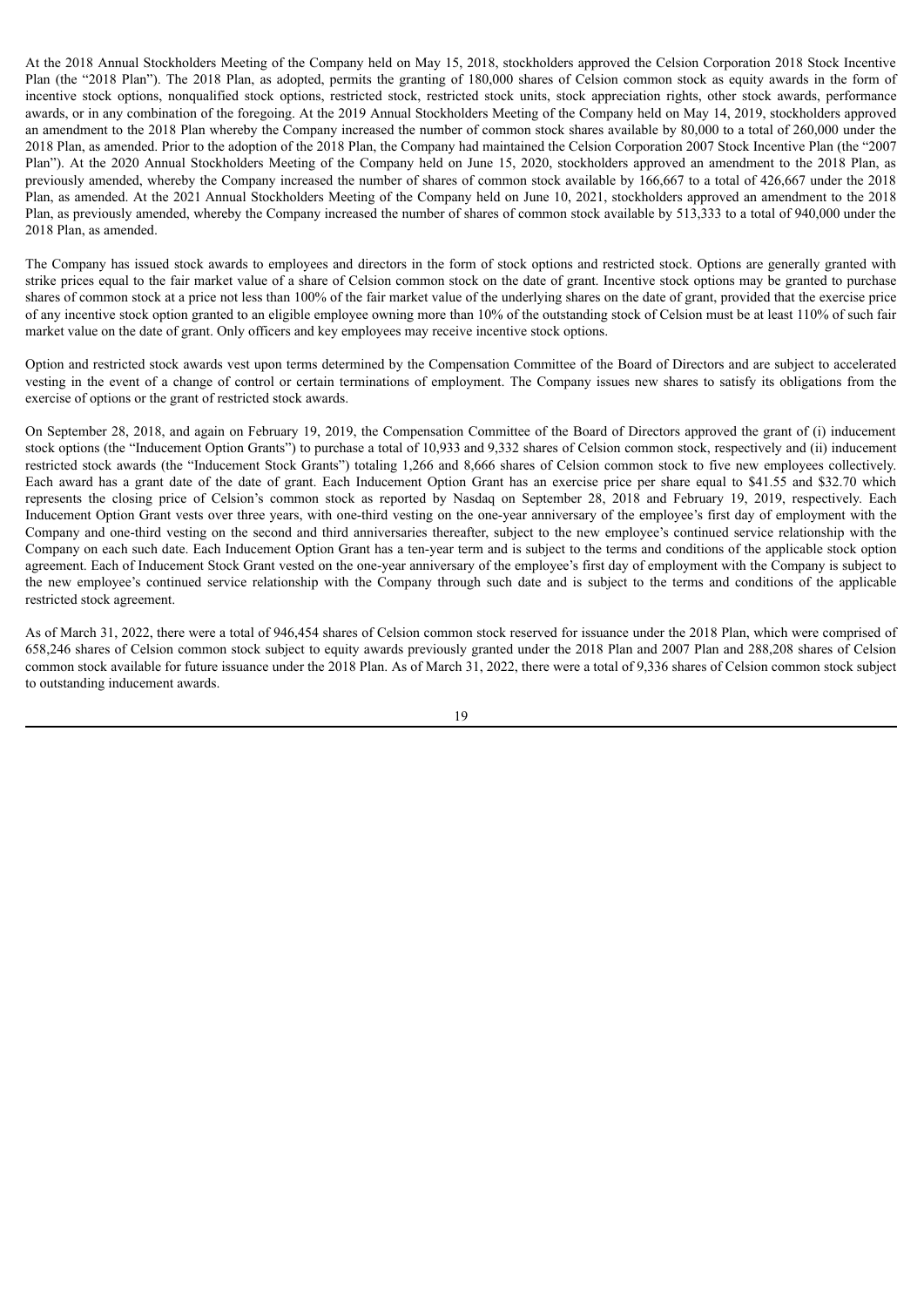At the 2018 Annual Stockholders Meeting of the Company held on May 15, 2018, stockholders approved the Celsion Corporation 2018 Stock Incentive Plan (the "2018 Plan"). The 2018 Plan, as adopted, permits the granting of 180,000 shares of Celsion common stock as equity awards in the form of incentive stock options, nonqualified stock options, restricted stock, restricted stock units, stock appreciation rights, other stock awards, performance awards, or in any combination of the foregoing. At the 2019 Annual Stockholders Meeting of the Company held on May 14, 2019, stockholders approved an amendment to the 2018 Plan whereby the Company increased the number of common stock shares available by 80,000 to a total of 260,000 under the 2018 Plan, as amended. Prior to the adoption of the 2018 Plan, the Company had maintained the Celsion Corporation 2007 Stock Incentive Plan (the "2007 Plan"). At the 2020 Annual Stockholders Meeting of the Company held on June 15, 2020, stockholders approved an amendment to the 2018 Plan, as previously amended, whereby the Company increased the number of shares of common stock available by 166,667 to a total of 426,667 under the 2018 Plan, as amended. At the 2021 Annual Stockholders Meeting of the Company held on June 10, 2021, stockholders approved an amendment to the 2018 Plan, as previously amended, whereby the Company increased the number of shares of common stock available by 513,333 to a total of 940,000 under the 2018 Plan, as amended.

The Company has issued stock awards to employees and directors in the form of stock options and restricted stock. Options are generally granted with strike prices equal to the fair market value of a share of Celsion common stock on the date of grant. Incentive stock options may be granted to purchase shares of common stock at a price not less than 100% of the fair market value of the underlying shares on the date of grant, provided that the exercise price of any incentive stock option granted to an eligible employee owning more than 10% of the outstanding stock of Celsion must be at least 110% of such fair market value on the date of grant. Only officers and key employees may receive incentive stock options.

Option and restricted stock awards vest upon terms determined by the Compensation Committee of the Board of Directors and are subject to accelerated vesting in the event of a change of control or certain terminations of employment. The Company issues new shares to satisfy its obligations from the exercise of options or the grant of restricted stock awards.

On September 28, 2018, and again on February 19, 2019, the Compensation Committee of the Board of Directors approved the grant of (i) inducement stock options (the "Inducement Option Grants") to purchase a total of 10,933 and 9,332 shares of Celsion common stock, respectively and (ii) inducement restricted stock awards (the "Inducement Stock Grants") totaling 1,266 and 8,666 shares of Celsion common stock to five new employees collectively. Each award has a grant date of the date of grant. Each Inducement Option Grant has an exercise price per share equal to $41.55 and $32.70 which represents the closing price of Celsion's common stock as reported by Nasdaq on September 28, 2018 and February 19, 2019, respectively. Each Inducement Option Grant vests over three years, with one-third vesting on the one-year anniversary of the employee's first day of employment with the Company and one-third vesting on the second and third anniversaries thereafter, subject to the new employee's continued service relationship with the Company on each such date. Each Inducement Option Grant has a ten-year term and is subject to the terms and conditions of the applicable stock option agreement. Each of Inducement Stock Grant vested on the one-year anniversary of the employee's first day of employment with the Company is subject to the new employee's continued service relationship with the Company through such date and is subject to the terms and conditions of the applicable restricted stock agreement.

As of March 31, 2022, there were a total of 946,454 shares of Celsion common stock reserved for issuance under the 2018 Plan, which were comprised of 658,246 shares of Celsion common stock subject to equity awards previously granted under the 2018 Plan and 2007 Plan and 288,208 shares of Celsion common stock available for future issuance under the 2018 Plan. As of March 31, 2022, there were a total of 9,336 shares of Celsion common stock subject to outstanding inducement awards.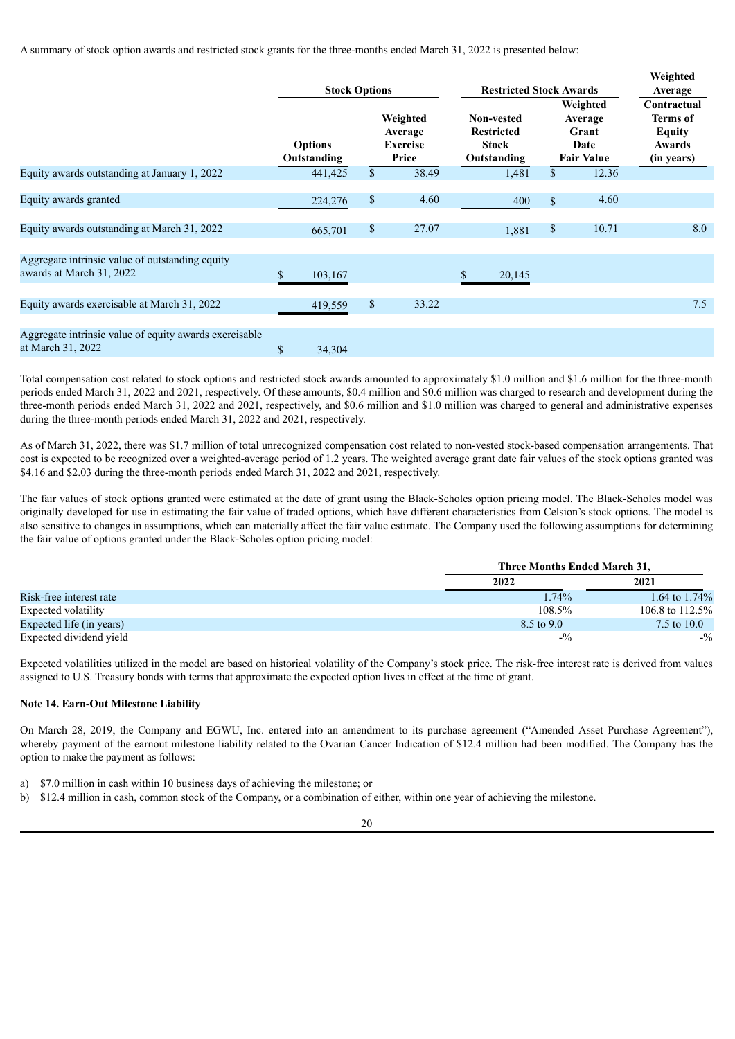A summary of stock option awards and restricted stock grants for the three-months ended March 31, 2022 is presented below:

| | Stock Options | | Restricted Stock Awards | | Weighted Average |
|---|---|---|---|---|---|
| | Options Outstanding | Weighted Average Exercise Price | Non-vested Restricted Stock Outstanding | Weighted Average Grant Date Fair Value | Contractual Terms of Equity Awards (in years) |
| Equity awards outstanding at January 1, 2022 | 441,425 | $ 38.49 | 1,481 | $ 12.36 | |
| Equity awards granted | 224,276 | $ 4.60 | 400 | $ 4.60 | |
| Equity awards outstanding at March 31, 2022 | 665,701 | $ 27.07 | 1,881 | $ 10.71 | 8.0 |
| Aggregate intrinsic value of outstanding equity awards at March 31, 2022 | $ 103,167 | | $ 20,145 | | |
| Equity awards exercisable at March 31, 2022 | 419,559 | $ 33.22 | | | 7.5 |
| Aggregate intrinsic value of equity awards exercisable at March 31, 2022 | $ 34,304 | | | | |

Total compensation cost related to stock options and restricted stock awards amounted to approximately $1.0 million and $1.6 million for the three-month periods ended March 31, 2022 and 2021, respectively. Of these amounts, $0.4 million and $0.6 million was charged to research and development during the three-month periods ended March 31, 2022 and 2021, respectively, and $0.6 million and $1.0 million was charged to general and administrative expenses during the three-month periods ended March 31, 2022 and 2021, respectively.

As of March 31, 2022, there was $1.7 million of total unrecognized compensation cost related to non-vested stock-based compensation arrangements. That cost is expected to be recognized over a weighted-average period of 1.2 years. The weighted average grant date fair values of the stock options granted was $4.16 and $2.03 during the three-month periods ended March 31, 2022 and 2021, respectively.

The fair values of stock options granted were estimated at the date of grant using the Black-Scholes option pricing model. The Black-Scholes model was originally developed for use in estimating the fair value of traded options, which have different characteristics from Celsion's stock options. The model is also sensitive to changes in assumptions, which can materially affect the fair value estimate. The Company used the following assumptions for determining the fair value of options granted under the Black-Scholes option pricing model:

| | Three Months Ended March 31, | |
|---|---|---|
| | 2022 | 2021 |
| Risk-free interest rate | 1.74% | 1.64 to 1.74% |
| Expected volatility | 108.5% | 106.8 to 112.5% |
| Expected life (in years) | 8.5 to 9.0 | 7.5 to 10.0 |
| Expected dividend yield | -% | -% |

Expected volatilities utilized in the model are based on historical volatility of the Company's stock price. The risk-free interest rate is derived from values assigned to U.S. Treasury bonds with terms that approximate the expected option lives in effect at the time of grant.

**Note 14. Earn-Out Milestone Liability**

On March 28, 2019, the Company and EGWU, Inc. entered into an amendment to its purchase agreement ("Amended Asset Purchase Agreement"), whereby payment of the earnout milestone liability related to the Ovarian Cancer Indication of $12.4 million had been modified. The Company has the option to make the payment as follows:

a) $7.0 million in cash within 10 business days of achieving the milestone; or
b) $12.4 million in cash, common stock of the Company, or a combination of either, within one year of achieving the milestone.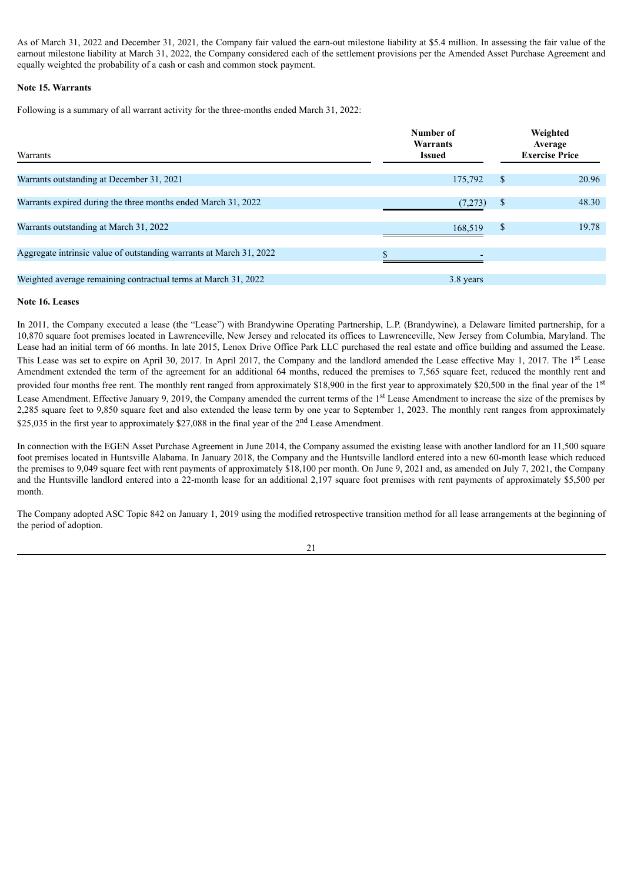As of March 31, 2022 and December 31, 2021, the Company fair valued the earn-out milestone liability at $5.4 million. In assessing the fair value of the earnout milestone liability at March 31, 2022, the Company considered each of the settlement provisions per the Amended Asset Purchase Agreement and equally weighted the probability of a cash or cash and common stock payment.

**Note 15. Warrants**

Following is a summary of all warrant activity for the three-months ended March 31, 2022:

| Warrants | Number of Warrants Issued | Weighted Average Exercise Price |
|---|---|---|
| Warrants outstanding at December 31, 2021 | 175,792 | $ 20.96 |
| Warrants expired during the three months ended March 31, 2022 | (7,273) | $ 48.30 |
| Warrants outstanding at March 31, 2022 | 168,519 | $ 19.78 |
| Aggregate intrinsic value of outstanding warrants at March 31, 2022 | $ - | |
| Weighted average remaining contractual terms at March 31, 2022 | 3.8 years | |

**Note 16. Leases**

In 2011, the Company executed a lease (the "Lease") with Brandywine Operating Partnership, L.P. (Brandywine), a Delaware limited partnership, for a 10,870 square foot premises located in Lawrenceville, New Jersey and relocated its offices to Lawrenceville, New Jersey from Columbia, Maryland. The Lease had an initial term of 66 months. In late 2015, Lenox Drive Office Park LLC purchased the real estate and office building and assumed the Lease. This Lease was set to expire on April 30, 2017. In April 2017, the Company and the landlord amended the Lease effective May 1, 2017. The 1st Lease Amendment extended the term of the agreement for an additional 64 months, reduced the premises to 7,565 square feet, reduced the monthly rent and provided four months free rent. The monthly rent ranged from approximately $18,900 in the first year to approximately $20,500 in the final year of the 1st Lease Amendment. Effective January 9, 2019, the Company amended the current terms of the 1st Lease Amendment to increase the size of the premises by 2,285 square feet to 9,850 square feet and also extended the lease term by one year to September 1, 2023. The monthly rent ranges from approximately $25,035 in the first year to approximately $27,088 in the final year of the 2nd Lease Amendment.

In connection with the EGEN Asset Purchase Agreement in June 2014, the Company assumed the existing lease with another landlord for an 11,500 square foot premises located in Huntsville Alabama. In January 2018, the Company and the Huntsville landlord entered into a new 60-month lease which reduced the premises to 9,049 square feet with rent payments of approximately $18,100 per month. On June 9, 2021 and, as amended on July 7, 2021, the Company and the Huntsville landlord entered into a 22-month lease for an additional 2,197 square foot premises with rent payments of approximately $5,500 per month.

The Company adopted ASC Topic 842 on January 1, 2019 using the modified retrospective transition method for all lease arrangements at the beginning of the period of adoption.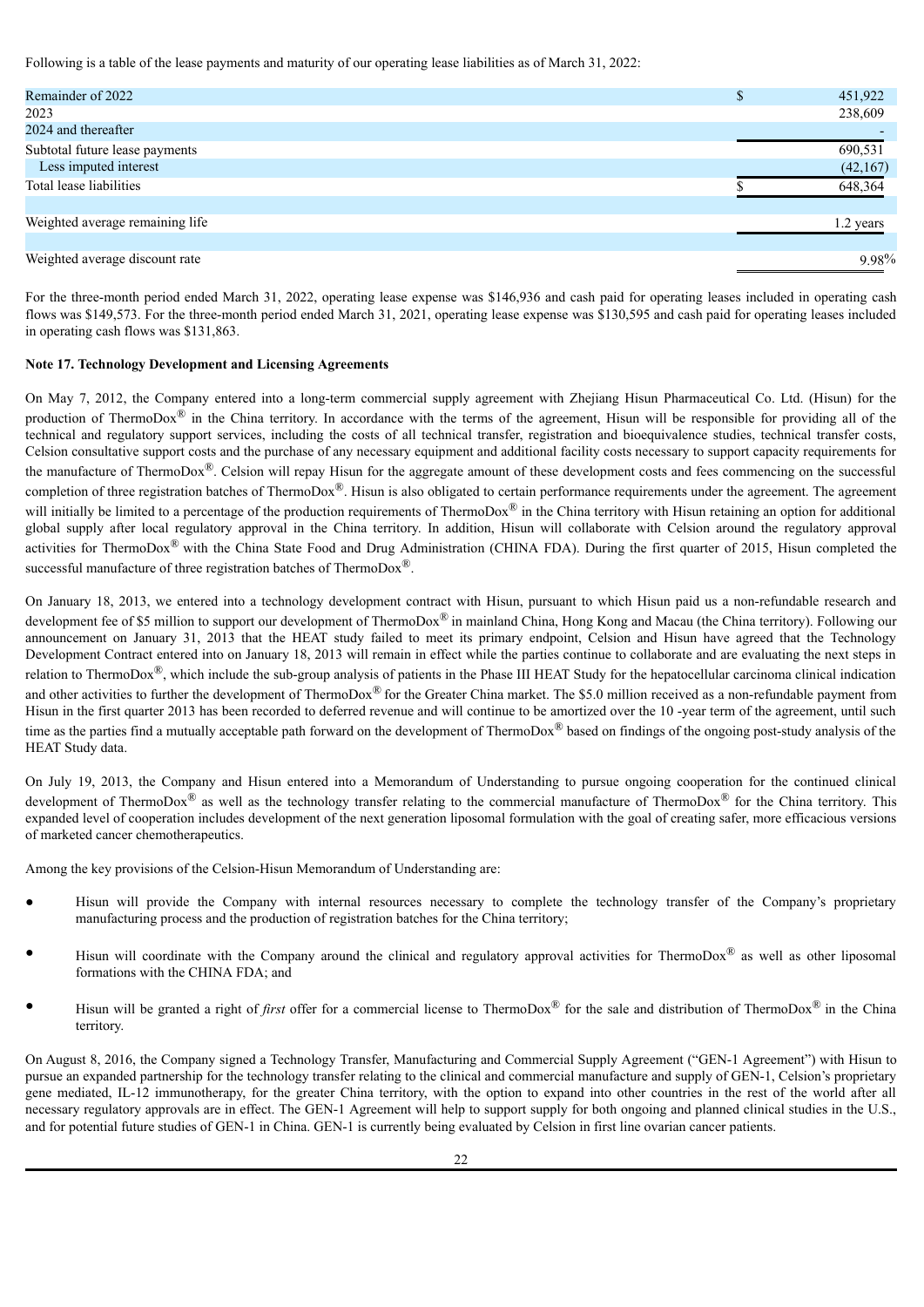Following is a table of the lease payments and maturity of our operating lease liabilities as of March 31, 2022:

| | |
|---|---|
| Remainder of 2022 | $ 451,922 |
| 2023 | 238,609 |
| 2024 and thereafter | - |
| Subtotal future lease payments | 690,531 |
| Less imputed interest | (42,167) |
| Total lease liabilities | $ 648,364 |
| | |
| Weighted average remaining life | 1.2 years |
| | |
| Weighted average discount rate | 9.98% |

For the three-month period ended March 31, 2022, operating lease expense was $146,936 and cash paid for operating leases included in operating cash flows was $149,573. For the three-month period ended March 31, 2021, operating lease expense was $130,595 and cash paid for operating leases included in operating cash flows was $131,863.

**Note 17. Technology Development and Licensing Agreements**

On May 7, 2012, the Company entered into a long-term commercial supply agreement with Zhejiang Hisun Pharmaceutical Co. Ltd. (Hisun) for the production of ThermoDox® in the China territory. In accordance with the terms of the agreement, Hisun will be responsible for providing all of the technical and regulatory support services, including the costs of all technical transfer, registration and bioequivalence studies, technical transfer costs, Celsion consultative support costs and the purchase of any necessary equipment and additional facility costs necessary to support capacity requirements for the manufacture of ThermoDox®. Celsion will repay Hisun for the aggregate amount of these development costs and fees commencing on the successful completion of three registration batches of ThermoDox®. Hisun is also obligated to certain performance requirements under the agreement. The agreement will initially be limited to a percentage of the production requirements of ThermoDox® in the China territory with Hisun retaining an option for additional global supply after local regulatory approval in the China territory. In addition, Hisun will collaborate with Celsion around the regulatory approval activities for ThermoDox® with the China State Food and Drug Administration (CHINA FDA). During the first quarter of 2015, Hisun completed the successful manufacture of three registration batches of ThermoDox®.

On January 18, 2013, we entered into a technology development contract with Hisun, pursuant to which Hisun paid us a non-refundable research and development fee of $5 million to support our development of ThermoDox® in mainland China, Hong Kong and Macau (the China territory). Following our announcement on January 31, 2013 that the HEAT study failed to meet its primary endpoint, Celsion and Hisun have agreed that the Technology Development Contract entered into on January 18, 2013 will remain in effect while the parties continue to collaborate and are evaluating the next steps in relation to ThermoDox®, which include the sub-group analysis of patients in the Phase III HEAT Study for the hepatocellular carcinoma clinical indication and other activities to further the development of ThermoDox® for the Greater China market. The $5.0 million received as a non-refundable payment from Hisun in the first quarter 2013 has been recorded to deferred revenue and will continue to be amortized over the 10 -year term of the agreement, until such time as the parties find a mutually acceptable path forward on the development of ThermoDox® based on findings of the ongoing post-study analysis of the HEAT Study data.

On July 19, 2013, the Company and Hisun entered into a Memorandum of Understanding to pursue ongoing cooperation for the continued clinical development of ThermoDox® as well as the technology transfer relating to the commercial manufacture of ThermoDox® for the China territory. This expanded level of cooperation includes development of the next generation liposomal formulation with the goal of creating safer, more efficacious versions of marketed cancer chemotherapeutics.

Among the key provisions of the Celsion-Hisun Memorandum of Understanding are:

- Hisun will provide the Company with internal resources necessary to complete the technology transfer of the Company's proprietary manufacturing process and the production of registration batches for the China territory;
- Hisun will coordinate with the Company around the clinical and regulatory approval activities for ThermoDox® as well as other liposomal formations with the CHINA FDA; and
- Hisun will be granted a right of *first* offer for a commercial license to ThermoDox® for the sale and distribution of ThermoDox® in the China territory.

On August 8, 2016, the Company signed a Technology Transfer, Manufacturing and Commercial Supply Agreement ("GEN-1 Agreement") with Hisun to pursue an expanded partnership for the technology transfer relating to the clinical and commercial manufacture and supply of GEN-1, Celsion's proprietary gene mediated, IL-12 immunotherapy, for the greater China territory, with the option to expand into other countries in the rest of the world after all necessary regulatory approvals are in effect. The GEN-1 Agreement will help to support supply for both ongoing and planned clinical studies in the U.S., and for potential future studies of GEN-1 in China. GEN-1 is currently being evaluated by Celsion in first line ovarian cancer patients.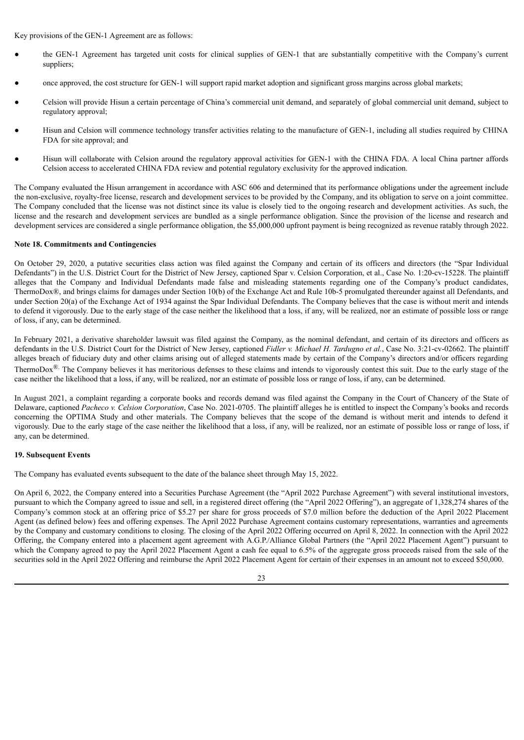Key provisions of the GEN-1 Agreement are as follows:

- the GEN-1 Agreement has targeted unit costs for clinical supplies of GEN-1 that are substantially competitive with the Company's current suppliers;
- once approved, the cost structure for GEN-1 will support rapid market adoption and significant gross margins across global markets;
- Celsion will provide Hisun a certain percentage of China's commercial unit demand, and separately of global commercial unit demand, subject to regulatory approval;
- Hisun and Celsion will commence technology transfer activities relating to the manufacture of GEN-1, including all studies required by CHINA FDA for site approval; and
- Hisun will collaborate with Celsion around the regulatory approval activities for GEN-1 with the CHINA FDA. A local China partner affords Celsion access to accelerated CHINA FDA review and potential regulatory exclusivity for the approved indication.

The Company evaluated the Hisun arrangement in accordance with ASC 606 and determined that its performance obligations under the agreement include the non-exclusive, royalty-free license, research and development services to be provided by the Company, and its obligation to serve on a joint committee. The Company concluded that the license was not distinct since its value is closely tied to the ongoing research and development activities. As such, the license and the research and development services are bundled as a single performance obligation. Since the provision of the license and research and development services are considered a single performance obligation, the $5,000,000 upfront payment is being recognized as revenue ratably through 2022.

**Note 18. Commitments and Contingencies**

On October 29, 2020, a putative securities class action was filed against the Company and certain of its officers and directors (the "Spar Individual Defendants") in the U.S. District Court for the District of New Jersey, captioned Spar v. Celsion Corporation, et al., Case No. 1:20-cv-15228. The plaintiff alleges that the Company and Individual Defendants made false and misleading statements regarding one of the Company's product candidates, ThermoDox®, and brings claims for damages under Section 10(b) of the Exchange Act and Rule 10b-5 promulgated thereunder against all Defendants, and under Section 20(a) of the Exchange Act of 1934 against the Spar Individual Defendants. The Company believes that the case is without merit and intends to defend it vigorously. Due to the early stage of the case neither the likelihood that a loss, if any, will be realized, nor an estimate of possible loss or range of loss, if any, can be determined.

In February 2021, a derivative shareholder lawsuit was filed against the Company, as the nominal defendant, and certain of its directors and officers as defendants in the U.S. District Court for the District of New Jersey, captioned *Fidler v. Michael H. Tardugno et al.*, Case No. 3:21-cv-02662. The plaintiff alleges breach of fiduciary duty and other claims arising out of alleged statements made by certain of the Company's directors and/or officers regarding ThermoDox®. The Company believes it has meritorious defenses to these claims and intends to vigorously contest this suit. Due to the early stage of the case neither the likelihood that a loss, if any, will be realized, nor an estimate of possible loss or range of loss, if any, can be determined.

In August 2021, a complaint regarding a corporate books and records demand was filed against the Company in the Court of Chancery of the State of Delaware, captioned *Pacheco v. Celsion Corporation*, Case No. 2021-0705. The plaintiff alleges he is entitled to inspect the Company's books and records concerning the OPTIMA Study and other materials. The Company believes that the scope of the demand is without merit and intends to defend it vigorously. Due to the early stage of the case neither the likelihood that a loss, if any, will be realized, nor an estimate of possible loss or range of loss, if any, can be determined.

**19. Subsequent Events**

The Company has evaluated events subsequent to the date of the balance sheet through May 15, 2022.

On April 6, 2022, the Company entered into a Securities Purchase Agreement (the "April 2022 Purchase Agreement") with several institutional investors, pursuant to which the Company agreed to issue and sell, in a registered direct offering (the "April 2022 Offering"), an aggregate of 1,328,274 shares of the Company's common stock at an offering price of $5.27 per share for gross proceeds of $7.0 million before the deduction of the April 2022 Placement Agent (as defined below) fees and offering expenses. The April 2022 Purchase Agreement contains customary representations, warranties and agreements by the Company and customary conditions to closing. The closing of the April 2022 Offering occurred on April 8, 2022. In connection with the April 2022 Offering, the Company entered into a placement agent agreement with A.G.P./Alliance Global Partners (the "April 2022 Placement Agent") pursuant to which the Company agreed to pay the April 2022 Placement Agent a cash fee equal to 6.5% of the aggregate gross proceeds raised from the sale of the securities sold in the April 2022 Offering and reimburse the April 2022 Placement Agent for certain of their expenses in an amount not to exceed $50,000.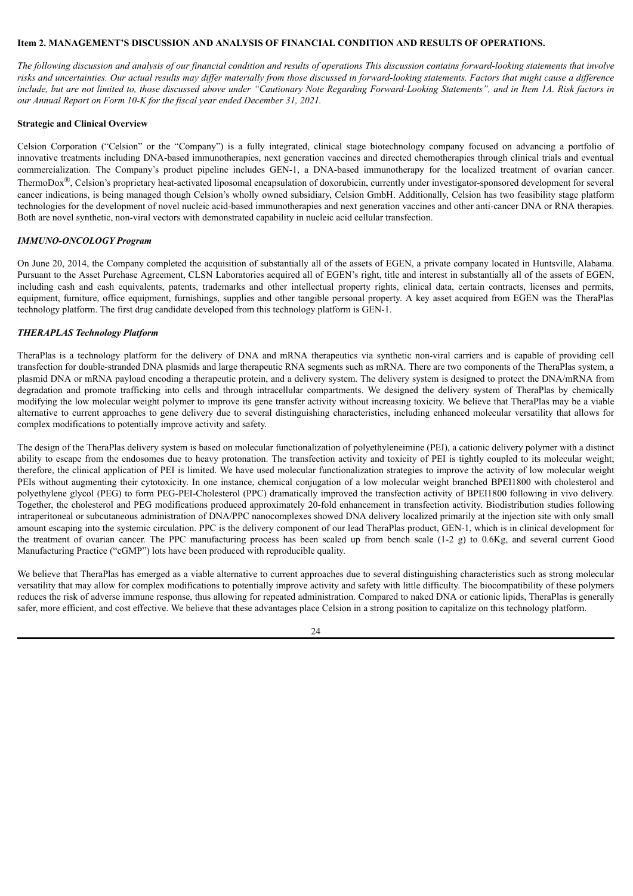## Item 2. MANAGEMENT'S DISCUSSION AND ANALYSIS OF FINANCIAL CONDITION AND RESULTS OF OPERATIONS.

*The following discussion and analysis of our financial condition and results of operations This discussion contains forward-looking statements that involve risks and uncertainties. Our actual results may differ materially from those discussed in forward-looking statements. Factors that might cause a difference include, but are not limited to, those discussed above under "Cautionary Note Regarding Forward-Looking Statements", and in Item 1A. Risk factors in our Annual Report on Form 10-K for the fiscal year ended December 31, 2021.*

### Strategic and Clinical Overview

Celsion Corporation ("Celsion" or the "Company") is a fully integrated, clinical stage biotechnology company focused on advancing a portfolio of innovative treatments including DNA-based immunotherapies, next generation vaccines and directed chemotherapies through clinical trials and eventual commercialization. The Company's product pipeline includes GEN-1, a DNA-based immunotherapy for the localized treatment of ovarian cancer. ThermoDox®, Celsion's proprietary heat-activated liposomal encapsulation of doxorubicin, currently under investigator-sponsored development for several cancer indications, is being managed though Celsion's wholly owned subsidiary, Celsion GmbH. Additionally, Celsion has two feasibility stage platform technologies for the development of novel nucleic acid-based immunotherapies and next generation vaccines and other anti-cancer DNA or RNA therapies. Both are novel synthetic, non-viral vectors with demonstrated capability in nucleic acid cellular transfection.

### *IMMUNO-ONCOLOGY Program*

On June 20, 2014, the Company completed the acquisition of substantially all of the assets of EGEN, a private company located in Huntsville, Alabama. Pursuant to the Asset Purchase Agreement, CLSN Laboratories acquired all of EGEN's right, title and interest in substantially all of the assets of EGEN, including cash and cash equivalents, patents, trademarks and other intellectual property rights, clinical data, certain contracts, licenses and permits, equipment, furniture, office equipment, furnishings, supplies and other tangible personal property. A key asset acquired from EGEN was the TheraPlas technology platform. The first drug candidate developed from this technology platform is GEN-1.

### *THERAPLAS Technology Platform*

TheraPlas is a technology platform for the delivery of DNA and mRNA therapeutics via synthetic non-viral carriers and is capable of providing cell transfection for double-stranded DNA plasmids and large therapeutic RNA segments such as mRNA. There are two components of the TheraPlas system, a plasmid DNA or mRNA payload encoding a therapeutic protein, and a delivery system. The delivery system is designed to protect the DNA/mRNA from degradation and promote trafficking into cells and through intracellular compartments. We designed the delivery system of TheraPlas by chemically modifying the low molecular weight polymer to improve its gene transfer activity without increasing toxicity. We believe that TheraPlas may be a viable alternative to current approaches to gene delivery due to several distinguishing characteristics, including enhanced molecular versatility that allows for complex modifications to potentially improve activity and safety.

The design of the TheraPlas delivery system is based on molecular functionalization of polyethyleneimine (PEI), a cationic delivery polymer with a distinct ability to escape from the endosomes due to heavy protonation. The transfection activity and toxicity of PEI is tightly coupled to its molecular weight; therefore, the clinical application of PEI is limited. We have used molecular functionalization strategies to improve the activity of low molecular weight PEIs without augmenting their cytotoxicity. In one instance, chemical conjugation of a low molecular weight branched BPEI1800 with cholesterol and polyethylene glycol (PEG) to form PEG-PEI-Cholesterol (PPC) dramatically improved the transfection activity of BPEI1800 following in vivo delivery. Together, the cholesterol and PEG modifications produced approximately 20-fold enhancement in transfection activity. Biodistribution studies following intraperitoneal or subcutaneous administration of DNA/PPC nanocomplexes showed DNA delivery localized primarily at the injection site with only small amount escaping into the systemic circulation. PPC is the delivery component of our lead TheraPlas product, GEN-1, which is in clinical development for the treatment of ovarian cancer. The PPC manufacturing process has been scaled up from bench scale (1-2 g) to 0.6Kg, and several current Good Manufacturing Practice ("cGMP") lots have been produced with reproducible quality.

We believe that TheraPlas has emerged as a viable alternative to current approaches due to several distinguishing characteristics such as strong molecular versatility that may allow for complex modifications to potentially improve activity and safety with little difficulty. The biocompatibility of these polymers reduces the risk of adverse immune response, thus allowing for repeated administration. Compared to naked DNA or cationic lipids, TheraPlas is generally safer, more efficient, and cost effective. We believe that these advantages place Celsion in a strong position to capitalize on this technology platform.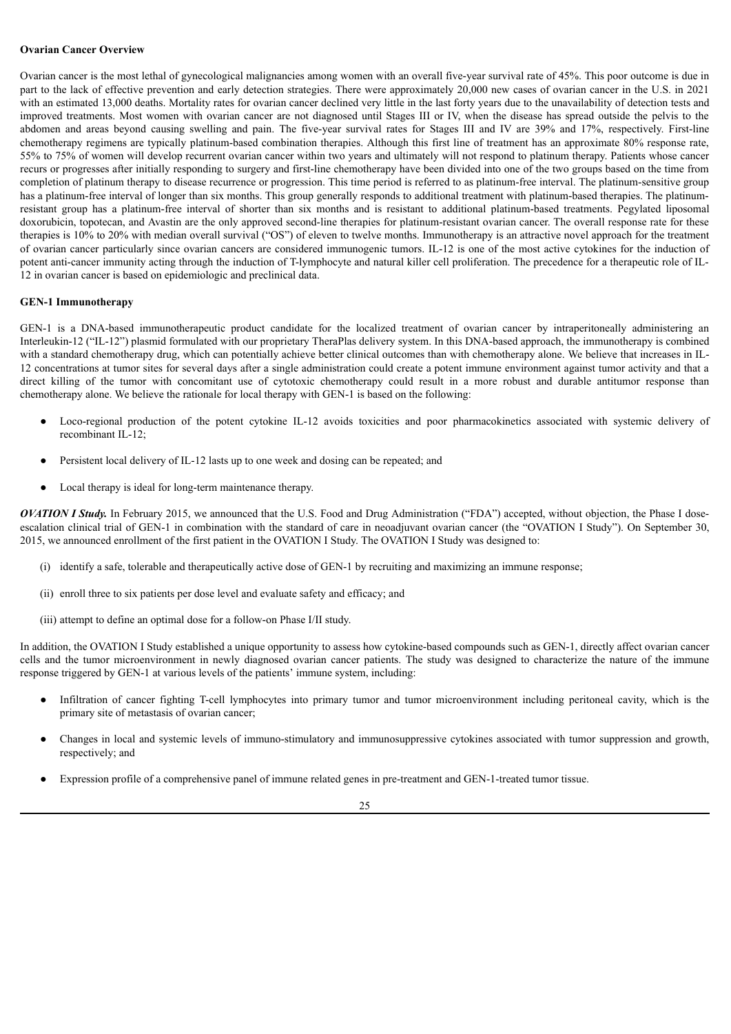**Ovarian Cancer Overview**

Ovarian cancer is the most lethal of gynecological malignancies among women with an overall five-year survival rate of 45%. This poor outcome is due in part to the lack of effective prevention and early detection strategies. There were approximately 20,000 new cases of ovarian cancer in the U.S. in 2021 with an estimated 13,000 deaths. Mortality rates for ovarian cancer declined very little in the last forty years due to the unavailability of detection tests and improved treatments. Most women with ovarian cancer are not diagnosed until Stages III or IV, when the disease has spread outside the pelvis to the abdomen and areas beyond causing swelling and pain. The five-year survival rates for Stages III and IV are 39% and 17%, respectively. First-line chemotherapy regimens are typically platinum-based combination therapies. Although this first line of treatment has an approximate 80% response rate, 55% to 75% of women will develop recurrent ovarian cancer within two years and ultimately will not respond to platinum therapy. Patients whose cancer recurs or progresses after initially responding to surgery and first-line chemotherapy have been divided into one of the two groups based on the time from completion of platinum therapy to disease recurrence or progression. This time period is referred to as platinum-free interval. The platinum-sensitive group has a platinum-free interval of longer than six months. This group generally responds to additional treatment with platinum-based therapies. The platinum-resistant group has a platinum-free interval of shorter than six months and is resistant to additional platinum-based treatments. Pegylated liposomal doxorubicin, topotecan, and Avastin are the only approved second-line therapies for platinum-resistant ovarian cancer. The overall response rate for these therapies is 10% to 20% with median overall survival ("OS") of eleven to twelve months. Immunotherapy is an attractive novel approach for the treatment of ovarian cancer particularly since ovarian cancers are considered immunogenic tumors. IL-12 is one of the most active cytokines for the induction of potent anti-cancer immunity acting through the induction of T-lymphocyte and natural killer cell proliferation. The precedence for a therapeutic role of IL-12 in ovarian cancer is based on epidemiologic and preclinical data.

**GEN-1 Immunotherapy**

GEN-1 is a DNA-based immunotherapeutic product candidate for the localized treatment of ovarian cancer by intraperitoneally administering an Interleukin-12 ("IL-12") plasmid formulated with our proprietary TheraPlas delivery system. In this DNA-based approach, the immunotherapy is combined with a standard chemotherapy drug, which can potentially achieve better clinical outcomes than with chemotherapy alone. We believe that increases in IL-12 concentrations at tumor sites for several days after a single administration could create a potent immune environment against tumor activity and that a direct killing of the tumor with concomitant use of cytotoxic chemotherapy could result in a more robust and durable antitumor response than chemotherapy alone. We believe the rationale for local therapy with GEN-1 is based on the following:

- Loco-regional production of the potent cytokine IL-12 avoids toxicities and poor pharmacokinetics associated with systemic delivery of recombinant IL-12;
- Persistent local delivery of IL-12 lasts up to one week and dosing can be repeated; and
- Local therapy is ideal for long-term maintenance therapy.

***OVATION I Study.*** In February 2015, we announced that the U.S. Food and Drug Administration ("FDA") accepted, without objection, the Phase I dose-escalation clinical trial of GEN-1 in combination with the standard of care in neoadjuvant ovarian cancer (the "OVATION I Study"). On September 30, 2015, we announced enrollment of the first patient in the OVATION I Study. The OVATION I Study was designed to:

(i) identify a safe, tolerable and therapeutically active dose of GEN-1 by recruiting and maximizing an immune response;

(ii) enroll three to six patients per dose level and evaluate safety and efficacy; and

(iii) attempt to define an optimal dose for a follow-on Phase I/II study.

In addition, the OVATION I Study established a unique opportunity to assess how cytokine-based compounds such as GEN-1, directly affect ovarian cancer cells and the tumor microenvironment in newly diagnosed ovarian cancer patients. The study was designed to characterize the nature of the immune response triggered by GEN-1 at various levels of the patients' immune system, including:

- Infiltration of cancer fighting T-cell lymphocytes into primary tumor and tumor microenvironment including peritoneal cavity, which is the primary site of metastasis of ovarian cancer;
- Changes in local and systemic levels of immuno-stimulatory and immunosuppressive cytokines associated with tumor suppression and growth, respectively; and
- Expression profile of a comprehensive panel of immune related genes in pre-treatment and GEN-1-treated tumor tissue.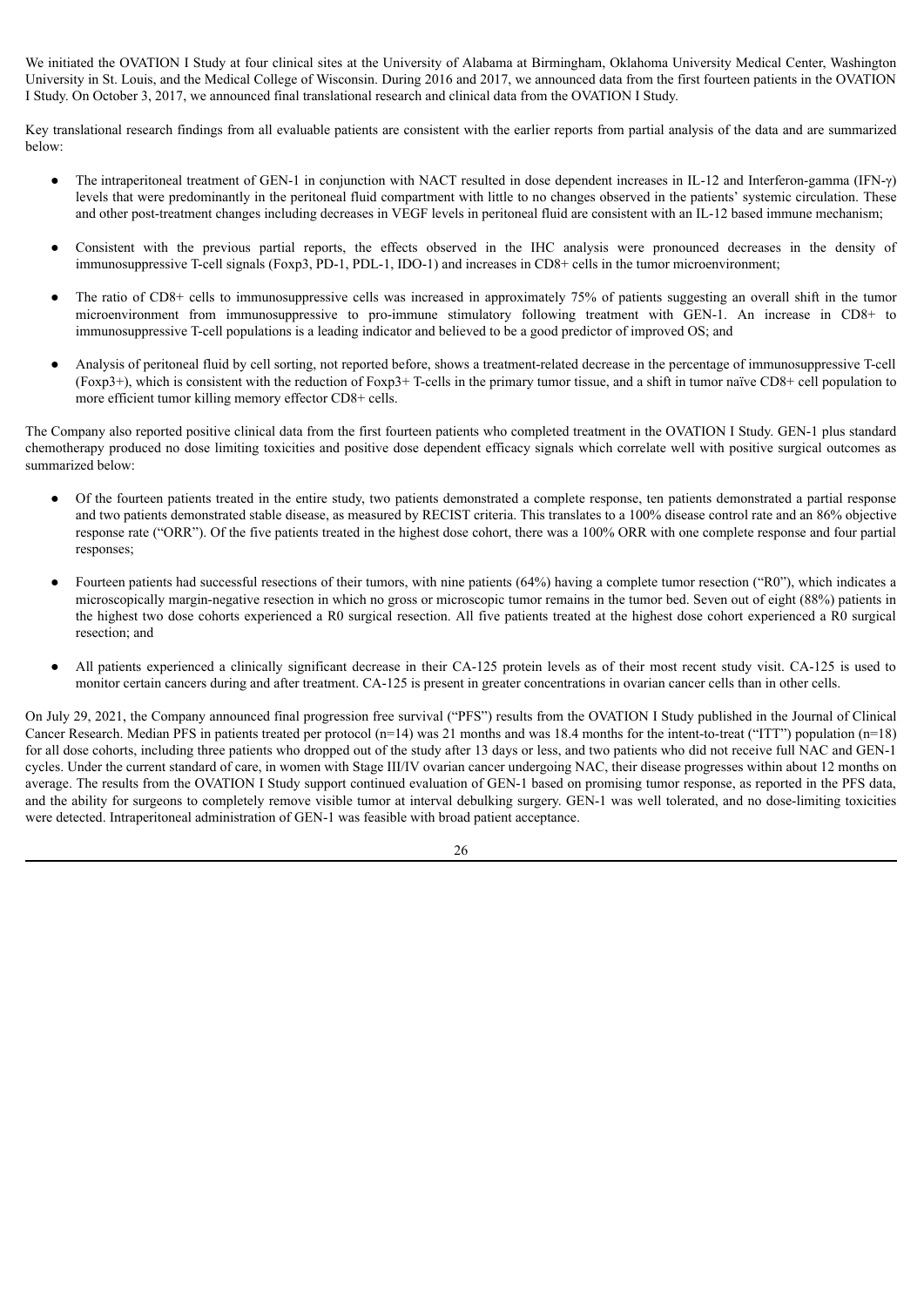We initiated the OVATION I Study at four clinical sites at the University of Alabama at Birmingham, Oklahoma University Medical Center, Washington University in St. Louis, and the Medical College of Wisconsin. During 2016 and 2017, we announced data from the first fourteen patients in the OVATION I Study. On October 3, 2017, we announced final translational research and clinical data from the OVATION I Study.

Key translational research findings from all evaluable patients are consistent with the earlier reports from partial analysis of the data and are summarized below:

- The intraperitoneal treatment of GEN-1 in conjunction with NACT resulted in dose dependent increases in IL-12 and Interferon-gamma (IFN-γ) levels that were predominantly in the peritoneal fluid compartment with little to no changes observed in the patients' systemic circulation. These and other post-treatment changes including decreases in VEGF levels in peritoneal fluid are consistent with an IL-12 based immune mechanism;
- Consistent with the previous partial reports, the effects observed in the IHC analysis were pronounced decreases in the density of immunosuppressive T-cell signals (Foxp3, PD-1, PDL-1, IDO-1) and increases in CD8+ cells in the tumor microenvironment;
- The ratio of CD8+ cells to immunosuppressive cells was increased in approximately 75% of patients suggesting an overall shift in the tumor microenvironment from immunosuppressive to pro-immune stimulatory following treatment with GEN-1. An increase in CD8+ to immunosuppressive T-cell populations is a leading indicator and believed to be a good predictor of improved OS; and
- Analysis of peritoneal fluid by cell sorting, not reported before, shows a treatment-related decrease in the percentage of immunosuppressive T-cell (Foxp3+), which is consistent with the reduction of Foxp3+ T-cells in the primary tumor tissue, and a shift in tumor naïve CD8+ cell population to more efficient tumor killing memory effector CD8+ cells.

The Company also reported positive clinical data from the first fourteen patients who completed treatment in the OVATION I Study. GEN-1 plus standard chemotherapy produced no dose limiting toxicities and positive dose dependent efficacy signals which correlate well with positive surgical outcomes as summarized below:

- Of the fourteen patients treated in the entire study, two patients demonstrated a complete response, ten patients demonstrated a partial response and two patients demonstrated stable disease, as measured by RECIST criteria. This translates to a 100% disease control rate and an 86% objective response rate ("ORR"). Of the five patients treated in the highest dose cohort, there was a 100% ORR with one complete response and four partial responses;
- Fourteen patients had successful resections of their tumors, with nine patients (64%) having a complete tumor resection ("R0"), which indicates a microscopically margin-negative resection in which no gross or microscopic tumor remains in the tumor bed. Seven out of eight (88%) patients in the highest two dose cohorts experienced a R0 surgical resection. All five patients treated at the highest dose cohort experienced a R0 surgical resection; and
- All patients experienced a clinically significant decrease in their CA-125 protein levels as of their most recent study visit. CA-125 is used to monitor certain cancers during and after treatment. CA-125 is present in greater concentrations in ovarian cancer cells than in other cells.

On July 29, 2021, the Company announced final progression free survival ("PFS") results from the OVATION I Study published in the Journal of Clinical Cancer Research. Median PFS in patients treated per protocol (n=14) was 21 months and was 18.4 months for the intent-to-treat ("ITT") population (n=18) for all dose cohorts, including three patients who dropped out of the study after 13 days or less, and two patients who did not receive full NAC and GEN-1 cycles. Under the current standard of care, in women with Stage III/IV ovarian cancer undergoing NAC, their disease progresses within about 12 months on average. The results from the OVATION I Study support continued evaluation of GEN-1 based on promising tumor response, as reported in the PFS data, and the ability for surgeons to completely remove visible tumor at interval debulking surgery. GEN-1 was well tolerated, and no dose-limiting toxicities were detected. Intraperitoneal administration of GEN-1 was feasible with broad patient acceptance.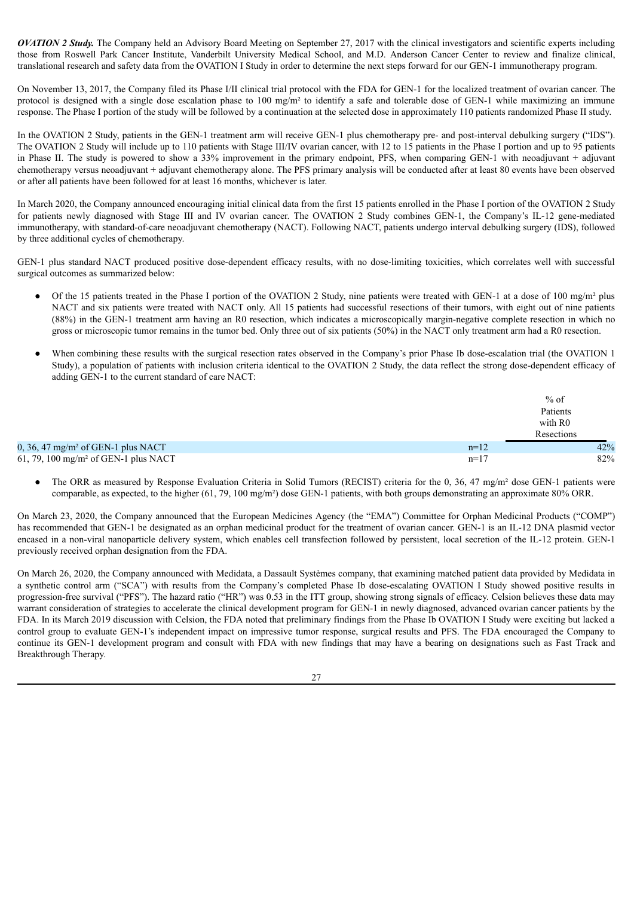***OVATION 2 Study.*** The Company held an Advisory Board Meeting on September 27, 2017 with the clinical investigators and scientific experts including those from Roswell Park Cancer Institute, Vanderbilt University Medical School, and M.D. Anderson Cancer Center to review and finalize clinical, translational research and safety data from the OVATION I Study in order to determine the next steps forward for our GEN-1 immunotherapy program.

On November 13, 2017, the Company filed its Phase I/II clinical trial protocol with the FDA for GEN-1 for the localized treatment of ovarian cancer. The protocol is designed with a single dose escalation phase to 100 mg/m² to identify a safe and tolerable dose of GEN-1 while maximizing an immune response. The Phase I portion of the study will be followed by a continuation at the selected dose in approximately 110 patients randomized Phase II study.

In the OVATION 2 Study, patients in the GEN-1 treatment arm will receive GEN-1 plus chemotherapy pre- and post-interval debulking surgery ("IDS"). The OVATION 2 Study will include up to 110 patients with Stage III/IV ovarian cancer, with 12 to 15 patients in the Phase I portion and up to 95 patients in Phase II. The study is powered to show a 33% improvement in the primary endpoint, PFS, when comparing GEN-1 with neoadjuvant + adjuvant chemotherapy versus neoadjuvant + adjuvant chemotherapy alone. The PFS primary analysis will be conducted after at least 80 events have been observed or after all patients have been followed for at least 16 months, whichever is later.

In March 2020, the Company announced encouraging initial clinical data from the first 15 patients enrolled in the Phase I portion of the OVATION 2 Study for patients newly diagnosed with Stage III and IV ovarian cancer. The OVATION 2 Study combines GEN-1, the Company's IL-12 gene-mediated immunotherapy, with standard-of-care neoadjuvant chemotherapy (NACT). Following NACT, patients undergo interval debulking surgery (IDS), followed by three additional cycles of chemotherapy.

GEN-1 plus standard NACT produced positive dose-dependent efficacy results, with no dose-limiting toxicities, which correlates well with successful surgical outcomes as summarized below:

- Of the 15 patients treated in the Phase I portion of the OVATION 2 Study, nine patients were treated with GEN-1 at a dose of 100 mg/m² plus NACT and six patients were treated with NACT only. All 15 patients had successful resections of their tumors, with eight out of nine patients (88%) in the GEN-1 treatment arm having an R0 resection, which indicates a microscopically margin-negative complete resection in which no gross or microscopic tumor remains in the tumor bed. Only three out of six patients (50%) in the NACT only treatment arm had a R0 resection.
- When combining these results with the surgical resection rates observed in the Company's prior Phase Ib dose-escalation trial (the OVATION 1 Study), a population of patients with inclusion criteria identical to the OVATION 2 Study, the data reflect the strong dose-dependent efficacy of adding GEN-1 to the current standard of care NACT:

| | | % of Patients with R0 Resections |
|---|---|---|
| 0, 36, 47 mg/m² of GEN-1 plus NACT | n=12 | 42% |
| 61, 79, 100 mg/m² of GEN-1 plus NACT | n=17 | 82% |

- The ORR as measured by Response Evaluation Criteria in Solid Tumors (RECIST) criteria for the 0, 36, 47 mg/m² dose GEN-1 patients were comparable, as expected, to the higher (61, 79, 100 mg/m²) dose GEN-1 patients, with both groups demonstrating an approximate 80% ORR.

On March 23, 2020, the Company announced that the European Medicines Agency (the "EMA") Committee for Orphan Medicinal Products ("COMP") has recommended that GEN-1 be designated as an orphan medicinal product for the treatment of ovarian cancer. GEN-1 is an IL-12 DNA plasmid vector encased in a non-viral nanoparticle delivery system, which enables cell transfection followed by persistent, local secretion of the IL-12 protein. GEN-1 previously received orphan designation from the FDA.

On March 26, 2020, the Company announced with Medidata, a Dassault Systèmes company, that examining matched patient data provided by Medidata in a synthetic control arm ("SCA") with results from the Company's completed Phase Ib dose-escalating OVATION I Study showed positive results in progression-free survival ("PFS"). The hazard ratio ("HR") was 0.53 in the ITT group, showing strong signals of efficacy. Celsion believes these data may warrant consideration of strategies to accelerate the clinical development program for GEN-1 in newly diagnosed, advanced ovarian cancer patients by the FDA. In its March 2019 discussion with Celsion, the FDA noted that preliminary findings from the Phase Ib OVATION I Study were exciting but lacked a control group to evaluate GEN-1's independent impact on impressive tumor response, surgical results and PFS. The FDA encouraged the Company to continue its GEN-1 development program and consult with FDA with new findings that may have a bearing on designations such as Fast Track and Breakthrough Therapy.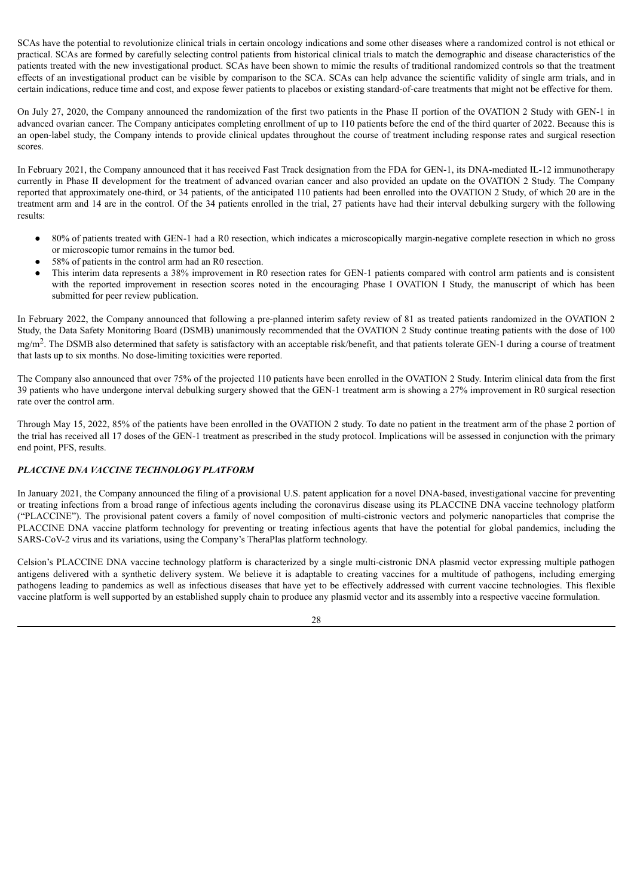SCAs have the potential to revolutionize clinical trials in certain oncology indications and some other diseases where a randomized control is not ethical or practical. SCAs are formed by carefully selecting control patients from historical clinical trials to match the demographic and disease characteristics of the patients treated with the new investigational product. SCAs have been shown to mimic the results of traditional randomized controls so that the treatment effects of an investigational product can be visible by comparison to the SCA. SCAs can help advance the scientific validity of single arm trials, and in certain indications, reduce time and cost, and expose fewer patients to placebos or existing standard-of-care treatments that might not be effective for them.

On July 27, 2020, the Company announced the randomization of the first two patients in the Phase II portion of the OVATION 2 Study with GEN-1 in advanced ovarian cancer. The Company anticipates completing enrollment of up to 110 patients before the end of the third quarter of 2022. Because this is an open-label study, the Company intends to provide clinical updates throughout the course of treatment including response rates and surgical resection scores.

In February 2021, the Company announced that it has received Fast Track designation from the FDA for GEN-1, its DNA-mediated IL-12 immunotherapy currently in Phase II development for the treatment of advanced ovarian cancer and also provided an update on the OVATION 2 Study. The Company reported that approximately one-third, or 34 patients, of the anticipated 110 patients had been enrolled into the OVATION 2 Study, of which 20 are in the treatment arm and 14 are in the control. Of the 34 patients enrolled in the trial, 27 patients have had their interval debulking surgery with the following results:

- 80% of patients treated with GEN-1 had a R0 resection, which indicates a microscopically margin-negative complete resection in which no gross or microscopic tumor remains in the tumor bed.
- 58% of patients in the control arm had an R0 resection.
- This interim data represents a 38% improvement in R0 resection rates for GEN-1 patients compared with control arm patients and is consistent with the reported improvement in resection scores noted in the encouraging Phase I OVATION I Study, the manuscript of which has been submitted for peer review publication.

In February 2022, the Company announced that following a pre-planned interim safety review of 81 as treated patients randomized in the OVATION 2 Study, the Data Safety Monitoring Board (DSMB) unanimously recommended that the OVATION 2 Study continue treating patients with the dose of 100 $mg/m^2$. The DSMB also determined that safety is satisfactory with an acceptable risk/benefit, and that patients tolerate GEN-1 during a course of treatment that lasts up to six months. No dose-limiting toxicities were reported.

The Company also announced that over 75% of the projected 110 patients have been enrolled in the OVATION 2 Study. Interim clinical data from the first 39 patients who have undergone interval debulking surgery showed that the GEN-1 treatment arm is showing a 27% improvement in R0 surgical resection rate over the control arm.

Through May 15, 2022, 85% of the patients have been enrolled in the OVATION 2 study. To date no patient in the treatment arm of the phase 2 portion of the trial has received all 17 doses of the GEN-1 treatment as prescribed in the study protocol. Implications will be assessed in conjunction with the primary end point, PFS, results.

***PLACCINE DNA VACCINE TECHNOLOGY PLATFORM***

In January 2021, the Company announced the filing of a provisional U.S. patent application for a novel DNA-based, investigational vaccine for preventing or treating infections from a broad range of infectious agents including the coronavirus disease using its PLACCINE DNA vaccine technology platform ("PLACCINE"). The provisional patent covers a family of novel composition of multi-cistronic vectors and polymeric nanoparticles that comprise the PLACCINE DNA vaccine platform technology for preventing or treating infectious agents that have the potential for global pandemics, including the SARS-CoV-2 virus and its variations, using the Company's TheraPlas platform technology.

Celsion's PLACCINE DNA vaccine technology platform is characterized by a single multi-cistronic DNA plasmid vector expressing multiple pathogen antigens delivered with a synthetic delivery system. We believe it is adaptable to creating vaccines for a multitude of pathogens, including emerging pathogens leading to pandemics as well as infectious diseases that have yet to be effectively addressed with current vaccine technologies. This flexible vaccine platform is well supported by an established supply chain to produce any plasmid vector and its assembly into a respective vaccine formulation.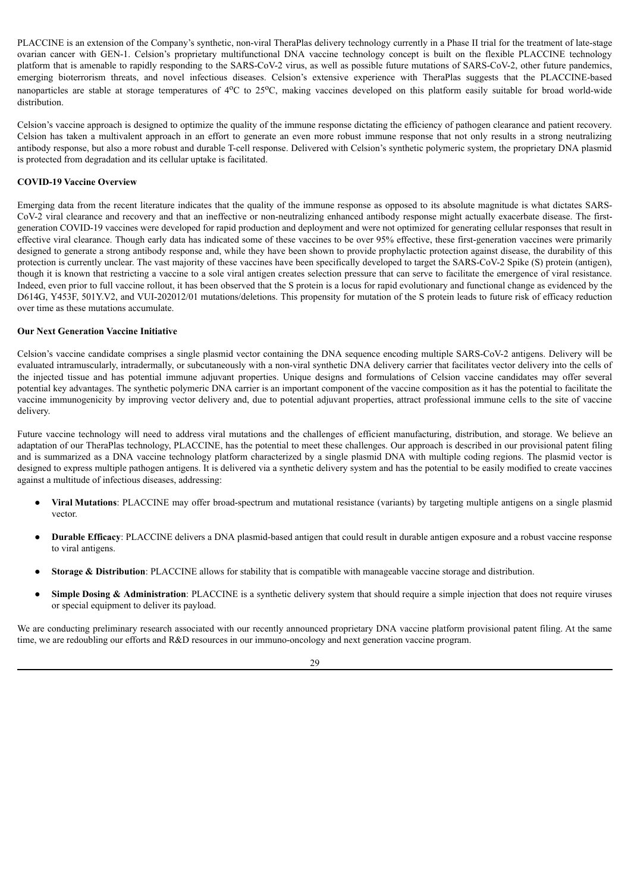PLACCINE is an extension of the Company's synthetic, non-viral TheraPlas delivery technology currently in a Phase II trial for the treatment of late-stage ovarian cancer with GEN-1. Celsion's proprietary multifunctional DNA vaccine technology concept is built on the flexible PLACCINE technology platform that is amenable to rapidly responding to the SARS-CoV-2 virus, as well as possible future mutations of SARS-CoV-2, other future pandemics, emerging bioterrorism threats, and novel infectious diseases. Celsion's extensive experience with TheraPlas suggests that the PLACCINE-based nanoparticles are stable at storage temperatures of $4^{o}C$ to $25^{o}C$, making vaccines developed on this platform easily suitable for broad world-wide distribution.

Celsion's vaccine approach is designed to optimize the quality of the immune response dictating the efficiency of pathogen clearance and patient recovery. Celsion has taken a multivalent approach in an effort to generate an even more robust immune response that not only results in a strong neutralizing antibody response, but also a more robust and durable T-cell response. Delivered with Celsion's synthetic polymeric system, the proprietary DNA plasmid is protected from degradation and its cellular uptake is facilitated.

**COVID-19 Vaccine Overview**

Emerging data from the recent literature indicates that the quality of the immune response as opposed to its absolute magnitude is what dictates SARS-CoV-2 viral clearance and recovery and that an ineffective or non-neutralizing enhanced antibody response might actually exacerbate disease. The first-generation COVID-19 vaccines were developed for rapid production and deployment and were not optimized for generating cellular responses that result in effective viral clearance. Though early data has indicated some of these vaccines to be over 95% effective, these first-generation vaccines were primarily designed to generate a strong antibody response and, while they have been shown to provide prophylactic protection against disease, the durability of this protection is currently unclear. The vast majority of these vaccines have been specifically developed to target the SARS-CoV-2 Spike (S) protein (antigen), though it is known that restricting a vaccine to a sole viral antigen creates selection pressure that can serve to facilitate the emergence of viral resistance. Indeed, even prior to full vaccine rollout, it has been observed that the S protein is a locus for rapid evolutionary and functional change as evidenced by the D614G, Y453F, 501Y.V2, and VUI-202012/01 mutations/deletions. This propensity for mutation of the S protein leads to future risk of efficacy reduction over time as these mutations accumulate.

**Our Next Generation Vaccine Initiative**

Celsion's vaccine candidate comprises a single plasmid vector containing the DNA sequence encoding multiple SARS-CoV-2 antigens. Delivery will be evaluated intramuscularly, intradermally, or subcutaneously with a non-viral synthetic DNA delivery carrier that facilitates vector delivery into the cells of the injected tissue and has potential immune adjuvant properties. Unique designs and formulations of Celsion vaccine candidates may offer several potential key advantages. The synthetic polymeric DNA carrier is an important component of the vaccine composition as it has the potential to facilitate the vaccine immunogenicity by improving vector delivery and, due to potential adjuvant properties, attract professional immune cells to the site of vaccine delivery.

Future vaccine technology will need to address viral mutations and the challenges of efficient manufacturing, distribution, and storage. We believe an adaptation of our TheraPlas technology, PLACCINE, has the potential to meet these challenges. Our approach is described in our provisional patent filing and is summarized as a DNA vaccine technology platform characterized by a single plasmid DNA with multiple coding regions. The plasmid vector is designed to express multiple pathogen antigens. It is delivered via a synthetic delivery system and has the potential to be easily modified to create vaccines against a multitude of infectious diseases, addressing:

- **Viral Mutations**: PLACCINE may offer broad-spectrum and mutational resistance (variants) by targeting multiple antigens on a single plasmid vector.
- **Durable Efficacy**: PLACCINE delivers a DNA plasmid-based antigen that could result in durable antigen exposure and a robust vaccine response to viral antigens.
- **Storage & Distribution**: PLACCINE allows for stability that is compatible with manageable vaccine storage and distribution.
- **Simple Dosing & Administration**: PLACCINE is a synthetic delivery system that should require a simple injection that does not require viruses or special equipment to deliver its payload.

We are conducting preliminary research associated with our recently announced proprietary DNA vaccine platform provisional patent filing. At the same time, we are redoubling our efforts and R&D resources in our immuno-oncology and next generation vaccine program.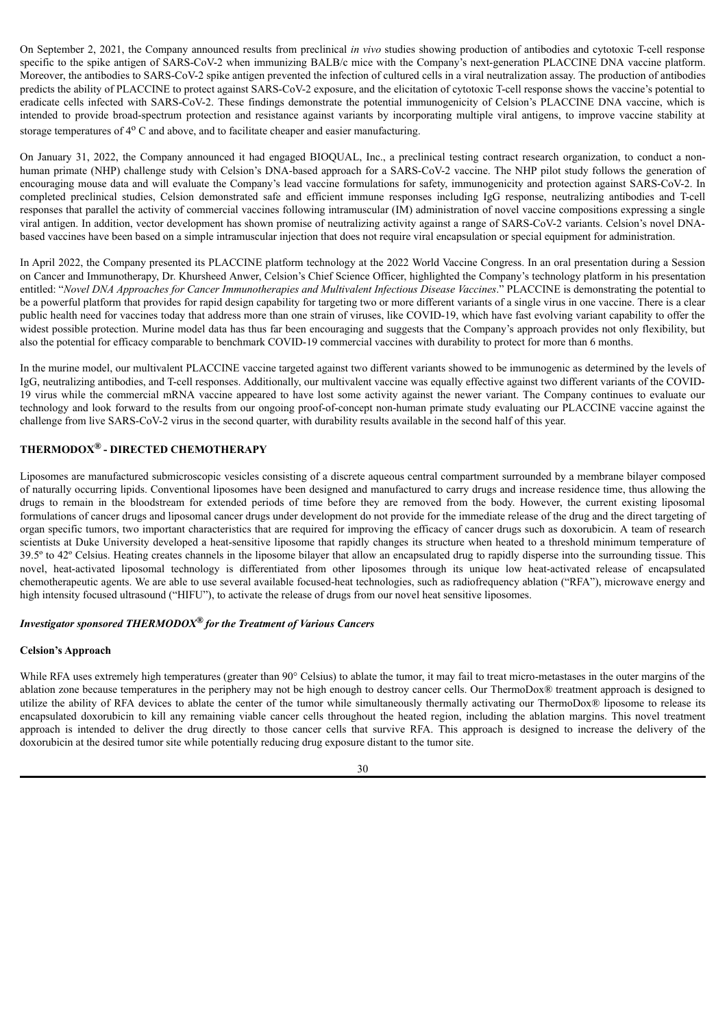On September 2, 2021, the Company announced results from preclinical *in vivo* studies showing production of antibodies and cytotoxic T-cell response specific to the spike antigen of SARS-CoV-2 when immunizing BALB/c mice with the Company's next-generation PLACCINE DNA vaccine platform. Moreover, the antibodies to SARS-CoV-2 spike antigen prevented the infection of cultured cells in a viral neutralization assay. The production of antibodies predicts the ability of PLACCINE to protect against SARS-CoV-2 exposure, and the elicitation of cytotoxic T-cell response shows the vaccine's potential to eradicate cells infected with SARS-CoV-2. These findings demonstrate the potential immunogenicity of Celsion's PLACCINE DNA vaccine, which is intended to provide broad-spectrum protection and resistance against variants by incorporating multiple viral antigens, to improve vaccine stability at storage temperatures of $4^{o}$ C and above, and to facilitate cheaper and easier manufacturing.

On January 31, 2022, the Company announced it had engaged BIOQUAL, Inc., a preclinical testing contract research organization, to conduct a non-human primate (NHP) challenge study with Celsion's DNA-based approach for a SARS-CoV-2 vaccine. The NHP pilot study follows the generation of encouraging mouse data and will evaluate the Company's lead vaccine formulations for safety, immunogenicity and protection against SARS-CoV-2. In completed preclinical studies, Celsion demonstrated safe and efficient immune responses including IgG response, neutralizing antibodies and T-cell responses that parallel the activity of commercial vaccines following intramuscular (IM) administration of novel vaccine compositions expressing a single viral antigen. In addition, vector development has shown promise of neutralizing activity against a range of SARS-CoV-2 variants. Celsion's novel DNA-based vaccines have been based on a simple intramuscular injection that does not require viral encapsulation or special equipment for administration.

In April 2022, the Company presented its PLACCINE platform technology at the 2022 World Vaccine Congress. In an oral presentation during a Session on Cancer and Immunotherapy, Dr. Khursheed Anwer, Celsion's Chief Science Officer, highlighted the Company's technology platform in his presentation entitled: "*Novel DNA Approaches for Cancer Immunotherapies and Multivalent Infectious Disease Vaccines*." PLACCINE is demonstrating the potential to be a powerful platform that provides for rapid design capability for targeting two or more different variants of a single virus in one vaccine. There is a clear public health need for vaccines today that address more than one strain of viruses, like COVID-19, which have fast evolving variant capability to offer the widest possible protection. Murine model data has thus far been encouraging and suggests that the Company's approach provides not only flexibility, but also the potential for efficacy comparable to benchmark COVID-19 commercial vaccines with durability to protect for more than 6 months.

In the murine model, our multivalent PLACCINE vaccine targeted against two different variants showed to be immunogenic as determined by the levels of IgG, neutralizing antibodies, and T-cell responses. Additionally, our multivalent vaccine was equally effective against two different variants of the COVID-19 virus while the commercial mRNA vaccine appeared to have lost some activity against the newer variant. The Company continues to evaluate our technology and look forward to the results from our ongoing proof-of-concept non-human primate study evaluating our PLACCINE vaccine against the challenge from live SARS-CoV-2 virus in the second quarter, with durability results available in the second half of this year.

## THERMODOX® - DIRECTED CHEMOTHERAPY

Liposomes are manufactured submicroscopic vesicles consisting of a discrete aqueous central compartment surrounded by a membrane bilayer composed of naturally occurring lipids. Conventional liposomes have been designed and manufactured to carry drugs and increase residence time, thus allowing the drugs to remain in the bloodstream for extended periods of time before they are removed from the body. However, the current existing liposomal formulations of cancer drugs and liposomal cancer drugs under development do not provide for the immediate release of the drug and the direct targeting of organ specific tumors, two important characteristics that are required for improving the efficacy of cancer drugs such as doxorubicin. A team of research scientists at Duke University developed a heat-sensitive liposome that rapidly changes its structure when heated to a threshold minimum temperature of 39.5º to 42º Celsius. Heating creates channels in the liposome bilayer that allow an encapsulated drug to rapidly disperse into the surrounding tissue. This novel, heat-activated liposomal technology is differentiated from other liposomes through its unique low heat-activated release of encapsulated chemotherapeutic agents. We are able to use several available focused-heat technologies, such as radiofrequency ablation ("RFA"), microwave energy and high intensity focused ultrasound ("HIFU"), to activate the release of drugs from our novel heat sensitive liposomes.

### *Investigator sponsored THERMODOX® for the Treatment of Various Cancers*

**Celsion's Approach**

While RFA uses extremely high temperatures (greater than 90° Celsius) to ablate the tumor, it may fail to treat micro-metastases in the outer margins of the ablation zone because temperatures in the periphery may not be high enough to destroy cancer cells. Our ThermoDox® treatment approach is designed to utilize the ability of RFA devices to ablate the center of the tumor while simultaneously thermally activating our ThermoDox® liposome to release its encapsulated doxorubicin to kill any remaining viable cancer cells throughout the heated region, including the ablation margins. This novel treatment approach is intended to deliver the drug directly to those cancer cells that survive RFA. This approach is designed to increase the delivery of the doxorubicin at the desired tumor site while potentially reducing drug exposure distant to the tumor site.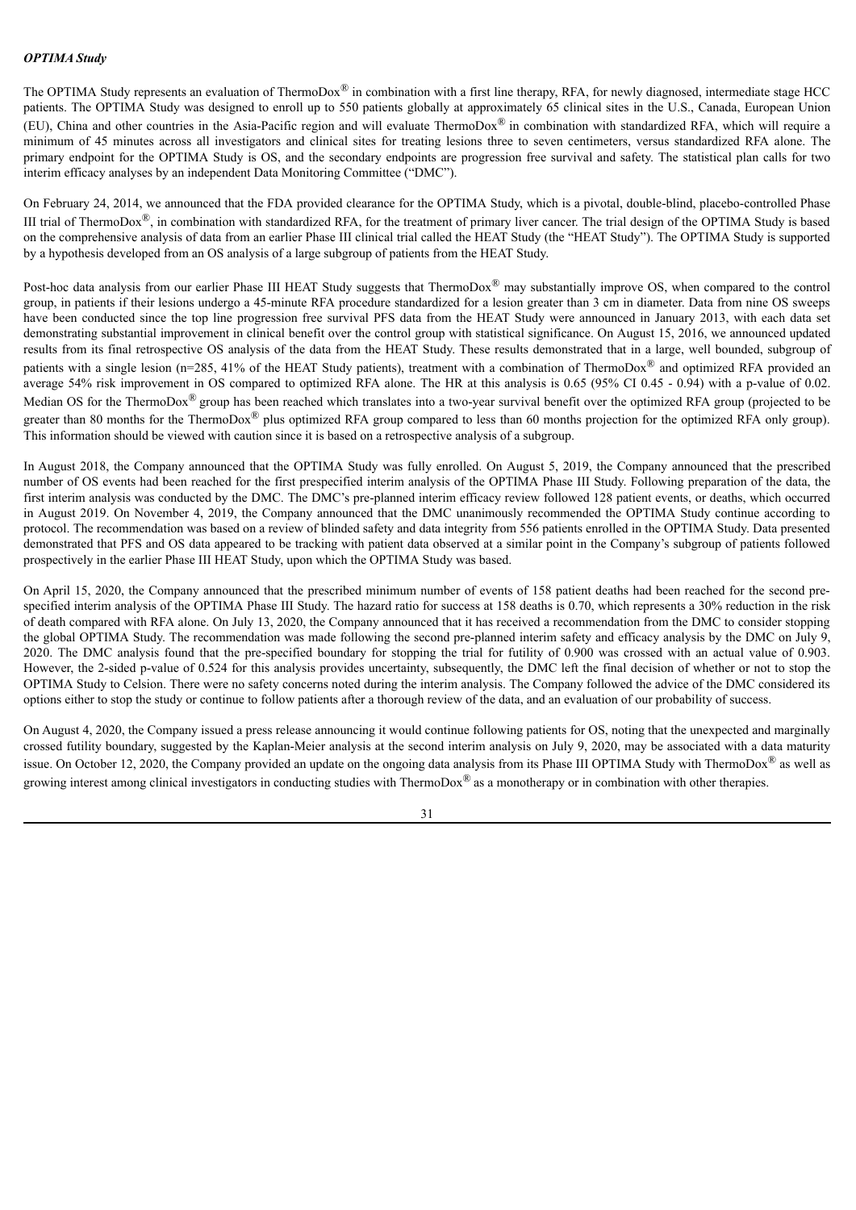***OPTIMA Study***

The OPTIMA Study represents an evaluation of ThermoDox® in combination with a first line therapy, RFA, for newly diagnosed, intermediate stage HCC patients. The OPTIMA Study was designed to enroll up to 550 patients globally at approximately 65 clinical sites in the U.S., Canada, European Union (EU), China and other countries in the Asia-Pacific region and will evaluate ThermoDox® in combination with standardized RFA, which will require a minimum of 45 minutes across all investigators and clinical sites for treating lesions three to seven centimeters, versus standardized RFA alone. The primary endpoint for the OPTIMA Study is OS, and the secondary endpoints are progression free survival and safety. The statistical plan calls for two interim efficacy analyses by an independent Data Monitoring Committee ("DMC").

On February 24, 2014, we announced that the FDA provided clearance for the OPTIMA Study, which is a pivotal, double-blind, placebo-controlled Phase III trial of ThermoDox®, in combination with standardized RFA, for the treatment of primary liver cancer. The trial design of the OPTIMA Study is based on the comprehensive analysis of data from an earlier Phase III clinical trial called the HEAT Study (the "HEAT Study"). The OPTIMA Study is supported by a hypothesis developed from an OS analysis of a large subgroup of patients from the HEAT Study.

Post-hoc data analysis from our earlier Phase III HEAT Study suggests that ThermoDox® may substantially improve OS, when compared to the control group, in patients if their lesions undergo a 45-minute RFA procedure standardized for a lesion greater than 3 cm in diameter. Data from nine OS sweeps have been conducted since the top line progression free survival PFS data from the HEAT Study were announced in January 2013, with each data set demonstrating substantial improvement in clinical benefit over the control group with statistical significance. On August 15, 2016, we announced updated results from its final retrospective OS analysis of the data from the HEAT Study. These results demonstrated that in a large, well bounded, subgroup of patients with a single lesion (n=285, 41% of the HEAT Study patients), treatment with a combination of ThermoDox® and optimized RFA provided an average 54% risk improvement in OS compared to optimized RFA alone. The HR at this analysis is 0.65 (95% CI 0.45 - 0.94) with a p-value of 0.02. Median OS for the ThermoDox® group has been reached which translates into a two-year survival benefit over the optimized RFA group (projected to be greater than 80 months for the ThermoDox® plus optimized RFA group compared to less than 60 months projection for the optimized RFA only group). This information should be viewed with caution since it is based on a retrospective analysis of a subgroup.

In August 2018, the Company announced that the OPTIMA Study was fully enrolled. On August 5, 2019, the Company announced that the prescribed number of OS events had been reached for the first prespecified interim analysis of the OPTIMA Phase III Study. Following preparation of the data, the first interim analysis was conducted by the DMC. The DMC's pre-planned interim efficacy review followed 128 patient events, or deaths, which occurred in August 2019. On November 4, 2019, the Company announced that the DMC unanimously recommended the OPTIMA Study continue according to protocol. The recommendation was based on a review of blinded safety and data integrity from 556 patients enrolled in the OPTIMA Study. Data presented demonstrated that PFS and OS data appeared to be tracking with patient data observed at a similar point in the Company's subgroup of patients followed prospectively in the earlier Phase III HEAT Study, upon which the OPTIMA Study was based.

On April 15, 2020, the Company announced that the prescribed minimum number of events of 158 patient deaths had been reached for the second pre-specified interim analysis of the OPTIMA Phase III Study. The hazard ratio for success at 158 deaths is 0.70, which represents a 30% reduction in the risk of death compared with RFA alone. On July 13, 2020, the Company announced that it has received a recommendation from the DMC to consider stopping the global OPTIMA Study. The recommendation was made following the second pre-planned interim safety and efficacy analysis by the DMC on July 9, 2020. The DMC analysis found that the pre-specified boundary for stopping the trial for futility of 0.900 was crossed with an actual value of 0.903. However, the 2-sided p-value of 0.524 for this analysis provides uncertainty, subsequently, the DMC left the final decision of whether or not to stop the OPTIMA Study to Celsion. There were no safety concerns noted during the interim analysis. The Company followed the advice of the DMC considered its options either to stop the study or continue to follow patients after a thorough review of the data, and an evaluation of our probability of success.

On August 4, 2020, the Company issued a press release announcing it would continue following patients for OS, noting that the unexpected and marginally crossed futility boundary, suggested by the Kaplan-Meier analysis at the second interim analysis on July 9, 2020, may be associated with a data maturity issue. On October 12, 2020, the Company provided an update on the ongoing data analysis from its Phase III OPTIMA Study with ThermoDox® as well as growing interest among clinical investigators in conducting studies with ThermoDox® as a monotherapy or in combination with other therapies.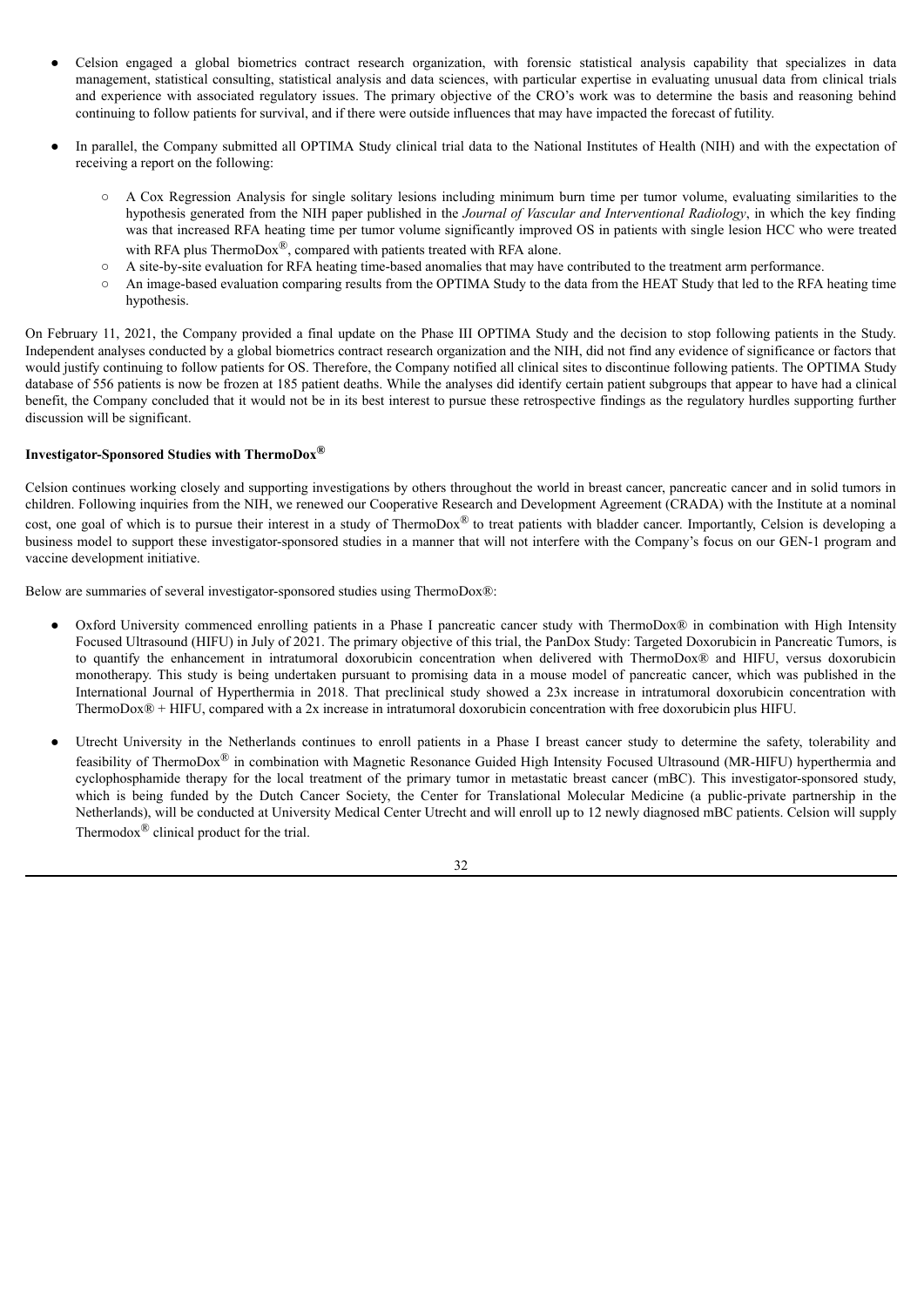- Celsion engaged a global biometrics contract research organization, with forensic statistical analysis capability that specializes in data management, statistical consulting, statistical analysis and data sciences, with particular expertise in evaluating unusual data from clinical trials and experience with associated regulatory issues. The primary objective of the CRO's work was to determine the basis and reasoning behind continuing to follow patients for survival, and if there were outside influences that may have impacted the forecast of futility.

- In parallel, the Company submitted all OPTIMA Study clinical trial data to the National Institutes of Health (NIH) and with the expectation of receiving a report on the following:

  - A Cox Regression Analysis for single solitary lesions including minimum burn time per tumor volume, evaluating similarities to the hypothesis generated from the NIH paper published in the *Journal of Vascular and Interventional Radiology*, in which the key finding was that increased RFA heating time per tumor volume significantly improved OS in patients with single lesion HCC who were treated with RFA plus ThermoDox®, compared with patients treated with RFA alone.
  - A site-by-site evaluation for RFA heating time-based anomalies that may have contributed to the treatment arm performance.
  - An image-based evaluation comparing results from the OPTIMA Study to the data from the HEAT Study that led to the RFA heating time hypothesis.

On February 11, 2021, the Company provided a final update on the Phase III OPTIMA Study and the decision to stop following patients in the Study. Independent analyses conducted by a global biometrics contract research organization and the NIH, did not find any evidence of significance or factors that would justify continuing to follow patients for OS. Therefore, the Company notified all clinical sites to discontinue following patients. The OPTIMA Study database of 556 patients is now be frozen at 185 patient deaths. While the analyses did identify certain patient subgroups that appear to have had a clinical benefit, the Company concluded that it would not be in its best interest to pursue these retrospective findings as the regulatory hurdles supporting further discussion will be significant.

**Investigator-Sponsored Studies with ThermoDox®**

Celsion continues working closely and supporting investigations by others throughout the world in breast cancer, pancreatic cancer and in solid tumors in children. Following inquiries from the NIH, we renewed our Cooperative Research and Development Agreement (CRADA) with the Institute at a nominal cost, one goal of which is to pursue their interest in a study of ThermoDox® to treat patients with bladder cancer. Importantly, Celsion is developing a business model to support these investigator-sponsored studies in a manner that will not interfere with the Company's focus on our GEN-1 program and vaccine development initiative.

Below are summaries of several investigator-sponsored studies using ThermoDox®:

- Oxford University commenced enrolling patients in a Phase I pancreatic cancer study with ThermoDox® in combination with High Intensity Focused Ultrasound (HIFU) in July of 2021. The primary objective of this trial, the PanDox Study: Targeted Doxorubicin in Pancreatic Tumors, is to quantify the enhancement in intratumoral doxorubicin concentration when delivered with ThermoDox® and HIFU, versus doxorubicin monotherapy. This study is being undertaken pursuant to promising data in a mouse model of pancreatic cancer, which was published in the International Journal of Hyperthermia in 2018. That preclinical study showed a 23x increase in intratumoral doxorubicin concentration with ThermoDox® + HIFU, compared with a 2x increase in intratumoral doxorubicin concentration with free doxorubicin plus HIFU.

- Utrecht University in the Netherlands continues to enroll patients in a Phase I breast cancer study to determine the safety, tolerability and feasibility of ThermoDox® in combination with Magnetic Resonance Guided High Intensity Focused Ultrasound (MR-HIFU) hyperthermia and cyclophosphamide therapy for the local treatment of the primary tumor in metastatic breast cancer (mBC). This investigator-sponsored study, which is being funded by the Dutch Cancer Society, the Center for Translational Molecular Medicine (a public-private partnership in the Netherlands), will be conducted at University Medical Center Utrecht and will enroll up to 12 newly diagnosed mBC patients. Celsion will supply Thermodox® clinical product for the trial.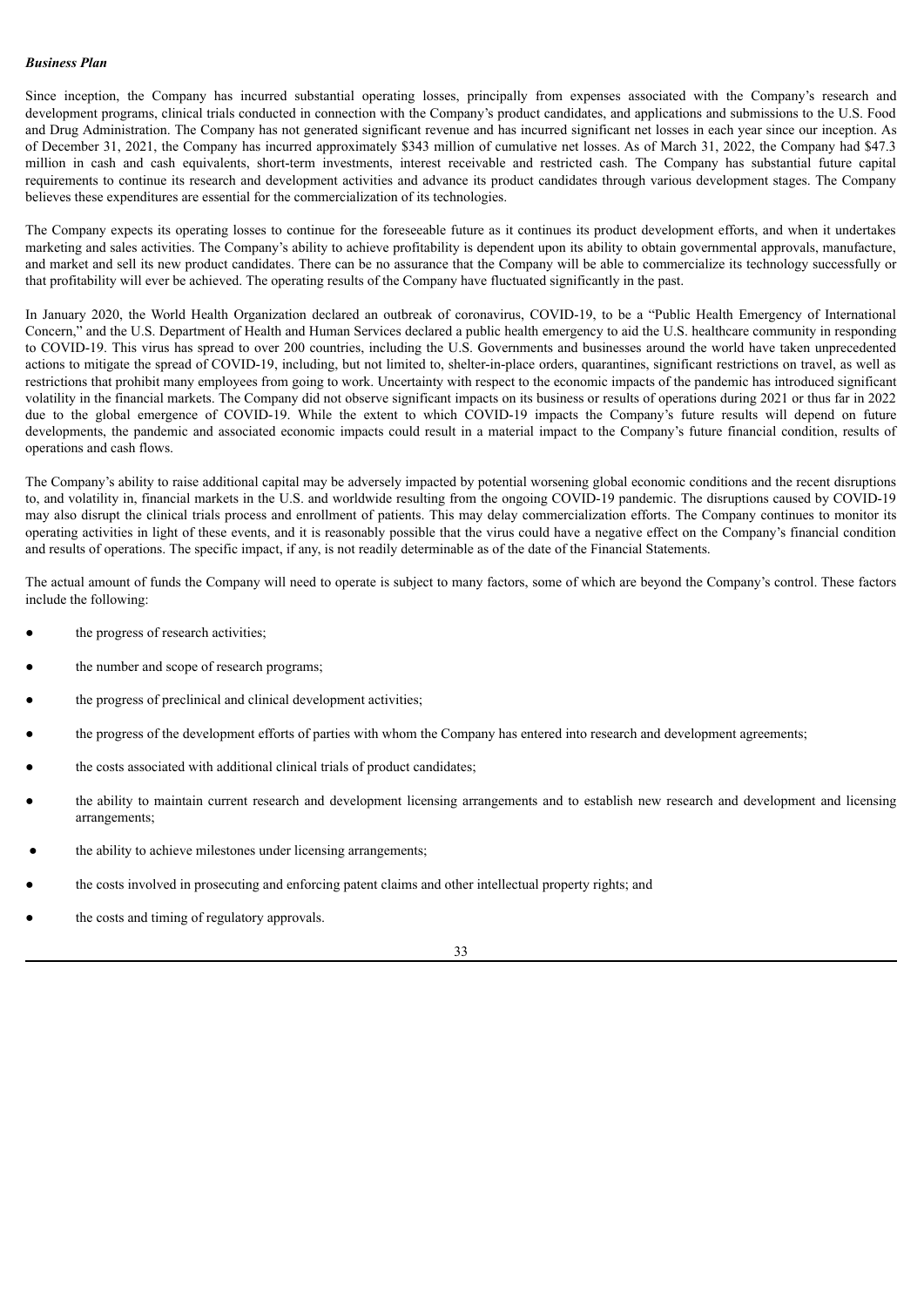***Business Plan***

Since inception, the Company has incurred substantial operating losses, principally from expenses associated with the Company's research and development programs, clinical trials conducted in connection with the Company's product candidates, and applications and submissions to the U.S. Food and Drug Administration. The Company has not generated significant revenue and has incurred significant net losses in each year since our inception. As of December 31, 2021, the Company has incurred approximately $343 million of cumulative net losses. As of March 31, 2022, the Company had $47.3 million in cash and cash equivalents, short-term investments, interest receivable and restricted cash. The Company has substantial future capital requirements to continue its research and development activities and advance its product candidates through various development stages. The Company believes these expenditures are essential for the commercialization of its technologies.

The Company expects its operating losses to continue for the foreseeable future as it continues its product development efforts, and when it undertakes marketing and sales activities. The Company's ability to achieve profitability is dependent upon its ability to obtain governmental approvals, manufacture, and market and sell its new product candidates. There can be no assurance that the Company will be able to commercialize its technology successfully or that profitability will ever be achieved. The operating results of the Company have fluctuated significantly in the past.

In January 2020, the World Health Organization declared an outbreak of coronavirus, COVID-19, to be a "Public Health Emergency of International Concern," and the U.S. Department of Health and Human Services declared a public health emergency to aid the U.S. healthcare community in responding to COVID-19. This virus has spread to over 200 countries, including the U.S. Governments and businesses around the world have taken unprecedented actions to mitigate the spread of COVID-19, including, but not limited to, shelter-in-place orders, quarantines, significant restrictions on travel, as well as restrictions that prohibit many employees from going to work. Uncertainty with respect to the economic impacts of the pandemic has introduced significant volatility in the financial markets. The Company did not observe significant impacts on its business or results of operations during 2021 or thus far in 2022 due to the global emergence of COVID-19. While the extent to which COVID-19 impacts the Company's future results will depend on future developments, the pandemic and associated economic impacts could result in a material impact to the Company's future financial condition, results of operations and cash flows.

The Company's ability to raise additional capital may be adversely impacted by potential worsening global economic conditions and the recent disruptions to, and volatility in, financial markets in the U.S. and worldwide resulting from the ongoing COVID-19 pandemic. The disruptions caused by COVID-19 may also disrupt the clinical trials process and enrollment of patients. This may delay commercialization efforts. The Company continues to monitor its operating activities in light of these events, and it is reasonably possible that the virus could have a negative effect on the Company's financial condition and results of operations. The specific impact, if any, is not readily determinable as of the date of the Financial Statements.

The actual amount of funds the Company will need to operate is subject to many factors, some of which are beyond the Company's control. These factors include the following:

- the progress of research activities;
- the number and scope of research programs;
- the progress of preclinical and clinical development activities;
- the progress of the development efforts of parties with whom the Company has entered into research and development agreements;
- the costs associated with additional clinical trials of product candidates;
- the ability to maintain current research and development licensing arrangements and to establish new research and development and licensing arrangements;
- the ability to achieve milestones under licensing arrangements;
- the costs involved in prosecuting and enforcing patent claims and other intellectual property rights; and
- the costs and timing of regulatory approvals.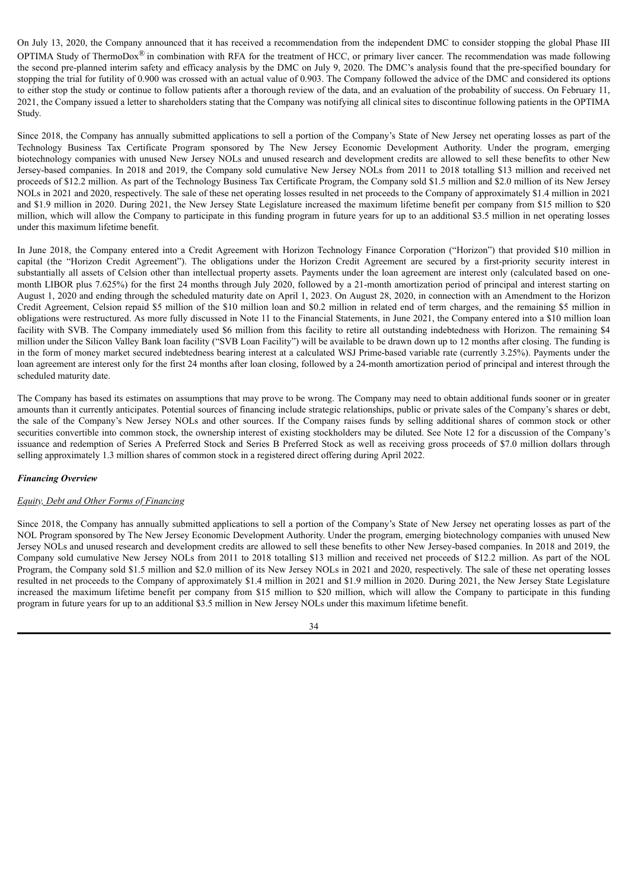On July 13, 2020, the Company announced that it has received a recommendation from the independent DMC to consider stopping the global Phase III OPTIMA Study of ThermoDox® in combination with RFA for the treatment of HCC, or primary liver cancer. The recommendation was made following the second pre-planned interim safety and efficacy analysis by the DMC on July 9, 2020. The DMC's analysis found that the pre-specified boundary for stopping the trial for futility of 0.900 was crossed with an actual value of 0.903. The Company followed the advice of the DMC and considered its options to either stop the study or continue to follow patients after a thorough review of the data, and an evaluation of the probability of success. On February 11, 2021, the Company issued a letter to shareholders stating that the Company was notifying all clinical sites to discontinue following patients in the OPTIMA Study.

Since 2018, the Company has annually submitted applications to sell a portion of the Company's State of New Jersey net operating losses as part of the Technology Business Tax Certificate Program sponsored by The New Jersey Economic Development Authority. Under the program, emerging biotechnology companies with unused New Jersey NOLs and unused research and development credits are allowed to sell these benefits to other New Jersey-based companies. In 2018 and 2019, the Company sold cumulative New Jersey NOLs from 2011 to 2018 totalling $13 million and received net proceeds of $12.2 million. As part of the Technology Business Tax Certificate Program, the Company sold $1.5 million and $2.0 million of its New Jersey NOLs in 2021 and 2020, respectively. The sale of these net operating losses resulted in net proceeds to the Company of approximately $1.4 million in 2021 and $1.9 million in 2020. During 2021, the New Jersey State Legislature increased the maximum lifetime benefit per company from $15 million to $20 million, which will allow the Company to participate in this funding program in future years for up to an additional $3.5 million in net operating losses under this maximum lifetime benefit.

In June 2018, the Company entered into a Credit Agreement with Horizon Technology Finance Corporation ("Horizon") that provided $10 million in capital (the "Horizon Credit Agreement"). The obligations under the Horizon Credit Agreement are secured by a first-priority security interest in substantially all assets of Celsion other than intellectual property assets. Payments under the loan agreement are interest only (calculated based on one-month LIBOR plus 7.625%) for the first 24 months through July 2020, followed by a 21-month amortization period of principal and interest starting on August 1, 2020 and ending through the scheduled maturity date on April 1, 2023. On August 28, 2020, in connection with an Amendment to the Horizon Credit Agreement, Celsion repaid $5 million of the $10 million loan and $0.2 million in related end of term charges, and the remaining $5 million in obligations were restructured. As more fully discussed in Note 11 to the Financial Statements, in June 2021, the Company entered into a $10 million loan facility with SVB. The Company immediately used $6 million from this facility to retire all outstanding indebtedness with Horizon. The remaining $4 million under the Silicon Valley Bank loan facility ("SVB Loan Facility") will be available to be drawn down up to 12 months after closing. The funding is in the form of money market secured indebtedness bearing interest at a calculated WSJ Prime-based variable rate (currently 3.25%). Payments under the loan agreement are interest only for the first 24 months after loan closing, followed by a 24-month amortization period of principal and interest through the scheduled maturity date.

The Company has based its estimates on assumptions that may prove to be wrong. The Company may need to obtain additional funds sooner or in greater amounts than it currently anticipates. Potential sources of financing include strategic relationships, public or private sales of the Company's shares or debt, the sale of the Company's New Jersey NOLs and other sources. If the Company raises funds by selling additional shares of common stock or other securities convertible into common stock, the ownership interest of existing stockholders may be diluted. See Note 12 for a discussion of the Company's issuance and redemption of Series A Preferred Stock and Series B Preferred Stock as well as receiving gross proceeds of $7.0 million dollars through selling approximately 1.3 million shares of common stock in a registered direct offering during April 2022.

***Financing Overview***

*Equity, Debt and Other Forms of Financing*

Since 2018, the Company has annually submitted applications to sell a portion of the Company's State of New Jersey net operating losses as part of the NOL Program sponsored by The New Jersey Economic Development Authority. Under the program, emerging biotechnology companies with unused New Jersey NOLs and unused research and development credits are allowed to sell these benefits to other New Jersey-based companies. In 2018 and 2019, the Company sold cumulative New Jersey NOLs from 2011 to 2018 totalling $13 million and received net proceeds of $12.2 million. As part of the NOL Program, the Company sold $1.5 million and $2.0 million of its New Jersey NOLs in 2021 and 2020, respectively. The sale of these net operating losses resulted in net proceeds to the Company of approximately $1.4 million in 2021 and $1.9 million in 2020. During 2021, the New Jersey State Legislature increased the maximum lifetime benefit per company from $15 million to $20 million, which will allow the Company to participate in this funding program in future years for up to an additional $3.5 million in New Jersey NOLs under this maximum lifetime benefit.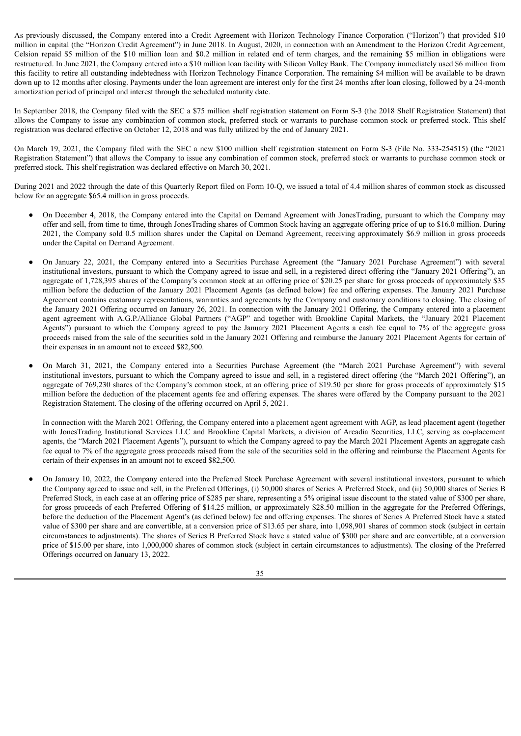As previously discussed, the Company entered into a Credit Agreement with Horizon Technology Finance Corporation ("Horizon") that provided $10 million in capital (the "Horizon Credit Agreement") in June 2018. In August, 2020, in connection with an Amendment to the Horizon Credit Agreement, Celsion repaid $5 million of the $10 million loan and $0.2 million in related end of term charges, and the remaining $5 million in obligations were restructured. In June 2021, the Company entered into a $10 million loan facility with Silicon Valley Bank. The Company immediately used $6 million from this facility to retire all outstanding indebtedness with Horizon Technology Finance Corporation. The remaining $4 million will be available to be drawn down up to 12 months after closing. Payments under the loan agreement are interest only for the first 24 months after loan closing, followed by a 24-month amortization period of principal and interest through the scheduled maturity date.

In September 2018, the Company filed with the SEC a $75 million shelf registration statement on Form S-3 (the 2018 Shelf Registration Statement) that allows the Company to issue any combination of common stock, preferred stock or warrants to purchase common stock or preferred stock. This shelf registration was declared effective on October 12, 2018 and was fully utilized by the end of January 2021.

On March 19, 2021, the Company filed with the SEC a new $100 million shelf registration statement on Form S-3 (File No. 333-254515) (the "2021 Registration Statement") that allows the Company to issue any combination of common stock, preferred stock or warrants to purchase common stock or preferred stock. This shelf registration was declared effective on March 30, 2021.

During 2021 and 2022 through the date of this Quarterly Report filed on Form 10-Q, we issued a total of 4.4 million shares of common stock as discussed below for an aggregate $65.4 million in gross proceeds.

- On December 4, 2018, the Company entered into the Capital on Demand Agreement with JonesTrading, pursuant to which the Company may offer and sell, from time to time, through JonesTrading shares of Common Stock having an aggregate offering price of up to $16.0 million. During 2021, the Company sold 0.5 million shares under the Capital on Demand Agreement, receiving approximately $6.9 million in gross proceeds under the Capital on Demand Agreement.

- On January 22, 2021, the Company entered into a Securities Purchase Agreement (the "January 2021 Purchase Agreement") with several institutional investors, pursuant to which the Company agreed to issue and sell, in a registered direct offering (the "January 2021 Offering"), an aggregate of 1,728,395 shares of the Company's common stock at an offering price of $20.25 per share for gross proceeds of approximately $35 million before the deduction of the January 2021 Placement Agents (as defined below) fee and offering expenses. The January 2021 Purchase Agreement contains customary representations, warranties and agreements by the Company and customary conditions to closing. The closing of the January 2021 Offering occurred on January 26, 2021. In connection with the January 2021 Offering, the Company entered into a placement agent agreement with A.G.P./Alliance Global Partners ("AGP" and together with Brookline Capital Markets, the "January 2021 Placement Agents") pursuant to which the Company agreed to pay the January 2021 Placement Agents a cash fee equal to 7% of the aggregate gross proceeds raised from the sale of the securities sold in the January 2021 Offering and reimburse the January 2021 Placement Agents for certain of their expenses in an amount not to exceed $82,500.

- On March 31, 2021, the Company entered into a Securities Purchase Agreement (the "March 2021 Purchase Agreement") with several institutional investors, pursuant to which the Company agreed to issue and sell, in a registered direct offering (the "March 2021 Offering"), an aggregate of 769,230 shares of the Company's common stock, at an offering price of $19.50 per share for gross proceeds of approximately $15 million before the deduction of the placement agents fee and offering expenses. The shares were offered by the Company pursuant to the 2021 Registration Statement. The closing of the offering occurred on April 5, 2021.

  In connection with the March 2021 Offering, the Company entered into a placement agent agreement with AGP, as lead placement agent (together with JonesTrading Institutional Services LLC and Brookline Capital Markets, a division of Arcadia Securities, LLC, serving as co-placement agents, the "March 2021 Placement Agents"), pursuant to which the Company agreed to pay the March 2021 Placement Agents an aggregate cash fee equal to 7% of the aggregate gross proceeds raised from the sale of the securities sold in the offering and reimburse the Placement Agents for certain of their expenses in an amount not to exceed $82,500.

- On January 10, 2022, the Company entered into the Preferred Stock Purchase Agreement with several institutional investors, pursuant to which the Company agreed to issue and sell, in the Preferred Offerings, (i) 50,000 shares of Series A Preferred Stock, and (ii) 50,000 shares of Series B Preferred Stock, in each case at an offering price of $285 per share, representing a 5% original issue discount to the stated value of $300 per share, for gross proceeds of each Preferred Offering of $14.25 million, or approximately $28.50 million in the aggregate for the Preferred Offerings, before the deduction of the Placement Agent's (as defined below) fee and offering expenses. The shares of Series A Preferred Stock have a stated value of $300 per share and are convertible, at a conversion price of $13.65 per share, into 1,098,901 shares of common stock (subject in certain circumstances to adjustments). The shares of Series B Preferred Stock have a stated value of $300 per share and are convertible, at a conversion price of $15.00 per share, into 1,000,000 shares of common stock (subject in certain circumstances to adjustments). The closing of the Preferred Offerings occurred on January 13, 2022.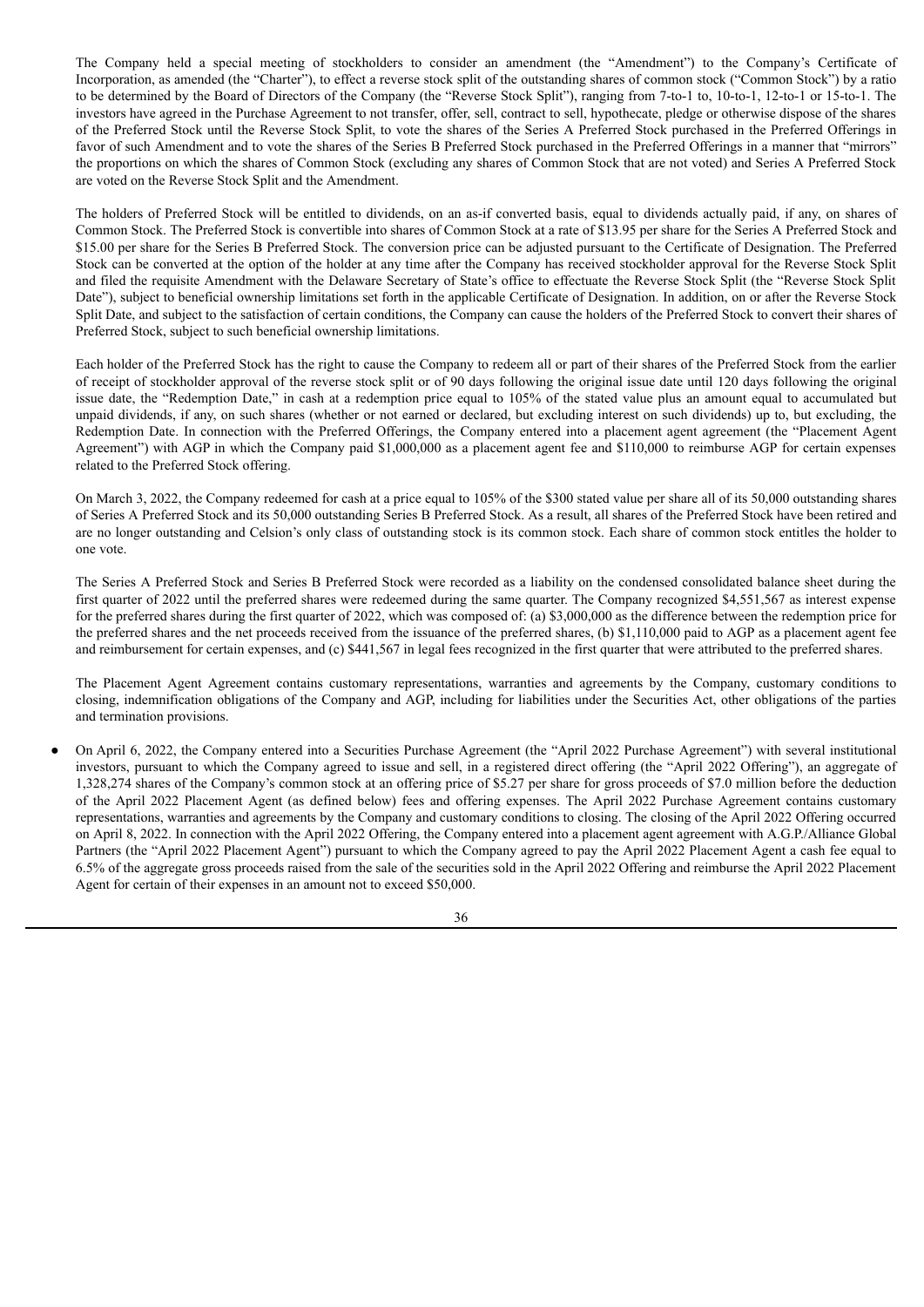The Company held a special meeting of stockholders to consider an amendment (the "Amendment") to the Company's Certificate of Incorporation, as amended (the "Charter"), to effect a reverse stock split of the outstanding shares of common stock ("Common Stock") by a ratio to be determined by the Board of Directors of the Company (the "Reverse Stock Split"), ranging from 7-to-1 to, 10-to-1, 12-to-1 or 15-to-1. The investors have agreed in the Purchase Agreement to not transfer, offer, sell, contract to sell, hypothecate, pledge or otherwise dispose of the shares of the Preferred Stock until the Reverse Stock Split, to vote the shares of the Series A Preferred Stock purchased in the Preferred Offerings in favor of such Amendment and to vote the shares of the Series B Preferred Stock purchased in the Preferred Offerings in a manner that "mirrors" the proportions on which the shares of Common Stock (excluding any shares of Common Stock that are not voted) and Series A Preferred Stock are voted on the Reverse Stock Split and the Amendment.

The holders of Preferred Stock will be entitled to dividends, on an as-if converted basis, equal to dividends actually paid, if any, on shares of Common Stock. The Preferred Stock is convertible into shares of Common Stock at a rate of $13.95 per share for the Series A Preferred Stock and $15.00 per share for the Series B Preferred Stock. The conversion price can be adjusted pursuant to the Certificate of Designation. The Preferred Stock can be converted at the option of the holder at any time after the Company has received stockholder approval for the Reverse Stock Split and filed the requisite Amendment with the Delaware Secretary of State's office to effectuate the Reverse Stock Split (the "Reverse Stock Split Date"), subject to beneficial ownership limitations set forth in the applicable Certificate of Designation. In addition, on or after the Reverse Stock Split Date, and subject to the satisfaction of certain conditions, the Company can cause the holders of the Preferred Stock to convert their shares of Preferred Stock, subject to such beneficial ownership limitations.

Each holder of the Preferred Stock has the right to cause the Company to redeem all or part of their shares of the Preferred Stock from the earlier of receipt of stockholder approval of the reverse stock split or of 90 days following the original issue date until 120 days following the original issue date, the "Redemption Date," in cash at a redemption price equal to 105% of the stated value plus an amount equal to accumulated but unpaid dividends, if any, on such shares (whether or not earned or declared, but excluding interest on such dividends) up to, but excluding, the Redemption Date. In connection with the Preferred Offerings, the Company entered into a placement agent agreement (the "Placement Agent Agreement") with AGP in which the Company paid $1,000,000 as a placement agent fee and $110,000 to reimburse AGP for certain expenses related to the Preferred Stock offering.

On March 3, 2022, the Company redeemed for cash at a price equal to 105% of the $300 stated value per share all of its 50,000 outstanding shares of Series A Preferred Stock and its 50,000 outstanding Series B Preferred Stock. As a result, all shares of the Preferred Stock have been retired and are no longer outstanding and Celsion's only class of outstanding stock is its common stock. Each share of common stock entitles the holder to one vote.

The Series A Preferred Stock and Series B Preferred Stock were recorded as a liability on the condensed consolidated balance sheet during the first quarter of 2022 until the preferred shares were redeemed during the same quarter. The Company recognized $4,551,567 as interest expense for the preferred shares during the first quarter of 2022, which was composed of: (a) $3,000,000 as the difference between the redemption price for the preferred shares and the net proceeds received from the issuance of the preferred shares, (b) $1,110,000 paid to AGP as a placement agent fee and reimbursement for certain expenses, and (c) $441,567 in legal fees recognized in the first quarter that were attributed to the preferred shares.

The Placement Agent Agreement contains customary representations, warranties and agreements by the Company, customary conditions to closing, indemnification obligations of the Company and AGP, including for liabilities under the Securities Act, other obligations of the parties and termination provisions.

- On April 6, 2022, the Company entered into a Securities Purchase Agreement (the "April 2022 Purchase Agreement") with several institutional investors, pursuant to which the Company agreed to issue and sell, in a registered direct offering (the "April 2022 Offering"), an aggregate of 1,328,274 shares of the Company's common stock at an offering price of $5.27 per share for gross proceeds of $7.0 million before the deduction of the April 2022 Placement Agent (as defined below) fees and offering expenses. The April 2022 Purchase Agreement contains customary representations, warranties and agreements by the Company and customary conditions to closing. The closing of the April 2022 Offering occurred on April 8, 2022. In connection with the April 2022 Offering, the Company entered into a placement agent agreement with A.G.P./Alliance Global Partners (the "April 2022 Placement Agent") pursuant to which the Company agreed to pay the April 2022 Placement Agent a cash fee equal to 6.5% of the aggregate gross proceeds raised from the sale of the securities sold in the April 2022 Offering and reimburse the April 2022 Placement Agent for certain of their expenses in an amount not to exceed $50,000.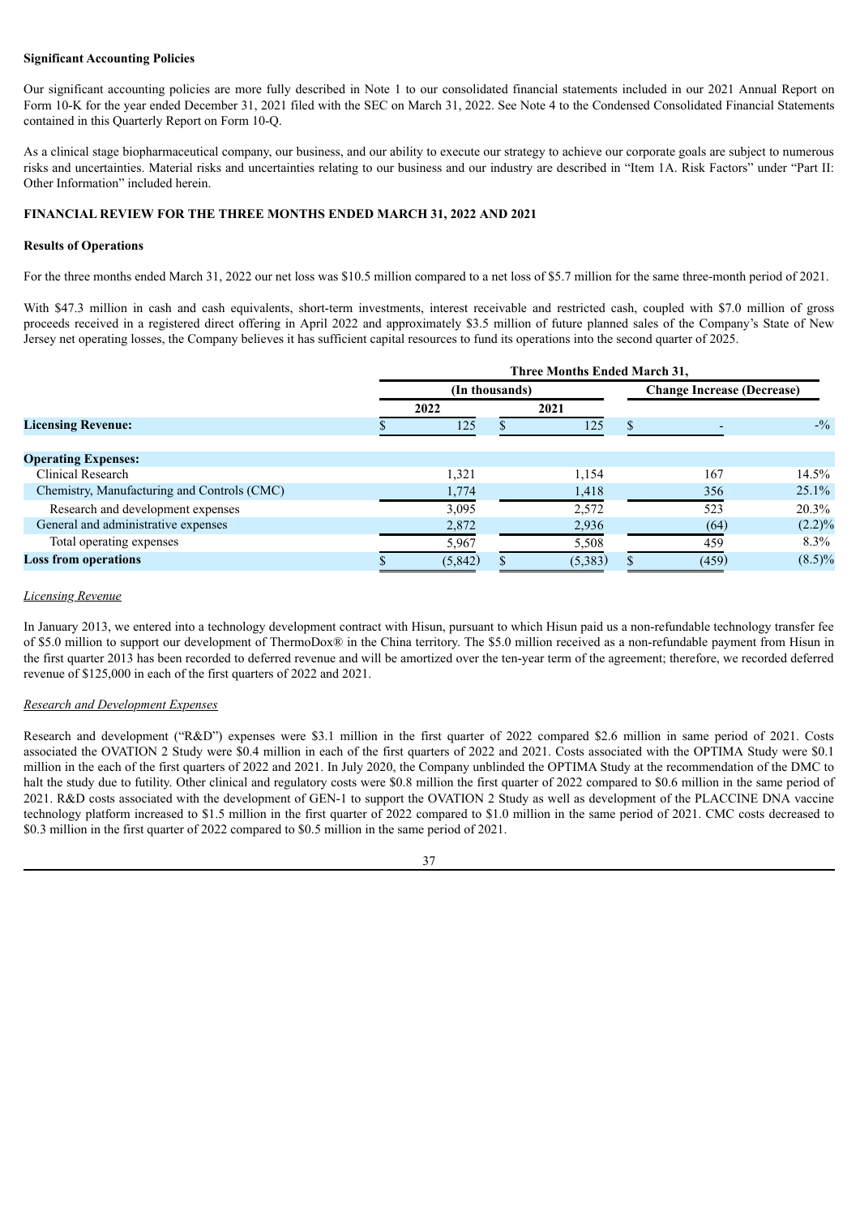**Significant Accounting Policies**

Our significant accounting policies are more fully described in Note 1 to our consolidated financial statements included in our 2021 Annual Report on Form 10-K for the year ended December 31, 2021 filed with the SEC on March 31, 2022. See Note 4 to the Condensed Consolidated Financial Statements contained in this Quarterly Report on Form 10-Q.

As a clinical stage biopharmaceutical company, our business, and our ability to execute our strategy to achieve our corporate goals are subject to numerous risks and uncertainties. Material risks and uncertainties relating to our business and our industry are described in "Item 1A. Risk Factors" under "Part II: Other Information" included herein.

**FINANCIAL REVIEW FOR THE THREE MONTHS ENDED MARCH 31, 2022 AND 2021**

**Results of Operations**

For the three months ended March 31, 2022 our net loss was $10.5 million compared to a net loss of $5.7 million for the same three-month period of 2021.

With $47.3 million in cash and cash equivalents, short-term investments, interest receivable and restricted cash, coupled with $7.0 million of gross proceeds received in a registered direct offering in April 2022 and approximately $3.5 million of future planned sales of the Company's State of New Jersey net operating losses, the Company believes it has sufficient capital resources to fund its operations into the second quarter of 2025.

| | Three Months Ended March 31, | | | |
|---|---|---|---|---|
| | (In thousands) | | Change Increase (Decrease) | |
| | 2022 | 2021 | | |
| **Licensing Revenue:** | $ 125 | $ 125 | $ - | -% |
| **Operating Expenses:** | | | | |
| Clinical Research | 1,321 | 1,154 | 167 | 14.5% |
| Chemistry, Manufacturing and Controls (CMC) | 1,774 | 1,418 | 356 | 25.1% |
| Research and development expenses | 3,095 | 2,572 | 523 | 20.3% |
| General and administrative expenses | 2,872 | 2,936 | (64) | (2.2)% |
| Total operating expenses | 5,967 | 5,508 | 459 | 8.3% |
| **Loss from operations** | $ (5,842) | $ (5,383) | $ (459) | (8.5)% |

*Licensing Revenue*

In January 2013, we entered into a technology development contract with Hisun, pursuant to which Hisun paid us a non-refundable technology transfer fee of $5.0 million to support our development of ThermoDox® in the China territory. The $5.0 million received as a non-refundable payment from Hisun in the first quarter 2013 has been recorded to deferred revenue and will be amortized over the ten-year term of the agreement; therefore, we recorded deferred revenue of $125,000 in each of the first quarters of 2022 and 2021.

*Research and Development Expenses*

Research and development ("R&D") expenses were $3.1 million in the first quarter of 2022 compared $2.6 million in same period of 2021. Costs associated the OVATION 2 Study were $0.4 million in each of the first quarters of 2022 and 2021. Costs associated with the OPTIMA Study were $0.1 million in the each of the first quarters of 2022 and 2021. In July 2020, the Company unblinded the OPTIMA Study at the recommendation of the DMC to halt the study due to futility. Other clinical and regulatory costs were $0.8 million the first quarter of 2022 compared to $0.6 million in the same period of 2021. R&D costs associated with the development of GEN-1 to support the OVATION 2 Study as well as development of the PLACCINE DNA vaccine technology platform increased to $1.5 million in the first quarter of 2022 compared to $1.0 million in the same period of 2021. CMC costs decreased to $0.3 million in the first quarter of 2022 compared to $0.5 million in the same period of 2021.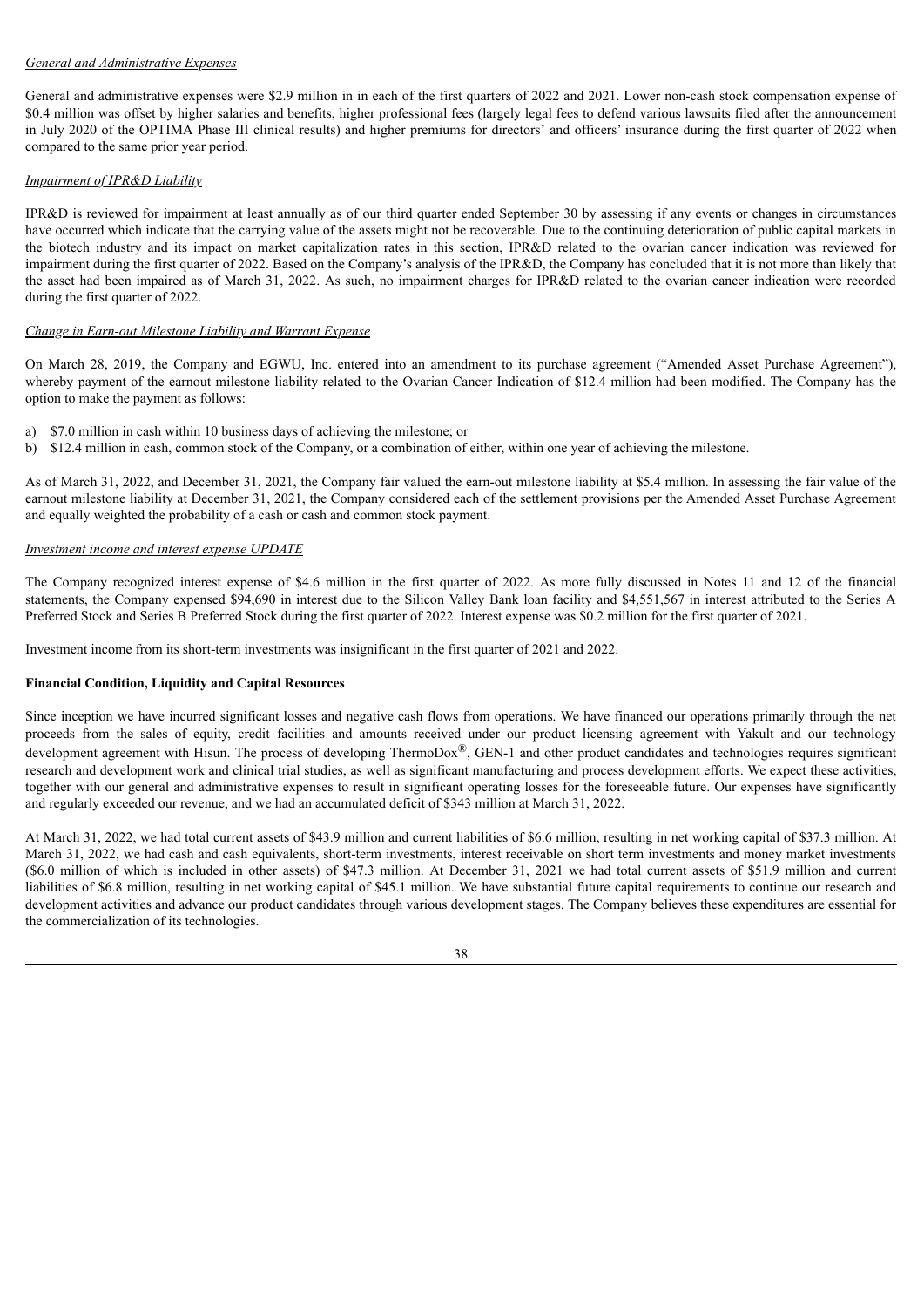*General and Administrative Expenses*

General and administrative expenses were $2.9 million in in each of the first quarters of 2022 and 2021. Lower non-cash stock compensation expense of $0.4 million was offset by higher salaries and benefits, higher professional fees (largely legal fees to defend various lawsuits filed after the announcement in July 2020 of the OPTIMA Phase III clinical results) and higher premiums for directors' and officers' insurance during the first quarter of 2022 when compared to the same prior year period.

*Impairment of IPR&D Liability*

IPR&D is reviewed for impairment at least annually as of our third quarter ended September 30 by assessing if any events or changes in circumstances have occurred which indicate that the carrying value of the assets might not be recoverable. Due to the continuing deterioration of public capital markets in the biotech industry and its impact on market capitalization rates in this section, IPR&D related to the ovarian cancer indication was reviewed for impairment during the first quarter of 2022. Based on the Company's analysis of the IPR&D, the Company has concluded that it is not more than likely that the asset had been impaired as of March 31, 2022. As such, no impairment charges for IPR&D related to the ovarian cancer indication were recorded during the first quarter of 2022.

*Change in Earn-out Milestone Liability and Warrant Expense*

On March 28, 2019, the Company and EGWU, Inc. entered into an amendment to its purchase agreement ("Amended Asset Purchase Agreement"), whereby payment of the earnout milestone liability related to the Ovarian Cancer Indication of $12.4 million had been modified. The Company has the option to make the payment as follows:

a) $7.0 million in cash within 10 business days of achieving the milestone; or
b) $12.4 million in cash, common stock of the Company, or a combination of either, within one year of achieving the milestone.

As of March 31, 2022, and December 31, 2021, the Company fair valued the earn-out milestone liability at $5.4 million. In assessing the fair value of the earnout milestone liability at December 31, 2021, the Company considered each of the settlement provisions per the Amended Asset Purchase Agreement and equally weighted the probability of a cash or cash and common stock payment.

*Investment income and interest expense UPDATE*

The Company recognized interest expense of $4.6 million in the first quarter of 2022. As more fully discussed in Notes 11 and 12 of the financial statements, the Company expensed $94,690 in interest due to the Silicon Valley Bank loan facility and $4,551,567 in interest attributed to the Series A Preferred Stock and Series B Preferred Stock during the first quarter of 2022. Interest expense was $0.2 million for the first quarter of 2021.

Investment income from its short-term investments was insignificant in the first quarter of 2021 and 2022.

**Financial Condition, Liquidity and Capital Resources**

Since inception we have incurred significant losses and negative cash flows from operations. We have financed our operations primarily through the net proceeds from the sales of equity, credit facilities and amounts received under our product licensing agreement with Yakult and our technology development agreement with Hisun. The process of developing ThermoDox®, GEN-1 and other product candidates and technologies requires significant research and development work and clinical trial studies, as well as significant manufacturing and process development efforts. We expect these activities, together with our general and administrative expenses to result in significant operating losses for the foreseeable future. Our expenses have significantly and regularly exceeded our revenue, and we had an accumulated deficit of $343 million at March 31, 2022.

At March 31, 2022, we had total current assets of $43.9 million and current liabilities of $6.6 million, resulting in net working capital of $37.3 million. At March 31, 2022, we had cash and cash equivalents, short-term investments, interest receivable on short term investments and money market investments ($6.0 million of which is included in other assets) of $47.3 million. At December 31, 2021 we had total current assets of $51.9 million and current liabilities of $6.8 million, resulting in net working capital of $45.1 million. We have substantial future capital requirements to continue our research and development activities and advance our product candidates through various development stages. The Company believes these expenditures are essential for the commercialization of its technologies.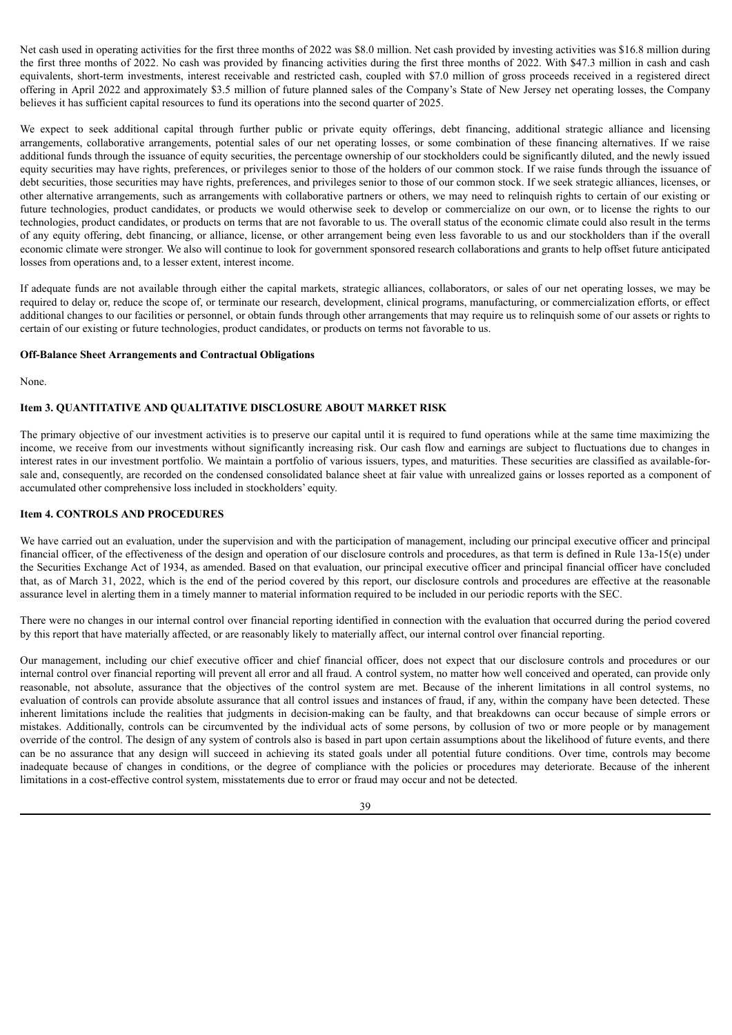Net cash used in operating activities for the first three months of 2022 was $8.0 million. Net cash provided by investing activities was $16.8 million during the first three months of 2022. No cash was provided by financing activities during the first three months of 2022. With $47.3 million in cash and cash equivalents, short-term investments, interest receivable and restricted cash, coupled with $7.0 million of gross proceeds received in a registered direct offering in April 2022 and approximately $3.5 million of future planned sales of the Company's State of New Jersey net operating losses, the Company believes it has sufficient capital resources to fund its operations into the second quarter of 2025.

We expect to seek additional capital through further public or private equity offerings, debt financing, additional strategic alliance and licensing arrangements, collaborative arrangements, potential sales of our net operating losses, or some combination of these financing alternatives. If we raise additional funds through the issuance of equity securities, the percentage ownership of our stockholders could be significantly diluted, and the newly issued equity securities may have rights, preferences, or privileges senior to those of the holders of our common stock. If we raise funds through the issuance of debt securities, those securities may have rights, preferences, and privileges senior to those of our common stock. If we seek strategic alliances, licenses, or other alternative arrangements, such as arrangements with collaborative partners or others, we may need to relinquish rights to certain of our existing or future technologies, product candidates, or products we would otherwise seek to develop or commercialize on our own, or to license the rights to our technologies, product candidates, or products on terms that are not favorable to us. The overall status of the economic climate could also result in the terms of any equity offering, debt financing, or alliance, license, or other arrangement being even less favorable to us and our stockholders than if the overall economic climate were stronger. We also will continue to look for government sponsored research collaborations and grants to help offset future anticipated losses from operations and, to a lesser extent, interest income.

If adequate funds are not available through either the capital markets, strategic alliances, collaborators, or sales of our net operating losses, we may be required to delay or, reduce the scope of, or terminate our research, development, clinical programs, manufacturing, or commercialization efforts, or effect additional changes to our facilities or personnel, or obtain funds through other arrangements that may require us to relinquish some of our assets or rights to certain of our existing or future technologies, product candidates, or products on terms not favorable to us.

**Off-Balance Sheet Arrangements and Contractual Obligations**

None.

### Item 3. QUANTITATIVE AND QUALITATIVE DISCLOSURE ABOUT MARKET RISK

The primary objective of our investment activities is to preserve our capital until it is required to fund operations while at the same time maximizing the income, we receive from our investments without significantly increasing risk. Our cash flow and earnings are subject to fluctuations due to changes in interest rates in our investment portfolio. We maintain a portfolio of various issuers, types, and maturities. These securities are classified as available-for-sale and, consequently, are recorded on the condensed consolidated balance sheet at fair value with unrealized gains or losses reported as a component of accumulated other comprehensive loss included in stockholders' equity.

### Item 4. CONTROLS AND PROCEDURES

We have carried out an evaluation, under the supervision and with the participation of management, including our principal executive officer and principal financial officer, of the effectiveness of the design and operation of our disclosure controls and procedures, as that term is defined in Rule 13a-15(e) under the Securities Exchange Act of 1934, as amended. Based on that evaluation, our principal executive officer and principal financial officer have concluded that, as of March 31, 2022, which is the end of the period covered by this report, our disclosure controls and procedures are effective at the reasonable assurance level in alerting them in a timely manner to material information required to be included in our periodic reports with the SEC.

There were no changes in our internal control over financial reporting identified in connection with the evaluation that occurred during the period covered by this report that have materially affected, or are reasonably likely to materially affect, our internal control over financial reporting.

Our management, including our chief executive officer and chief financial officer, does not expect that our disclosure controls and procedures or our internal control over financial reporting will prevent all error and all fraud. A control system, no matter how well conceived and operated, can provide only reasonable, not absolute, assurance that the objectives of the control system are met. Because of the inherent limitations in all control systems, no evaluation of controls can provide absolute assurance that all control issues and instances of fraud, if any, within the company have been detected. These inherent limitations include the realities that judgments in decision-making can be faulty, and that breakdowns can occur because of simple errors or mistakes. Additionally, controls can be circumvented by the individual acts of some persons, by collusion of two or more people or by management override of the control. The design of any system of controls also is based in part upon certain assumptions about the likelihood of future events, and there can be no assurance that any design will succeed in achieving its stated goals under all potential future conditions. Over time, controls may become inadequate because of changes in conditions, or the degree of compliance with the policies or procedures may deteriorate. Because of the inherent limitations in a cost-effective control system, misstatements due to error or fraud may occur and not be detected.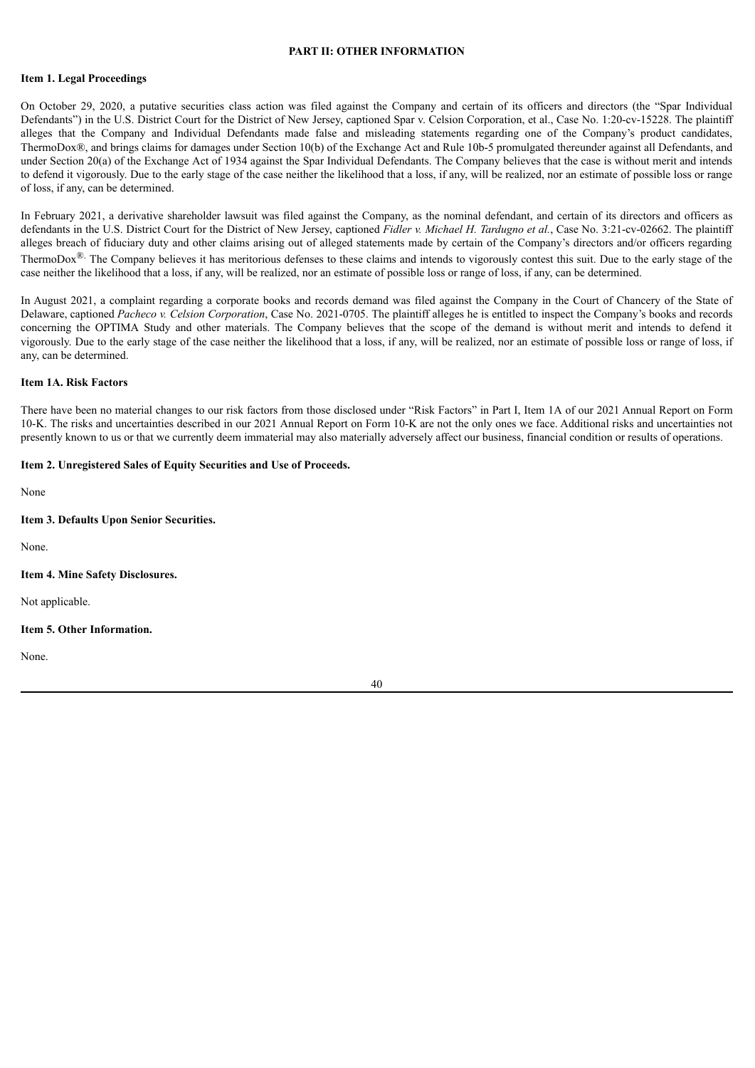## PART II: OTHER INFORMATION

### Item 1. Legal Proceedings

On October 29, 2020, a putative securities class action was filed against the Company and certain of its officers and directors (the "Spar Individual Defendants") in the U.S. District Court for the District of New Jersey, captioned Spar v. Celsion Corporation, et al., Case No. 1:20-cv-15228. The plaintiff alleges that the Company and Individual Defendants made false and misleading statements regarding one of the Company's product candidates, ThermoDox®, and brings claims for damages under Section 10(b) of the Exchange Act and Rule 10b-5 promulgated thereunder against all Defendants, and under Section 20(a) of the Exchange Act of 1934 against the Spar Individual Defendants. The Company believes that the case is without merit and intends to defend it vigorously. Due to the early stage of the case neither the likelihood that a loss, if any, will be realized, nor an estimate of possible loss or range of loss, if any, can be determined.

In February 2021, a derivative shareholder lawsuit was filed against the Company, as the nominal defendant, and certain of its directors and officers as defendants in the U.S. District Court for the District of New Jersey, captioned *Fidler v. Michael H. Tardugno et al.*, Case No. 3:21-cv-02662. The plaintiff alleges breach of fiduciary duty and other claims arising out of alleged statements made by certain of the Company's directors and/or officers regarding ThermoDox®. The Company believes it has meritorious defenses to these claims and intends to vigorously contest this suit. Due to the early stage of the case neither the likelihood that a loss, if any, will be realized, nor an estimate of possible loss or range of loss, if any, can be determined.

In August 2021, a complaint regarding a corporate books and records demand was filed against the Company in the Court of Chancery of the State of Delaware, captioned *Pacheco v. Celsion Corporation*, Case No. 2021-0705. The plaintiff alleges he is entitled to inspect the Company's books and records concerning the OPTIMA Study and other materials. The Company believes that the scope of the demand is without merit and intends to defend it vigorously. Due to the early stage of the case neither the likelihood that a loss, if any, will be realized, nor an estimate of possible loss or range of loss, if any, can be determined.

### Item 1A. Risk Factors

There have been no material changes to our risk factors from those disclosed under "Risk Factors" in Part I, Item 1A of our 2021 Annual Report on Form 10-K. The risks and uncertainties described in our 2021 Annual Report on Form 10-K are not the only ones we face. Additional risks and uncertainties not presently known to us or that we currently deem immaterial may also materially adversely affect our business, financial condition or results of operations.

### Item 2. Unregistered Sales of Equity Securities and Use of Proceeds.

None

### Item 3. Defaults Upon Senior Securities.

None.

### Item 4. Mine Safety Disclosures.

Not applicable.

### Item 5. Other Information.

None.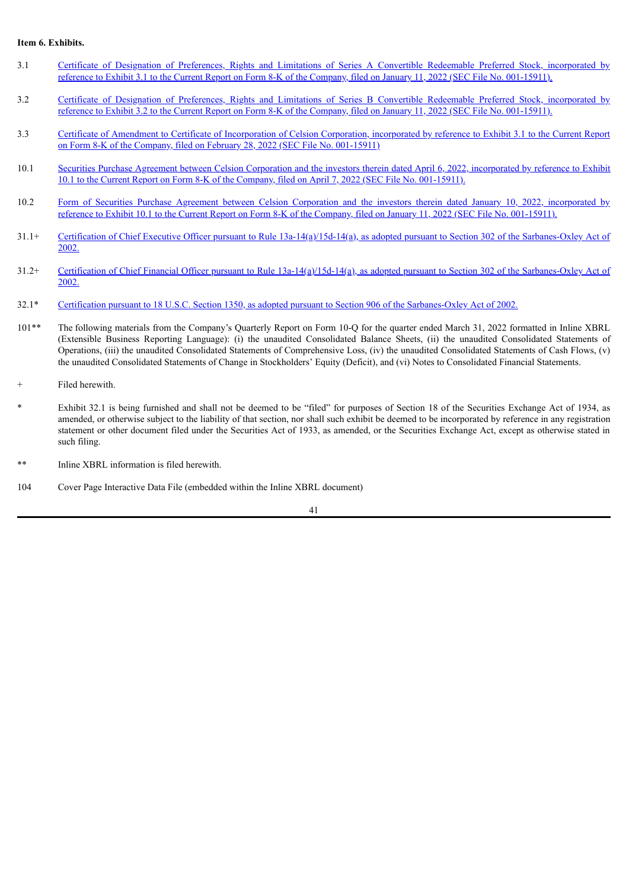**Item 6. Exhibits.**

| | |
|---|---|
| 3.1 | Certificate of Designation of Preferences, Rights and Limitations of Series A Convertible Redeemable Preferred Stock, incorporated by reference to Exhibit 3.1 to the Current Report on Form 8-K of the Company, filed on January 11, 2022 (SEC File No. 001-15911). |
| 3.2 | Certificate of Designation of Preferences, Rights and Limitations of Series B Convertible Redeemable Preferred Stock, incorporated by reference to Exhibit 3.2 to the Current Report on Form 8-K of the Company, filed on January 11, 2022 (SEC File No. 001-15911). |
| 3.3 | Certificate of Amendment to Certificate of Incorporation of Celsion Corporation, incorporated by reference to Exhibit 3.1 to the Current Report on Form 8-K of the Company, filed on February 28, 2022 (SEC File No. 001-15911) |
| 10.1 | Securities Purchase Agreement between Celsion Corporation and the investors therein dated April 6, 2022, incorporated by reference to Exhibit 10.1 to the Current Report on Form 8-K of the Company, filed on April 7, 2022 (SEC File No. 001-15911). |
| 10.2 | Form of Securities Purchase Agreement between Celsion Corporation and the investors therein dated January 10, 2022, incorporated by reference to Exhibit 10.1 to the Current Report on Form 8-K of the Company, filed on January 11, 2022 (SEC File No. 001-15911). |
| 31.1+ | Certification of Chief Executive Officer pursuant to Rule 13a-14(a)/15d-14(a), as adopted pursuant to Section 302 of the Sarbanes-Oxley Act of 2002. |
| 31.2+ | Certification of Chief Financial Officer pursuant to Rule 13a-14(a)/15d-14(a), as adopted pursuant to Section 302 of the Sarbanes-Oxley Act of 2002. |
| 32.1* | Certification pursuant to 18 U.S.C. Section 1350, as adopted pursuant to Section 906 of the Sarbanes-Oxley Act of 2002. |
| 101** | The following materials from the Company's Quarterly Report on Form 10-Q for the quarter ended March 31, 2022 formatted in Inline XBRL (Extensible Business Reporting Language): (i) the unaudited Consolidated Balance Sheets, (ii) the unaudited Consolidated Statements of Operations, (iii) the unaudited Consolidated Statements of Comprehensive Loss, (iv) the unaudited Consolidated Statements of Cash Flows, (v) the unaudited Consolidated Statements of Change in Stockholders' Equity (Deficit), and (vi) Notes to Consolidated Financial Statements. |
| + | Filed herewith. |
| * | Exhibit 32.1 is being furnished and shall not be deemed to be "filed" for purposes of Section 18 of the Securities Exchange Act of 1934, as amended, or otherwise subject to the liability of that section, nor shall such exhibit be deemed to be incorporated by reference in any registration statement or other document filed under the Securities Act of 1933, as amended, or the Securities Exchange Act, except as otherwise stated in such filing. |
| ** | Inline XBRL information is filed herewith. |
| 104 | Cover Page Interactive Data File (embedded within the Inline XBRL document) |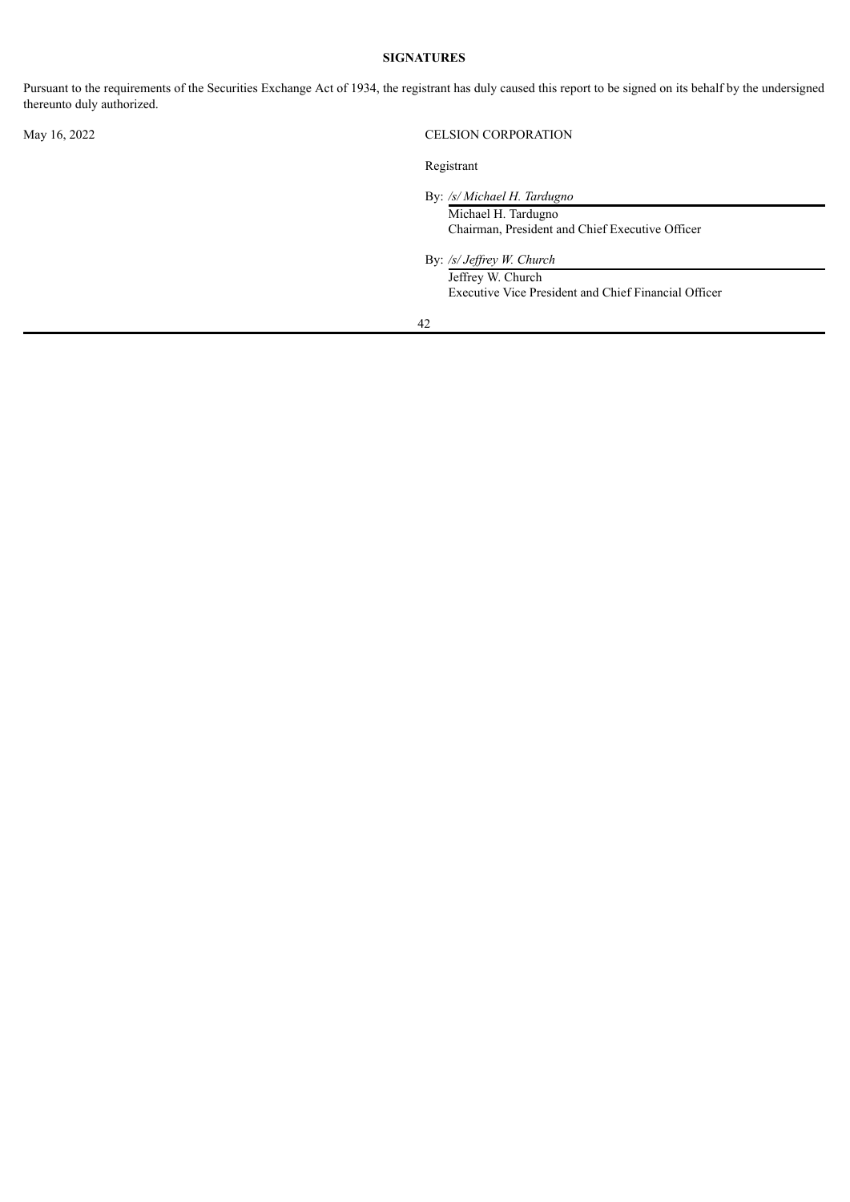**SIGNATURES**

Pursuant to the requirements of the Securities Exchange Act of 1934, the registrant has duly caused this report to be signed on its behalf by the undersigned thereunto duly authorized.

May 16, 2022

CELSION CORPORATION

Registrant

By: */s/ Michael H. Tardugno*
Michael H. Tardugno
Chairman, President and Chief Executive Officer

By: */s/ Jeffrey W. Church*
Jeffrey W. Church
Executive Vice President and Chief Financial Officer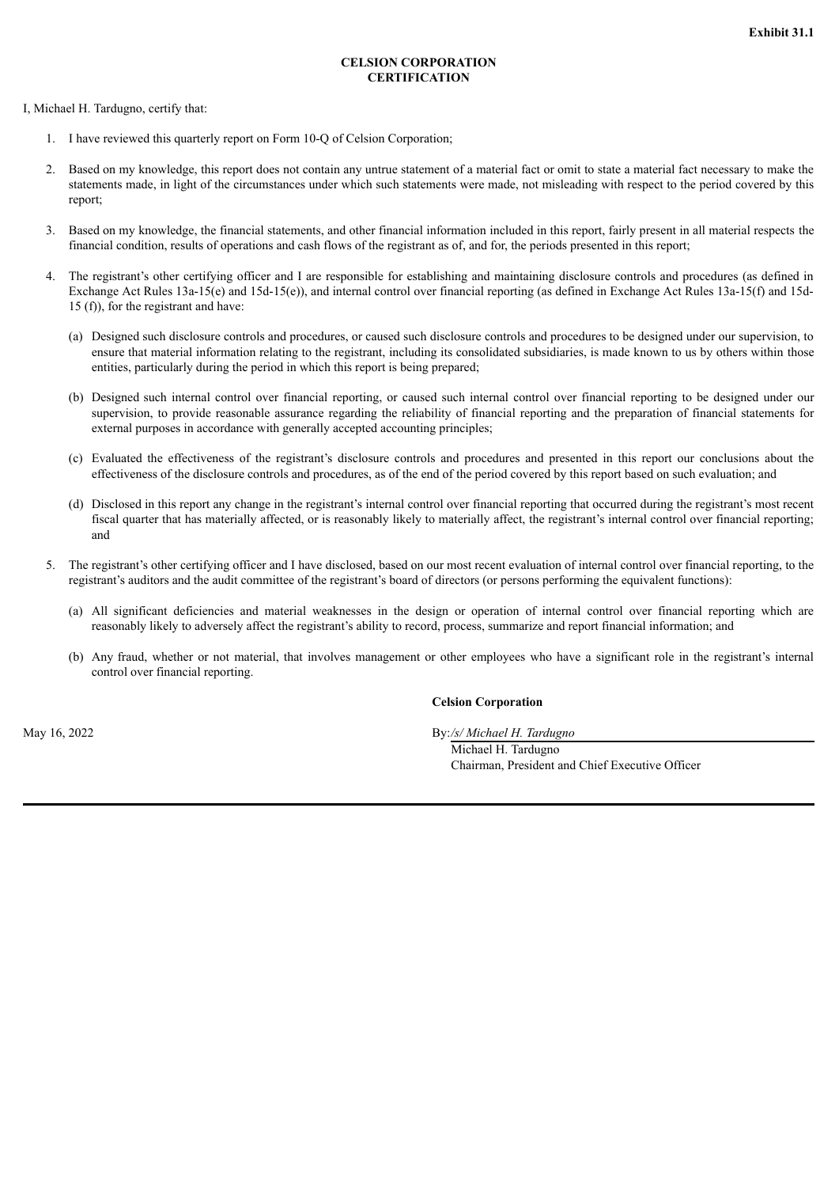**Exhibit 31.1**

**CELSION CORPORATION**
**CERTIFICATION**

I, Michael H. Tardugno, certify that:

1. I have reviewed this quarterly report on Form 10-Q of Celsion Corporation;

2. Based on my knowledge, this report does not contain any untrue statement of a material fact or omit to state a material fact necessary to make the statements made, in light of the circumstances under which such statements were made, not misleading with respect to the period covered by this report;

3. Based on my knowledge, the financial statements, and other financial information included in this report, fairly present in all material respects the financial condition, results of operations and cash flows of the registrant as of, and for, the periods presented in this report;

4. The registrant's other certifying officer and I are responsible for establishing and maintaining disclosure controls and procedures (as defined in Exchange Act Rules 13a-15(e) and 15d-15(e)), and internal control over financial reporting (as defined in Exchange Act Rules 13a-15(f) and 15d-15 (f)), for the registrant and have:

   (a) Designed such disclosure controls and procedures, or caused such disclosure controls and procedures to be designed under our supervision, to ensure that material information relating to the registrant, including its consolidated subsidiaries, is made known to us by others within those entities, particularly during the period in which this report is being prepared;

   (b) Designed such internal control over financial reporting, or caused such internal control over financial reporting to be designed under our supervision, to provide reasonable assurance regarding the reliability of financial reporting and the preparation of financial statements for external purposes in accordance with generally accepted accounting principles;

   (c) Evaluated the effectiveness of the registrant's disclosure controls and procedures and presented in this report our conclusions about the effectiveness of the disclosure controls and procedures, as of the end of the period covered by this report based on such evaluation; and

   (d) Disclosed in this report any change in the registrant's internal control over financial reporting that occurred during the registrant's most recent fiscal quarter that has materially affected, or is reasonably likely to materially affect, the registrant's internal control over financial reporting; and

5. The registrant's other certifying officer and I have disclosed, based on our most recent evaluation of internal control over financial reporting, to the registrant's auditors and the audit committee of the registrant's board of directors (or persons performing the equivalent functions):

   (a) All significant deficiencies and material weaknesses in the design or operation of internal control over financial reporting which are reasonably likely to adversely affect the registrant's ability to record, process, summarize and report financial information; and

   (b) Any fraud, whether or not material, that involves management or other employees who have a significant role in the registrant's internal control over financial reporting.

**Celsion Corporation**

May 16, 2022

By: */s/ Michael H. Tardugno*
Michael H. Tardugno
Chairman, President and Chief Executive Officer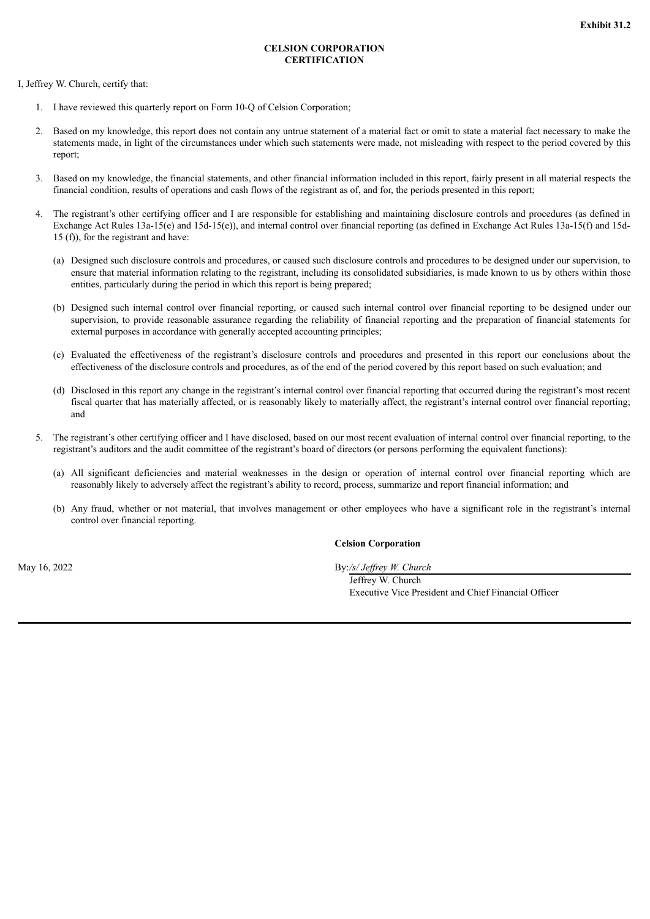**Exhibit 31.2**

**CELSION CORPORATION**
**CERTIFICATION**

I, Jeffrey W. Church, certify that:

1. I have reviewed this quarterly report on Form 10-Q of Celsion Corporation;

2. Based on my knowledge, this report does not contain any untrue statement of a material fact or omit to state a material fact necessary to make the statements made, in light of the circumstances under which such statements were made, not misleading with respect to the period covered by this report;

3. Based on my knowledge, the financial statements, and other financial information included in this report, fairly present in all material respects the financial condition, results of operations and cash flows of the registrant as of, and for, the periods presented in this report;

4. The registrant's other certifying officer and I are responsible for establishing and maintaining disclosure controls and procedures (as defined in Exchange Act Rules 13a-15(e) and 15d-15(e)), and internal control over financial reporting (as defined in Exchange Act Rules 13a-15(f) and 15d-15 (f)), for the registrant and have:

   (a) Designed such disclosure controls and procedures, or caused such disclosure controls and procedures to be designed under our supervision, to ensure that material information relating to the registrant, including its consolidated subsidiaries, is made known to us by others within those entities, particularly during the period in which this report is being prepared;

   (b) Designed such internal control over financial reporting, or caused such internal control over financial reporting to be designed under our supervision, to provide reasonable assurance regarding the reliability of financial reporting and the preparation of financial statements for external purposes in accordance with generally accepted accounting principles;

   (c) Evaluated the effectiveness of the registrant's disclosure controls and procedures and presented in this report our conclusions about the effectiveness of the disclosure controls and procedures, as of the end of the period covered by this report based on such evaluation; and

   (d) Disclosed in this report any change in the registrant's internal control over financial reporting that occurred during the registrant's most recent fiscal quarter that has materially affected, or is reasonably likely to materially affect, the registrant's internal control over financial reporting; and

5. The registrant's other certifying officer and I have disclosed, based on our most recent evaluation of internal control over financial reporting, to the registrant's auditors and the audit committee of the registrant's board of directors (or persons performing the equivalent functions):

   (a) All significant deficiencies and material weaknesses in the design or operation of internal control over financial reporting which are reasonably likely to adversely affect the registrant's ability to record, process, summarize and report financial information; and

   (b) Any fraud, whether or not material, that involves management or other employees who have a significant role in the registrant's internal control over financial reporting.

**Celsion Corporation**

May 16, 2022

By: */s/ Jeffrey W. Church*
Jeffrey W. Church
Executive Vice President and Chief Financial Officer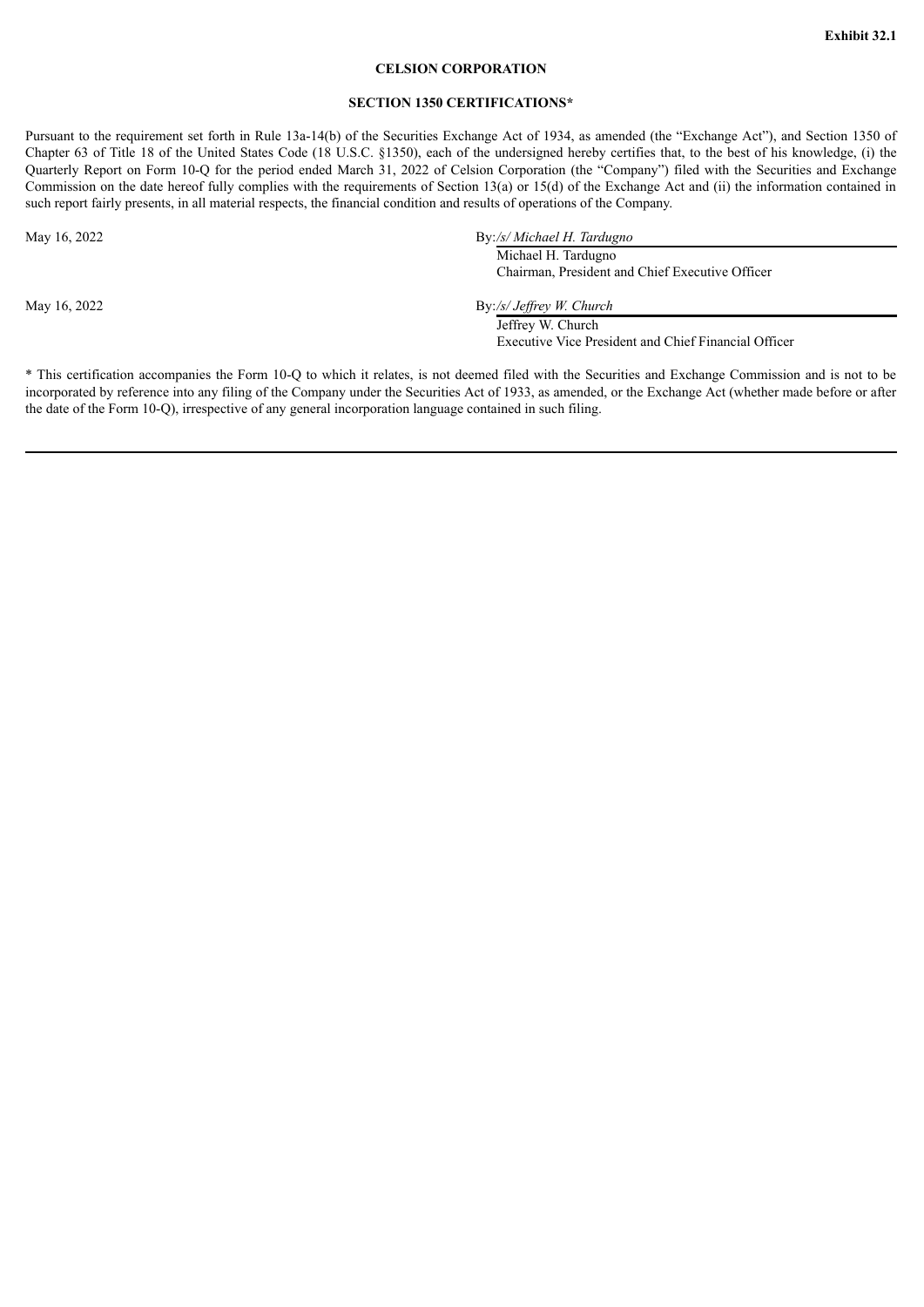**Exhibit 32.1**

**CELSION CORPORATION**

**SECTION 1350 CERTIFICATIONS***

Pursuant to the requirement set forth in Rule 13a-14(b) of the Securities Exchange Act of 1934, as amended (the "Exchange Act"), and Section 1350 of Chapter 63 of Title 18 of the United States Code (18 U.S.C. §1350), each of the undersigned hereby certifies that, to the best of his knowledge, (i) the Quarterly Report on Form 10-Q for the period ended March 31, 2022 of Celsion Corporation (the "Company") filed with the Securities and Exchange Commission on the date hereof fully complies with the requirements of Section 13(a) or 15(d) of the Exchange Act and (ii) the information contained in such report fairly presents, in all material respects, the financial condition and results of operations of the Company.

May 16, 2022

By: */s/ Michael H. Tardugno*
Michael H. Tardugno
Chairman, President and Chief Executive Officer

May 16, 2022

By: */s/ Jeffrey W. Church*
Jeffrey W. Church
Executive Vice President and Chief Financial Officer

* This certification accompanies the Form 10-Q to which it relates, is not deemed filed with the Securities and Exchange Commission and is not to be incorporated by reference into any filing of the Company under the Securities Act of 1933, as amended, or the Exchange Act (whether made before or after the date of the Form 10-Q), irrespective of any general incorporation language contained in such filing.